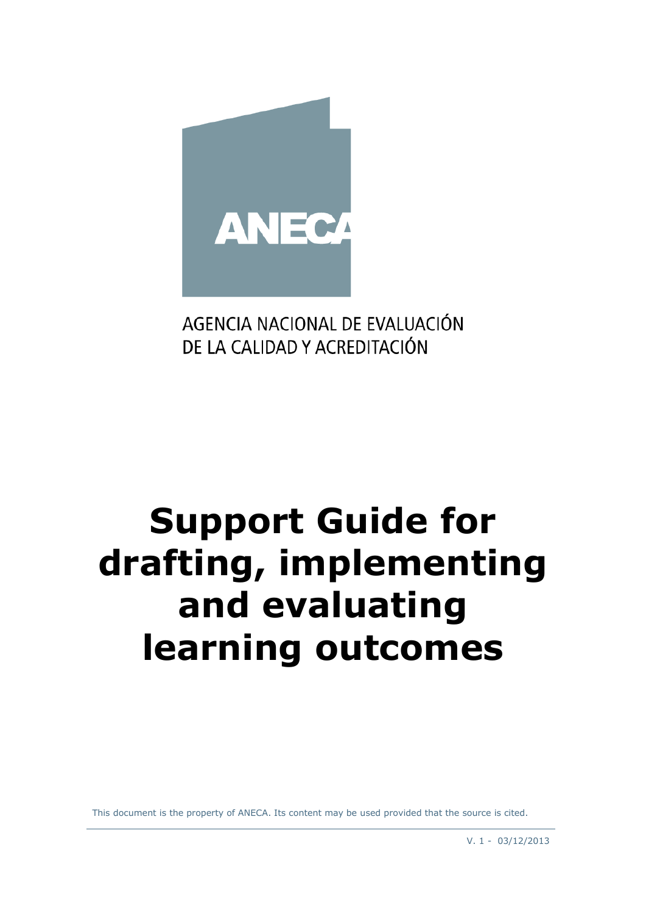ANECA

AGENCIA NACIONAL DE EVALUACIÓN DE LA CALIDAD Y ACREDITACIÓN

# Support Guide for drafting, implementing and evaluating learning outcomes

This document is the property of ANECA. Its content may be used provided that the source is cited.

V. 1 - 03/12/2013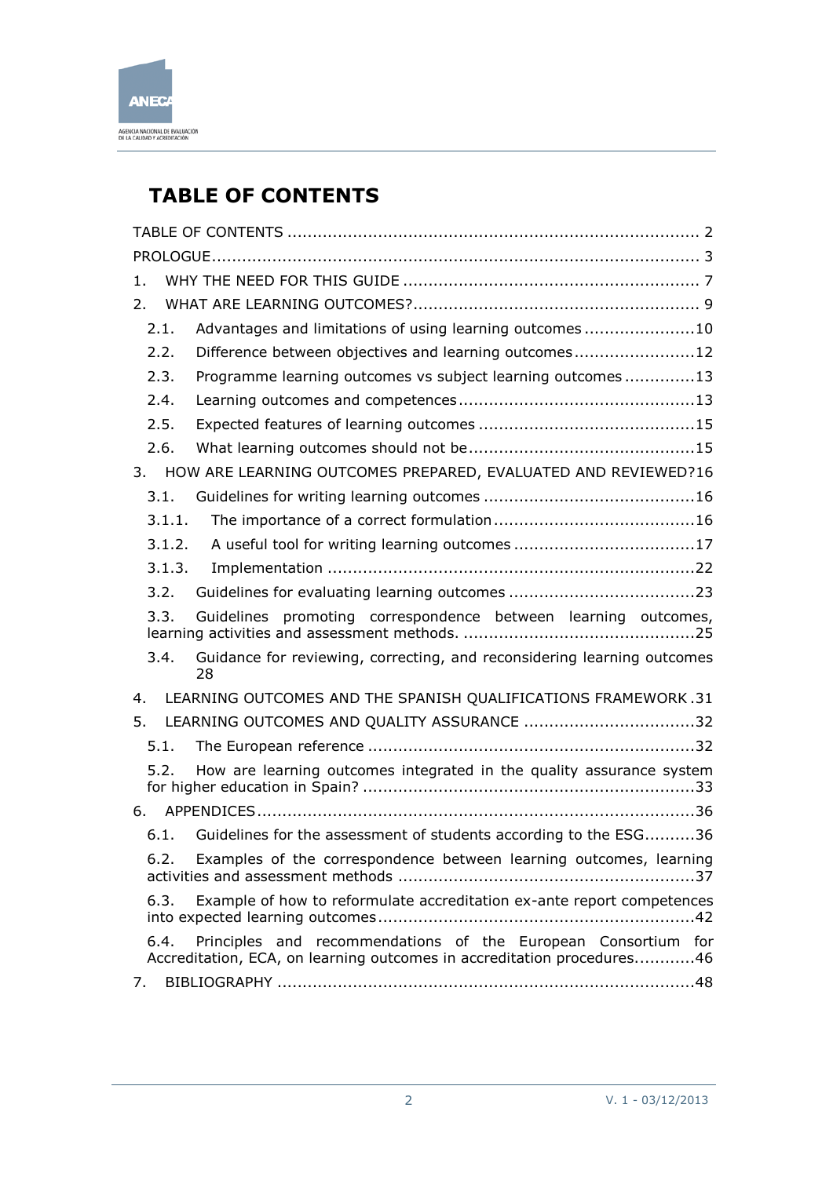# TABLE OF CONTENTS

TABLE OF CONTENTS ................................................................................ 2
PROLOGUE ................................................................................................ 3
1. WHY THE NEED FOR THIS GUIDE ......................................................... 7
2. WHAT ARE LEARNING OUTCOMES? ........................................................ 9
   2.1. Advantages and limitations of using learning outcomes ......................10
   2.2. Difference between objectives and learning outcomes ........................12
   2.3. Programme learning outcomes vs subject learning outcomes .............13
   2.4. Learning outcomes and competences ..................................................13
   2.5. Expected features of learning outcomes ............................................15
   2.6. What learning outcomes should not be ..............................................15
3. HOW ARE LEARNING OUTCOMES PREPARED, EVALUATED AND REVIEWED? 16
   3.1. Guidelines for writing learning outcomes ..........................................16
   3.1.1. The importance of a correct formulation .........................................16
   3.1.2. A useful tool for writing learning outcomes ....................................17
   3.1.3. Implementation ...........................................................................22
   3.2. Guidelines for evaluating learning outcomes .....................................23
   3.3. Guidelines promoting correspondence between learning outcomes, learning activities and assessment methods. ..............................................25
   3.4. Guidance for reviewing, correcting, and reconsidering learning outcomes 28
4. LEARNING OUTCOMES AND THE SPANISH QUALIFICATIONS FRAMEWORK . 31
5. LEARNING OUTCOMES AND QUALITY ASSURANCE ..................................32
   5.1. The European reference ..................................................................32
   5.2. How are learning outcomes integrated in the quality assurance system for higher education in Spain? ...................................................................33
6. APPENDICES ........................................................................................36
   6.1. Guidelines for the assessment of students according to the ESG ..........36
   6.2. Examples of the correspondence between learning outcomes, learning activities and assessment methods ...........................................................37
   6.3. Example of how to reformulate accreditation ex-ante report competences into expected learning outcomes ...............................................................42
   6.4. Principles and recommendations of the European Consortium for Accreditation, ECA, on learning outcomes in accreditation procedures ............46
7. BIBLIOGRAPHY .....................................................................................48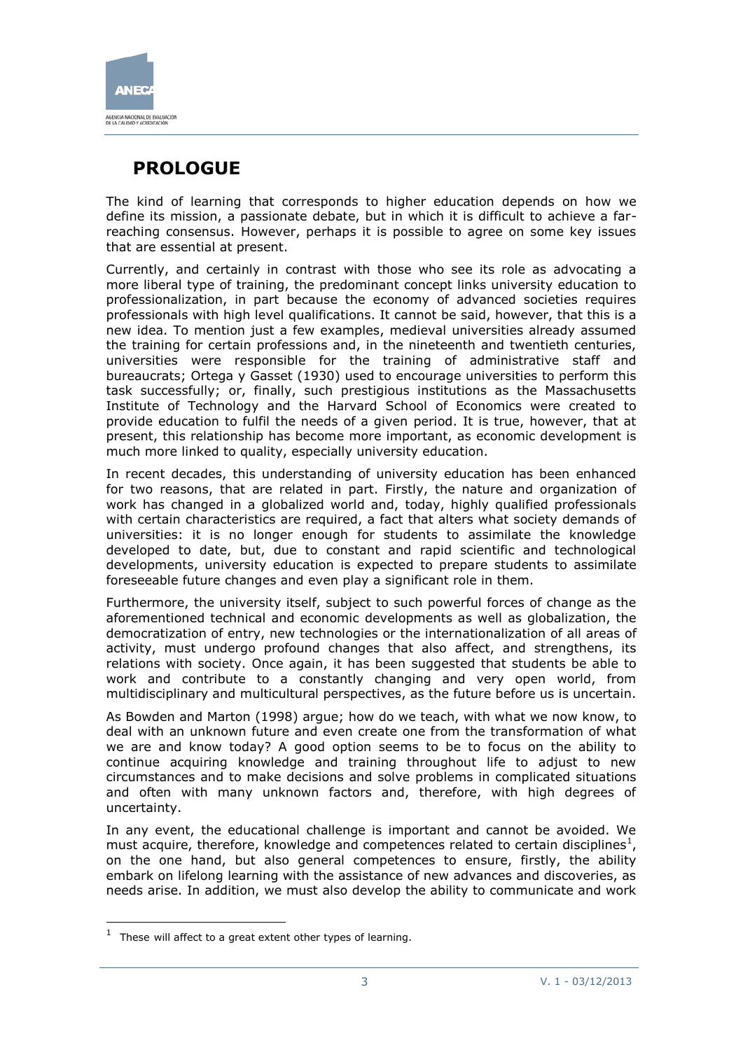# PROLOGUE

The kind of learning that corresponds to higher education depends on how we define its mission, a passionate debate, but in which it is difficult to achieve a far-reaching consensus. However, perhaps it is possible to agree on some key issues that are essential at present.

Currently, and certainly in contrast with those who see its role as advocating a more liberal type of training, the predominant concept links university education to professionalization, in part because the economy of advanced societies requires professionals with high level qualifications. It cannot be said, however, that this is a new idea. To mention just a few examples, medieval universities already assumed the training for certain professions and, in the nineteenth and twentieth centuries, universities were responsible for the training of administrative staff and bureaucrats; Ortega y Gasset (1930) used to encourage universities to perform this task successfully; or, finally, such prestigious institutions as the Massachusetts Institute of Technology and the Harvard School of Economics were created to provide education to fulfil the needs of a given period. It is true, however, that at present, this relationship has become more important, as economic development is much more linked to quality, especially university education.

In recent decades, this understanding of university education has been enhanced for two reasons, that are related in part. Firstly, the nature and organization of work has changed in a globalized world and, today, highly qualified professionals with certain characteristics are required, a fact that alters what society demands of universities: it is no longer enough for students to assimilate the knowledge developed to date, but, due to constant and rapid scientific and technological developments, university education is expected to prepare students to assimilate foreseeable future changes and even play a significant role in them.

Furthermore, the university itself, subject to such powerful forces of change as the aforementioned technical and economic developments as well as globalization, the democratization of entry, new technologies or the internationalization of all areas of activity, must undergo profound changes that also affect, and strengthens, its relations with society. Once again, it has been suggested that students be able to work and contribute to a constantly changing and very open world, from multidisciplinary and multicultural perspectives, as the future before us is uncertain.

As Bowden and Marton (1998) argue; how do we teach, with what we now know, to deal with an unknown future and even create one from the transformation of what we are and know today? A good option seems to be to focus on the ability to continue acquiring knowledge and training throughout life to adjust to new circumstances and to make decisions and solve problems in complicated situations and often with many unknown factors and, therefore, with high degrees of uncertainty.

In any event, the educational challenge is important and cannot be avoided. We must acquire, therefore, knowledge and competences related to certain disciplines[1], on the one hand, but also general competences to ensure, firstly, the ability embark on lifelong learning with the assistance of new advances and discoveries, as needs arise. In addition, we must also develop the ability to communicate and work

[1] These will affect to a great extent other types of learning.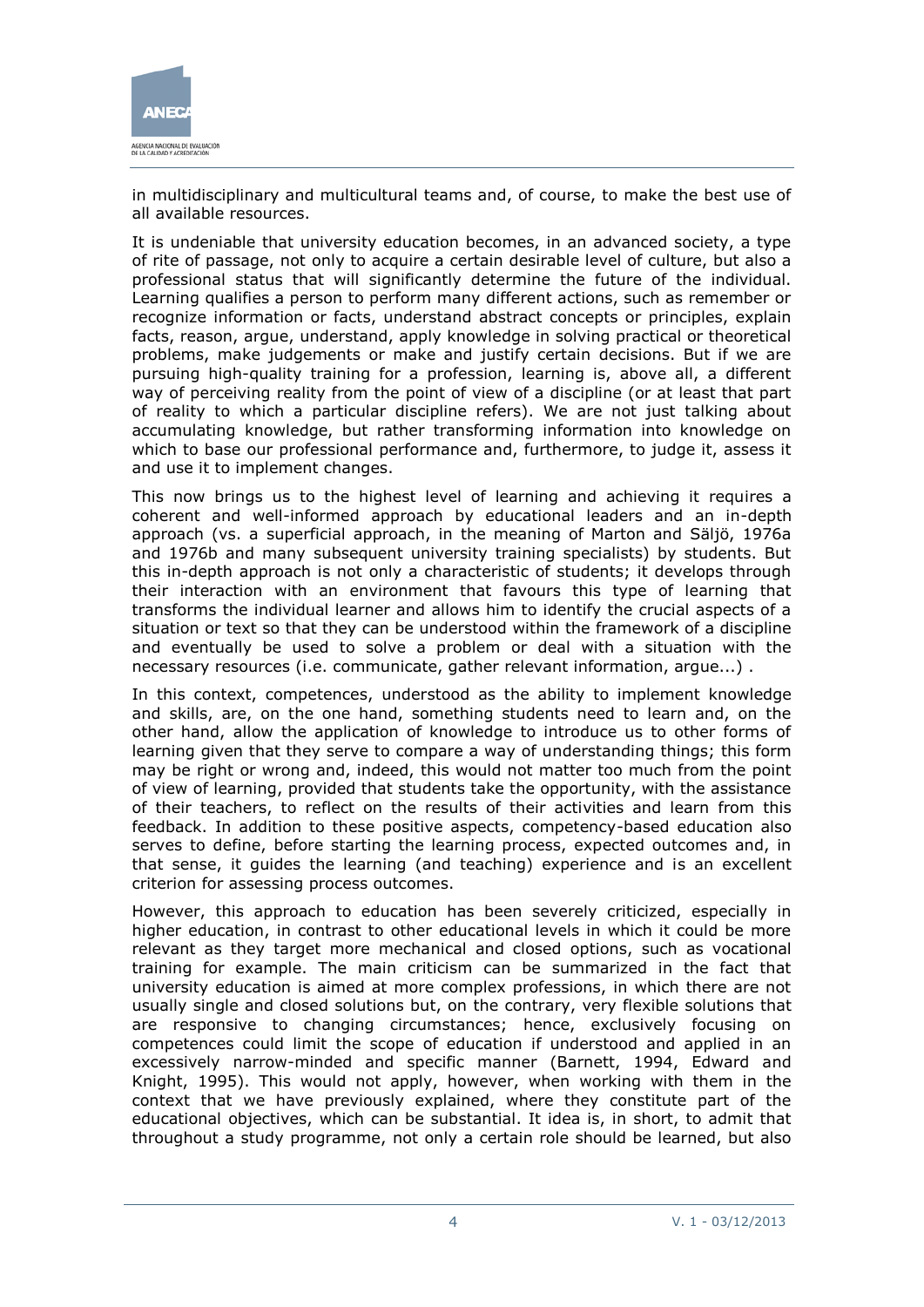in multidisciplinary and multicultural teams and, of course, to make the best use of all available resources.

It is undeniable that university education becomes, in an advanced society, a type of rite of passage, not only to acquire a certain desirable level of culture, but also a professional status that will significantly determine the future of the individual. Learning qualifies a person to perform many different actions, such as remember or recognize information or facts, understand abstract concepts or principles, explain facts, reason, argue, understand, apply knowledge in solving practical or theoretical problems, make judgements or make and justify certain decisions. But if we are pursuing high-quality training for a profession, learning is, above all, a different way of perceiving reality from the point of view of a discipline (or at least that part of reality to which a particular discipline refers). We are not just talking about accumulating knowledge, but rather transforming information into knowledge on which to base our professional performance and, furthermore, to judge it, assess it and use it to implement changes.

This now brings us to the highest level of learning and achieving it requires a coherent and well-informed approach by educational leaders and an in-depth approach (vs. a superficial approach, in the meaning of Marton and Säljö, 1976a and 1976b and many subsequent university training specialists) by students. But this in-depth approach is not only a characteristic of students; it develops through their interaction with an environment that favours this type of learning that transforms the individual learner and allows him to identify the crucial aspects of a situation or text so that they can be understood within the framework of a discipline and eventually be used to solve a problem or deal with a situation with the necessary resources (i.e. communicate, gather relevant information, argue...) .

In this context, competences, understood as the ability to implement knowledge and skills, are, on the one hand, something students need to learn and, on the other hand, allow the application of knowledge to introduce us to other forms of learning given that they serve to compare a way of understanding things; this form may be right or wrong and, indeed, this would not matter too much from the point of view of learning, provided that students take the opportunity, with the assistance of their teachers, to reflect on the results of their activities and learn from this feedback. In addition to these positive aspects, competency-based education also serves to define, before starting the learning process, expected outcomes and, in that sense, it guides the learning (and teaching) experience and is an excellent criterion for assessing process outcomes.

However, this approach to education has been severely criticized, especially in higher education, in contrast to other educational levels in which it could be more relevant as they target more mechanical and closed options, such as vocational training for example. The main criticism can be summarized in the fact that university education is aimed at more complex professions, in which there are not usually single and closed solutions but, on the contrary, very flexible solutions that are responsive to changing circumstances; hence, exclusively focusing on competences could limit the scope of education if understood and applied in an excessively narrow-minded and specific manner (Barnett, 1994, Edward and Knight, 1995). This would not apply, however, when working with them in the context that we have previously explained, where they constitute part of the educational objectives, which can be substantial. It idea is, in short, to admit that throughout a study programme, not only a certain role should be learned, but also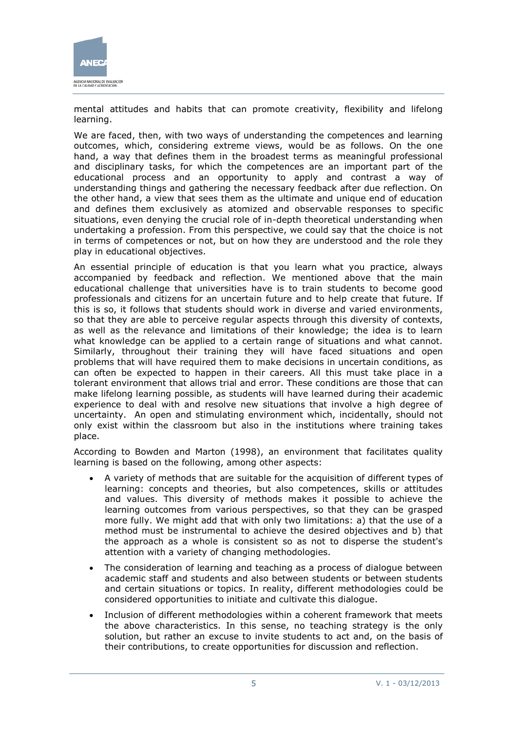mental attitudes and habits that can promote creativity, flexibility and lifelong learning.

We are faced, then, with two ways of understanding the competences and learning outcomes, which, considering extreme views, would be as follows. On the one hand, a way that defines them in the broadest terms as meaningful professional and disciplinary tasks, for which the competences are an important part of the educational process and an opportunity to apply and contrast a way of understanding things and gathering the necessary feedback after due reflection. On the other hand, a view that sees them as the ultimate and unique end of education and defines them exclusively as atomized and observable responses to specific situations, even denying the crucial role of in-depth theoretical understanding when undertaking a profession. From this perspective, we could say that the choice is not in terms of competences or not, but on how they are understood and the role they play in educational objectives.

An essential principle of education is that you learn what you practice, always accompanied by feedback and reflection. We mentioned above that the main educational challenge that universities have is to train students to become good professionals and citizens for an uncertain future and to help create that future. If this is so, it follows that students should work in diverse and varied environments, so that they are able to perceive regular aspects through this diversity of contexts, as well as the relevance and limitations of their knowledge; the idea is to learn what knowledge can be applied to a certain range of situations and what cannot. Similarly, throughout their training they will have faced situations and open problems that will have required them to make decisions in uncertain conditions, as can often be expected to happen in their careers. All this must take place in a tolerant environment that allows trial and error. These conditions are those that can make lifelong learning possible, as students will have learned during their academic experience to deal with and resolve new situations that involve a high degree of uncertainty. An open and stimulating environment which, incidentally, should not only exist within the classroom but also in the institutions where training takes place.

According to Bowden and Marton (1998), an environment that facilitates quality learning is based on the following, among other aspects:

- A variety of methods that are suitable for the acquisition of different types of learning: concepts and theories, but also competences, skills or attitudes and values. This diversity of methods makes it possible to achieve the learning outcomes from various perspectives, so that they can be grasped more fully. We might add that with only two limitations: a) that the use of a method must be instrumental to achieve the desired objectives and b) that the approach as a whole is consistent so as not to disperse the student's attention with a variety of changing methodologies.
- The consideration of learning and teaching as a process of dialogue between academic staff and students and also between students or between students and certain situations or topics. In reality, different methodologies could be considered opportunities to initiate and cultivate this dialogue.
- Inclusion of different methodologies within a coherent framework that meets the above characteristics. In this sense, no teaching strategy is the only solution, but rather an excuse to invite students to act and, on the basis of their contributions, to create opportunities for discussion and reflection.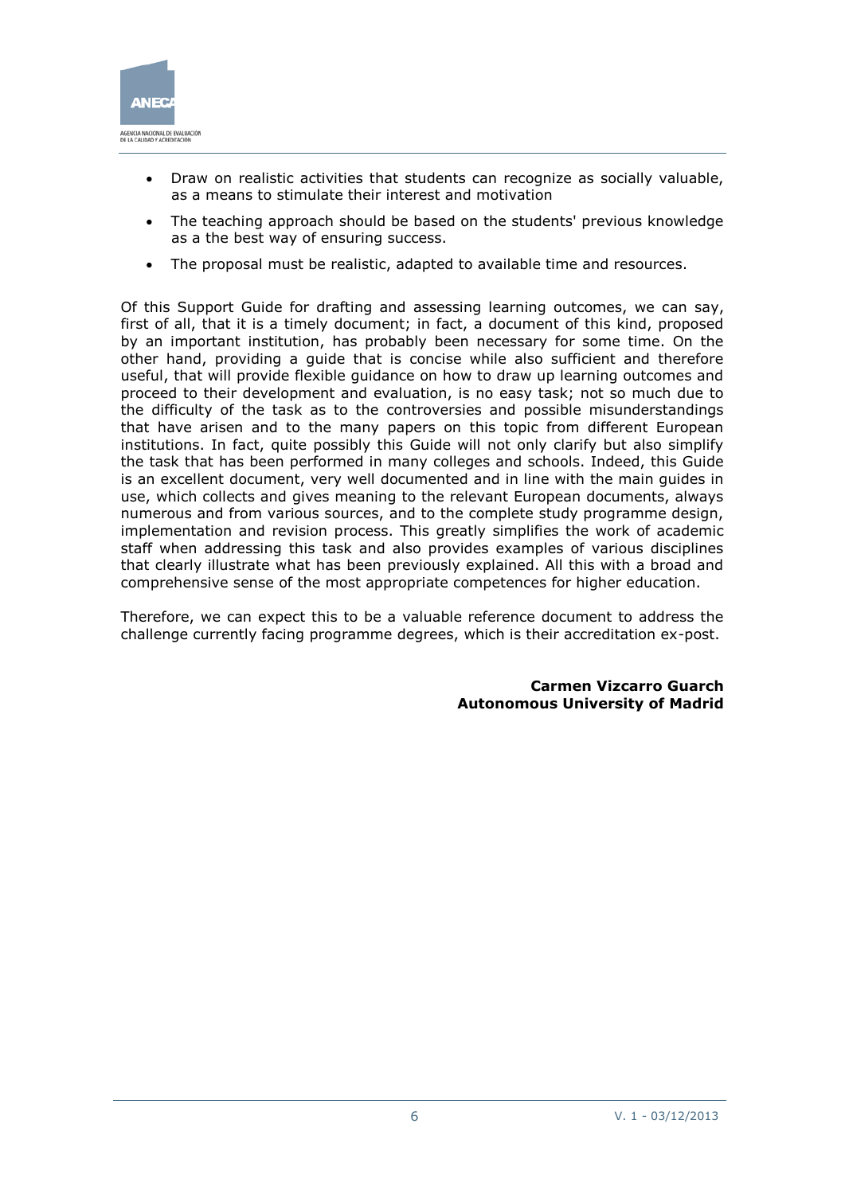- Draw on realistic activities that students can recognize as socially valuable, as a means to stimulate their interest and motivation
- The teaching approach should be based on the students' previous knowledge as a the best way of ensuring success.
- The proposal must be realistic, adapted to available time and resources.

Of this Support Guide for drafting and assessing learning outcomes, we can say, first of all, that it is a timely document; in fact, a document of this kind, proposed by an important institution, has probably been necessary for some time. On the other hand, providing a guide that is concise while also sufficient and therefore useful, that will provide flexible guidance on how to draw up learning outcomes and proceed to their development and evaluation, is no easy task; not so much due to the difficulty of the task as to the controversies and possible misunderstandings that have arisen and to the many papers on this topic from different European institutions. In fact, quite possibly this Guide will not only clarify but also simplify the task that has been performed in many colleges and schools. Indeed, this Guide is an excellent document, very well documented and in line with the main guides in use, which collects and gives meaning to the relevant European documents, always numerous and from various sources, and to the complete study programme design, implementation and revision process. This greatly simplifies the work of academic staff when addressing this task and also provides examples of various disciplines that clearly illustrate what has been previously explained. All this with a broad and comprehensive sense of the most appropriate competences for higher education.

Therefore, we can expect this to be a valuable reference document to address the challenge currently facing programme degrees, which is their accreditation ex-post.

**Carmen Vizcarro Guarch**
**Autonomous University of Madrid**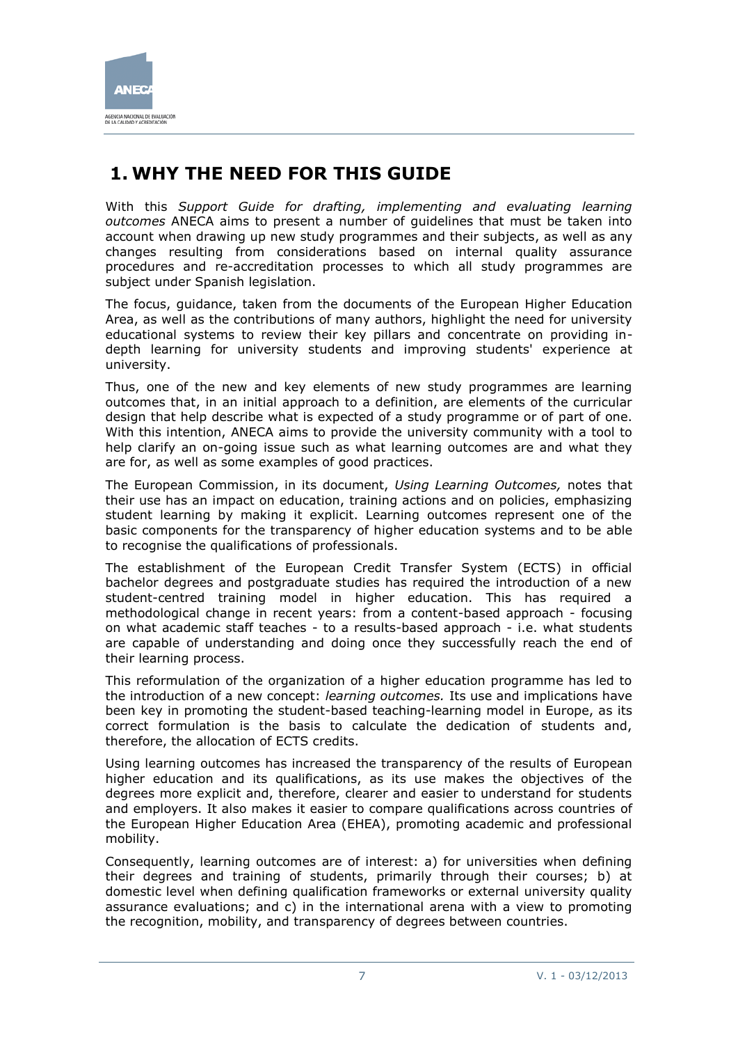# 1. WHY THE NEED FOR THIS GUIDE

With this *Support Guide for drafting, implementing and evaluating learning outcomes* ANECA aims to present a number of guidelines that must be taken into account when drawing up new study programmes and their subjects, as well as any changes resulting from considerations based on internal quality assurance procedures and re-accreditation processes to which all study programmes are subject under Spanish legislation.

The focus, guidance, taken from the documents of the European Higher Education Area, as well as the contributions of many authors, highlight the need for university educational systems to review their key pillars and concentrate on providing in-depth learning for university students and improving students' experience at university.

Thus, one of the new and key elements of new study programmes are learning outcomes that, in an initial approach to a definition, are elements of the curricular design that help describe what is expected of a study programme or of part of one. With this intention, ANECA aims to provide the university community with a tool to help clarify an on-going issue such as what learning outcomes are and what they are for, as well as some examples of good practices.

The European Commission, in its document, *Using Learning Outcomes,* notes that their use has an impact on education, training actions and on policies, emphasizing student learning by making it explicit. Learning outcomes represent one of the basic components for the transparency of higher education systems and to be able to recognise the qualifications of professionals.

The establishment of the European Credit Transfer System (ECTS) in official bachelor degrees and postgraduate studies has required the introduction of a new student-centred training model in higher education. This has required a methodological change in recent years: from a content-based approach - focusing on what academic staff teaches - to a results-based approach - i.e. what students are capable of understanding and doing once they successfully reach the end of their learning process.

This reformulation of the organization of a higher education programme has led to the introduction of a new concept: *learning outcomes.* Its use and implications have been key in promoting the student-based teaching-learning model in Europe, as its correct formulation is the basis to calculate the dedication of students and, therefore, the allocation of ECTS credits.

Using learning outcomes has increased the transparency of the results of European higher education and its qualifications, as its use makes the objectives of the degrees more explicit and, therefore, clearer and easier to understand for students and employers. It also makes it easier to compare qualifications across countries of the European Higher Education Area (EHEA), promoting academic and professional mobility.

Consequently, learning outcomes are of interest: a) for universities when defining their degrees and training of students, primarily through their courses; b) at domestic level when defining qualification frameworks or external university quality assurance evaluations; and c) in the international arena with a view to promoting the recognition, mobility, and transparency of degrees between countries.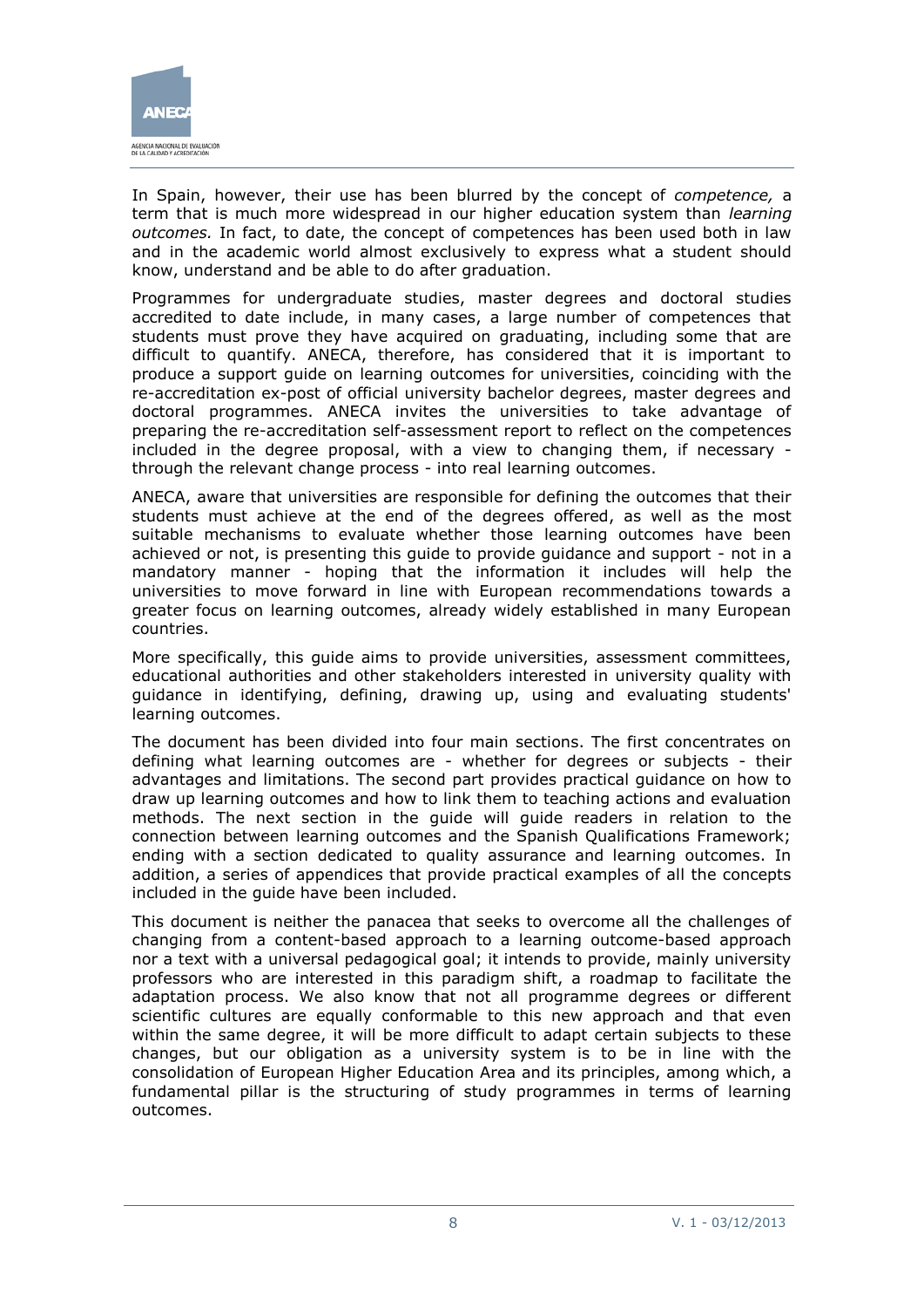In Spain, however, their use has been blurred by the concept of *competence,* a term that is much more widespread in our higher education system than *learning outcomes.* In fact, to date, the concept of competences has been used both in law and in the academic world almost exclusively to express what a student should know, understand and be able to do after graduation.

Programmes for undergraduate studies, master degrees and doctoral studies accredited to date include, in many cases, a large number of competences that students must prove they have acquired on graduating, including some that are difficult to quantify. ANECA, therefore, has considered that it is important to produce a support guide on learning outcomes for universities, coinciding with the re-accreditation ex-post of official university bachelor degrees, master degrees and doctoral programmes. ANECA invites the universities to take advantage of preparing the re-accreditation self-assessment report to reflect on the competences included in the degree proposal, with a view to changing them, if necessary - through the relevant change process - into real learning outcomes.

ANECA, aware that universities are responsible for defining the outcomes that their students must achieve at the end of the degrees offered, as well as the most suitable mechanisms to evaluate whether those learning outcomes have been achieved or not, is presenting this guide to provide guidance and support - not in a mandatory manner - hoping that the information it includes will help the universities to move forward in line with European recommendations towards a greater focus on learning outcomes, already widely established in many European countries.

More specifically, this guide aims to provide universities, assessment committees, educational authorities and other stakeholders interested in university quality with guidance in identifying, defining, drawing up, using and evaluating students' learning outcomes.

The document has been divided into four main sections. The first concentrates on defining what learning outcomes are - whether for degrees or subjects - their advantages and limitations. The second part provides practical guidance on how to draw up learning outcomes and how to link them to teaching actions and evaluation methods. The next section in the guide will guide readers in relation to the connection between learning outcomes and the Spanish Qualifications Framework; ending with a section dedicated to quality assurance and learning outcomes. In addition, a series of appendices that provide practical examples of all the concepts included in the guide have been included.

This document is neither the panacea that seeks to overcome all the challenges of changing from a content-based approach to a learning outcome-based approach nor a text with a universal pedagogical goal; it intends to provide, mainly university professors who are interested in this paradigm shift, a roadmap to facilitate the adaptation process. We also know that not all programme degrees or different scientific cultures are equally conformable to this new approach and that even within the same degree, it will be more difficult to adapt certain subjects to these changes, but our obligation as a university system is to be in line with the consolidation of European Higher Education Area and its principles, among which, a fundamental pillar is the structuring of study programmes in terms of learning outcomes.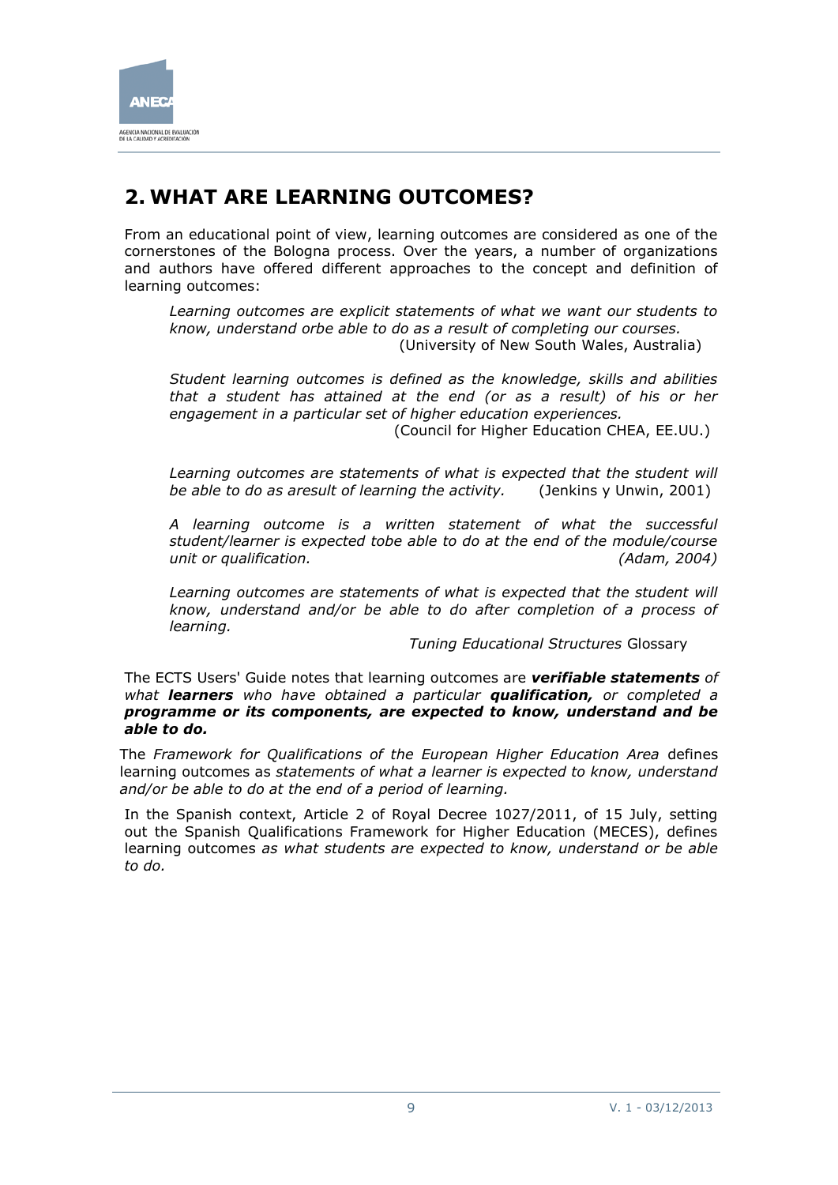## 2. WHAT ARE LEARNING OUTCOMES?

From an educational point of view, learning outcomes are considered as one of the cornerstones of the Bologna process. Over the years, a number of organizations and authors have offered different approaches to the concept and definition of learning outcomes:

> *Learning outcomes are explicit statements of what we want our students to know, understand orbe able to do as a result of completing our courses.*
> (University of New South Wales, Australia)

> *Student learning outcomes is defined as the knowledge, skills and abilities that a student has attained at the end (or as a result) of his or her engagement in a particular set of higher education experiences.*
> (Council for Higher Education CHEA, EE.UU.)

> *Learning outcomes are statements of what is expected that the student will be able to do as aresult of learning the activity.* (Jenkins y Unwin, 2001)

> *A learning outcome is a written statement of what the successful student/learner is expected tobe able to do at the end of the module/course unit or qualification. (Adam, 2004)*

> *Learning outcomes are statements of what is expected that the student will know, understand and/or be able to do after completion of a process of learning.*
> *Tuning Educational Structures* Glossary

The ECTS Users' Guide notes that learning outcomes are ***verifiable statements*** *of what* ***learners*** *who have obtained a particular* ***qualification,*** *or completed a* ***programme or its components, are expected to know, understand and be able to do.***

The *Framework for Qualifications of the European Higher Education Area* defines learning outcomes as *statements of what a learner is expected to know, understand and/or be able to do at the end of a period of learning.*

In the Spanish context, Article 2 of Royal Decree 1027/2011, of 15 July, setting out the Spanish Qualifications Framework for Higher Education (MECES), defines learning outcomes *as what students are expected to know, understand or be able to do.*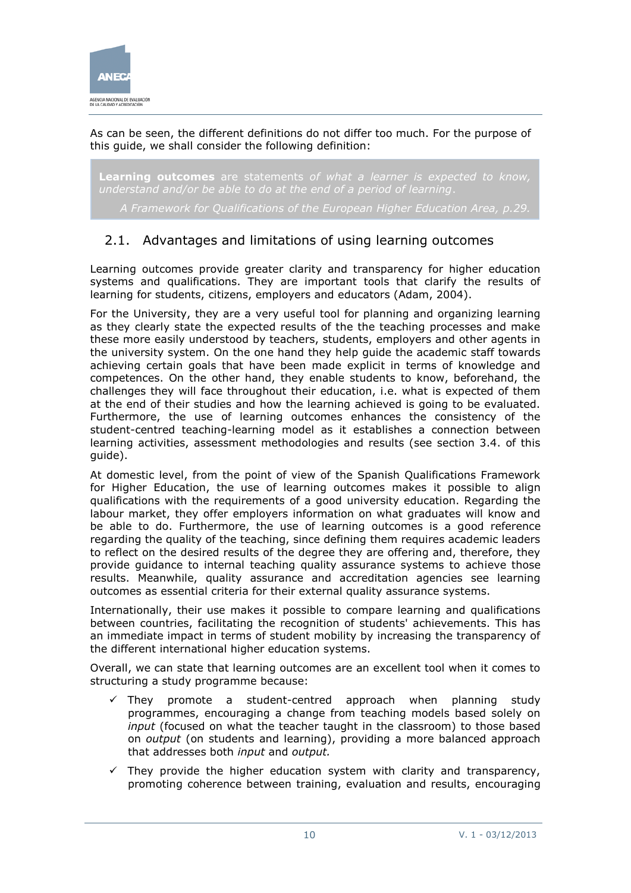As can be seen, the different definitions do not differ too much. For the purpose of this guide, we shall consider the following definition:

> **Learning outcomes** are statements *of what a learner is expected to know, understand and/or be able to do at the end of a period of learning*.
>
> *A Framework for Qualifications of the European Higher Education Area, p.29.*

## 2.1. Advantages and limitations of using learning outcomes

Learning outcomes provide greater clarity and transparency for higher education systems and qualifications. They are important tools that clarify the results of learning for students, citizens, employers and educators (Adam, 2004).

For the University, they are a very useful tool for planning and organizing learning as they clearly state the expected results of the the teaching processes and make these more easily understood by teachers, students, employers and other agents in the university system. On the one hand they help guide the academic staff towards achieving certain goals that have been made explicit in terms of knowledge and competences. On the other hand, they enable students to know, beforehand, the challenges they will face throughout their education, i.e. what is expected of them at the end of their studies and how the learning achieved is going to be evaluated. Furthermore, the use of learning outcomes enhances the consistency of the student-centred teaching-learning model as it establishes a connection between learning activities, assessment methodologies and results (see section 3.4. of this guide).

At domestic level, from the point of view of the Spanish Qualifications Framework for Higher Education, the use of learning outcomes makes it possible to align qualifications with the requirements of a good university education. Regarding the labour market, they offer employers information on what graduates will know and be able to do. Furthermore, the use of learning outcomes is a good reference regarding the quality of the teaching, since defining them requires academic leaders to reflect on the desired results of the degree they are offering and, therefore, they provide guidance to internal teaching quality assurance systems to achieve those results. Meanwhile, quality assurance and accreditation agencies see learning outcomes as essential criteria for their external quality assurance systems.

Internationally, their use makes it possible to compare learning and qualifications between countries, facilitating the recognition of students' achievements. This has an immediate impact in terms of student mobility by increasing the transparency of the different international higher education systems.

Overall, we can state that learning outcomes are an excellent tool when it comes to structuring a study programme because:

- ✓ They promote a student-centred approach when planning study programmes, encouraging a change from teaching models based solely on *input* (focused on what the teacher taught in the classroom) to those based on *output* (on students and learning), providing a more balanced approach that addresses both *input* and *output.*
- ✓ They provide the higher education system with clarity and transparency, promoting coherence between training, evaluation and results, encouraging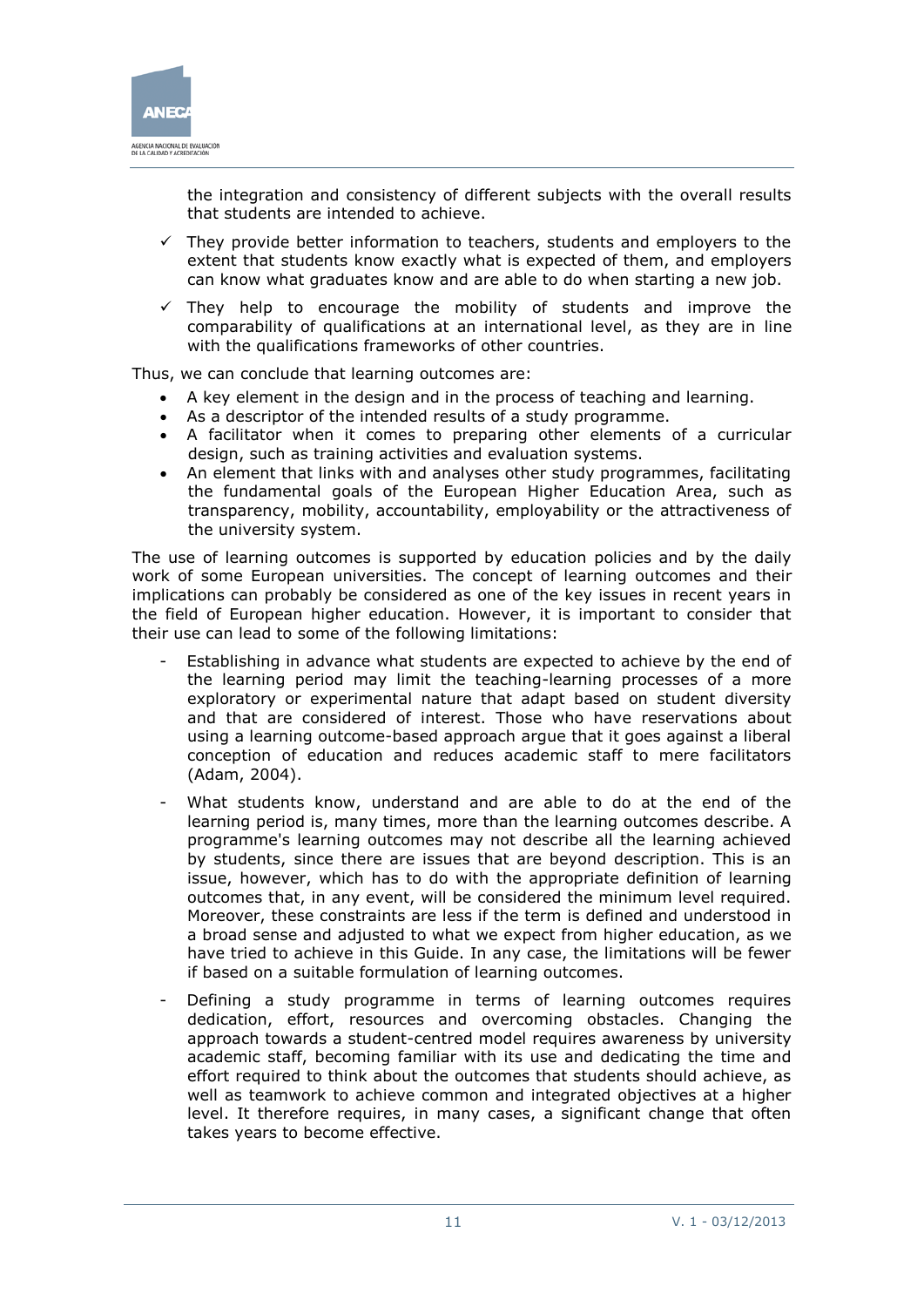the integration and consistency of different subjects with the overall results that students are intended to achieve.

- ✓ They provide better information to teachers, students and employers to the extent that students know exactly what is expected of them, and employers can know what graduates know and are able to do when starting a new job.
- ✓ They help to encourage the mobility of students and improve the comparability of qualifications at an international level, as they are in line with the qualifications frameworks of other countries.

Thus, we can conclude that learning outcomes are:

- A key element in the design and in the process of teaching and learning.
- As a descriptor of the intended results of a study programme.
- A facilitator when it comes to preparing other elements of a curricular design, such as training activities and evaluation systems.
- An element that links with and analyses other study programmes, facilitating the fundamental goals of the European Higher Education Area, such as transparency, mobility, accountability, employability or the attractiveness of the university system.

The use of learning outcomes is supported by education policies and by the daily work of some European universities. The concept of learning outcomes and their implications can probably be considered as one of the key issues in recent years in the field of European higher education. However, it is important to consider that their use can lead to some of the following limitations:

- Establishing in advance what students are expected to achieve by the end of the learning period may limit the teaching-learning processes of a more exploratory or experimental nature that adapt based on student diversity and that are considered of interest. Those who have reservations about using a learning outcome-based approach argue that it goes against a liberal conception of education and reduces academic staff to mere facilitators (Adam, 2004).
- What students know, understand and are able to do at the end of the learning period is, many times, more than the learning outcomes describe. A programme's learning outcomes may not describe all the learning achieved by students, since there are issues that are beyond description. This is an issue, however, which has to do with the appropriate definition of learning outcomes that, in any event, will be considered the minimum level required. Moreover, these constraints are less if the term is defined and understood in a broad sense and adjusted to what we expect from higher education, as we have tried to achieve in this Guide. In any case, the limitations will be fewer if based on a suitable formulation of learning outcomes.
- Defining a study programme in terms of learning outcomes requires dedication, effort, resources and overcoming obstacles. Changing the approach towards a student-centred model requires awareness by university academic staff, becoming familiar with its use and dedicating the time and effort required to think about the outcomes that students should achieve, as well as teamwork to achieve common and integrated objectives at a higher level. It therefore requires, in many cases, a significant change that often takes years to become effective.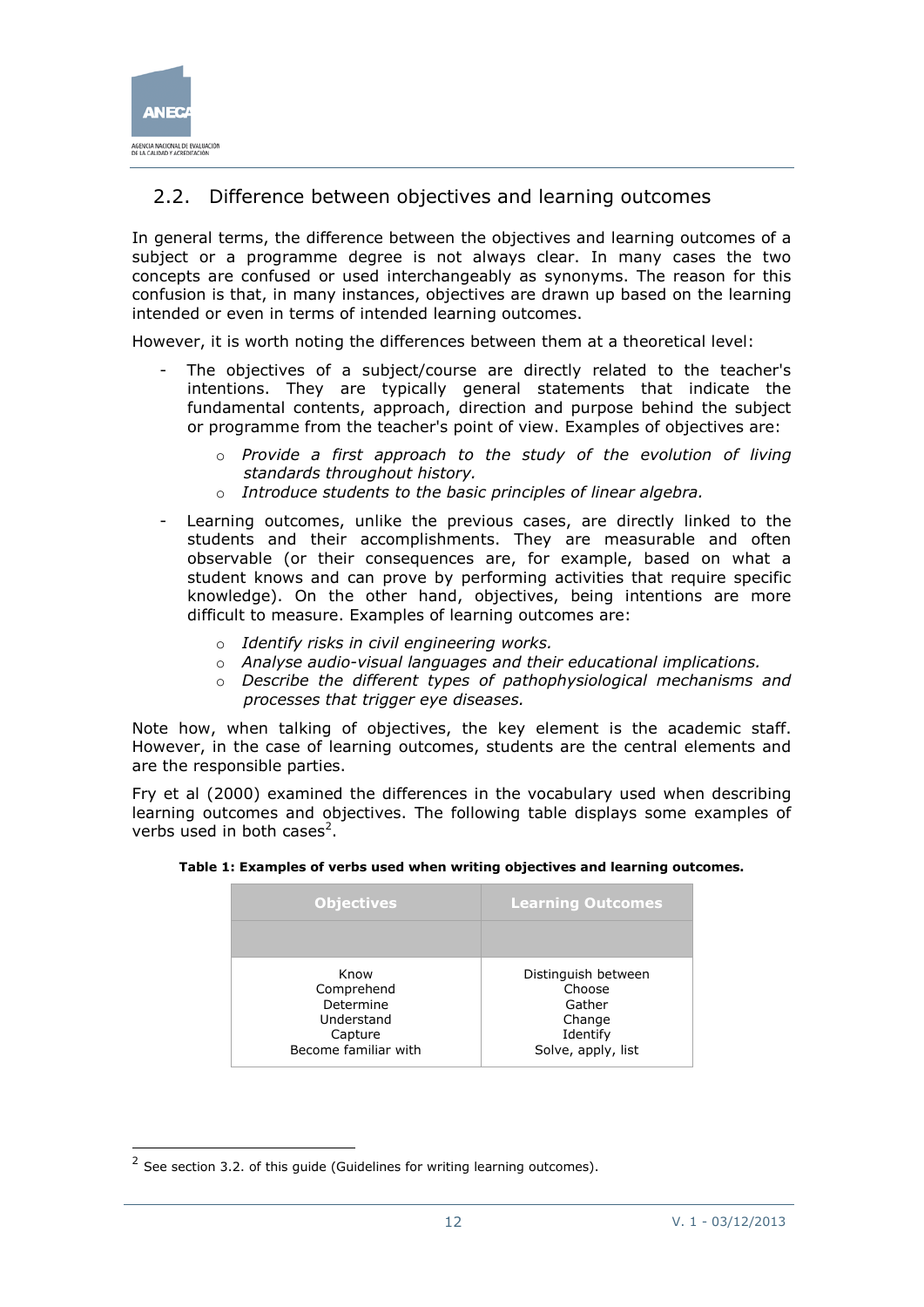## 2.2. Difference between objectives and learning outcomes

In general terms, the difference between the objectives and learning outcomes of a subject or a programme degree is not always clear. In many cases the two concepts are confused or used interchangeably as synonyms. The reason for this confusion is that, in many instances, objectives are drawn up based on the learning intended or even in terms of intended learning outcomes.

However, it is worth noting the differences between them at a theoretical level:

- The objectives of a subject/course are directly related to the teacher's intentions. They are typically general statements that indicate the fundamental contents, approach, direction and purpose behind the subject or programme from the teacher's point of view. Examples of objectives are:
    - *Provide a first approach to the study of the evolution of living standards throughout history.*
    - *Introduce students to the basic principles of linear algebra.*
- Learning outcomes, unlike the previous cases, are directly linked to the students and their accomplishments. They are measurable and often observable (or their consequences are, for example, based on what a student knows and can prove by performing activities that require specific knowledge). On the other hand, objectives, being intentions are more difficult to measure. Examples of learning outcomes are:
    - *Identify risks in civil engineering works.*
    - *Analyse audio-visual languages and their educational implications.*
    - *Describe the different types of pathophysiological mechanisms and processes that trigger eye diseases.*

Note how, when talking of objectives, the key element is the academic staff. However, in the case of learning outcomes, students are the central elements and are the responsible parties.

Fry et al (2000) examined the differences in the vocabulary used when describing learning outcomes and objectives. The following table displays some examples of verbs used in both cases[2].

**Table 1: Examples of verbs used when writing objectives and learning outcomes.**

| Objectives | Learning Outcomes |
|---|---|
| Know<br>Comprehend<br>Determine<br>Understand<br>Capture<br>Become familiar with | Distinguish between<br>Choose<br>Gather<br>Change<br>Identify<br>Solve, apply, list |

[2] See section 3.2. of this guide (Guidelines for writing learning outcomes).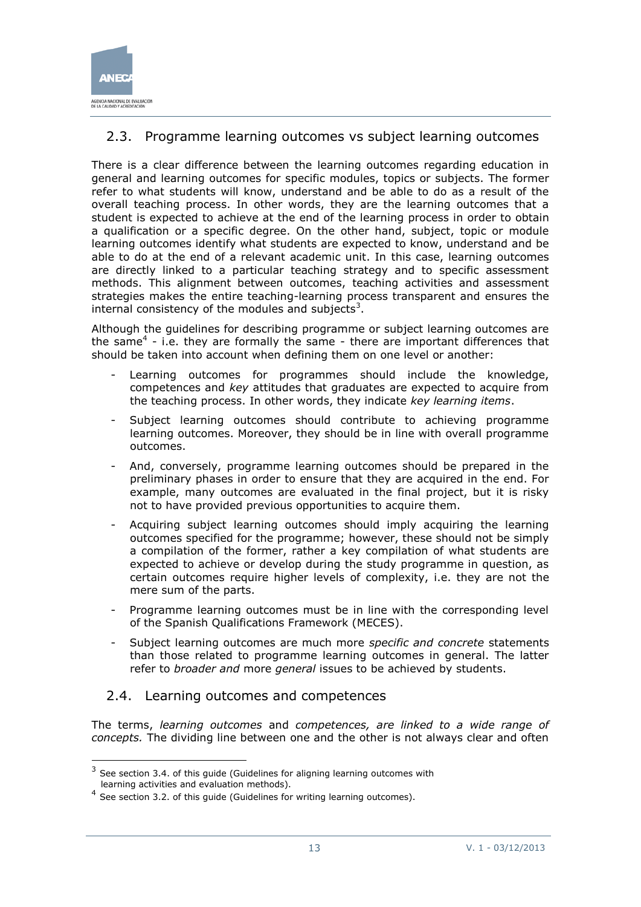## 2.3. Programme learning outcomes vs subject learning outcomes

There is a clear difference between the learning outcomes regarding education in general and learning outcomes for specific modules, topics or subjects. The former refer to what students will know, understand and be able to do as a result of the overall teaching process. In other words, they are the learning outcomes that a student is expected to achieve at the end of the learning process in order to obtain a qualification or a specific degree. On the other hand, subject, topic or module learning outcomes identify what students are expected to know, understand and be able to do at the end of a relevant academic unit. In this case, learning outcomes are directly linked to a particular teaching strategy and to specific assessment methods. This alignment between outcomes, teaching activities and assessment strategies makes the entire teaching-learning process transparent and ensures the internal consistency of the modules and subjects[3].

Although the guidelines for describing programme or subject learning outcomes are the same[4] - i.e. they are formally the same - there are important differences that should be taken into account when defining them on one level or another:

- Learning outcomes for programmes should include the knowledge, competences and *key* attitudes that graduates are expected to acquire from the teaching process. In other words, they indicate *key learning items*.
- Subject learning outcomes should contribute to achieving programme learning outcomes. Moreover, they should be in line with overall programme outcomes.
- And, conversely, programme learning outcomes should be prepared in the preliminary phases in order to ensure that they are acquired in the end. For example, many outcomes are evaluated in the final project, but it is risky not to have provided previous opportunities to acquire them.
- Acquiring subject learning outcomes should imply acquiring the learning outcomes specified for the programme; however, these should not be simply a compilation of the former, rather a key compilation of what students are expected to achieve or develop during the study programme in question, as certain outcomes require higher levels of complexity, i.e. they are not the mere sum of the parts.
- Programme learning outcomes must be in line with the corresponding level of the Spanish Qualifications Framework (MECES).
- Subject learning outcomes are much more *specific and concrete* statements than those related to programme learning outcomes in general. The latter refer to *broader and* more *general* issues to be achieved by students.

## 2.4. Learning outcomes and competences

The terms, *learning outcomes* and *competences, are linked to a wide range of concepts.* The dividing line between one and the other is not always clear and often

---

[3] See section 3.4. of this guide (Guidelines for aligning learning outcomes with learning activities and evaluation methods).

[4] See section 3.2. of this guide (Guidelines for writing learning outcomes).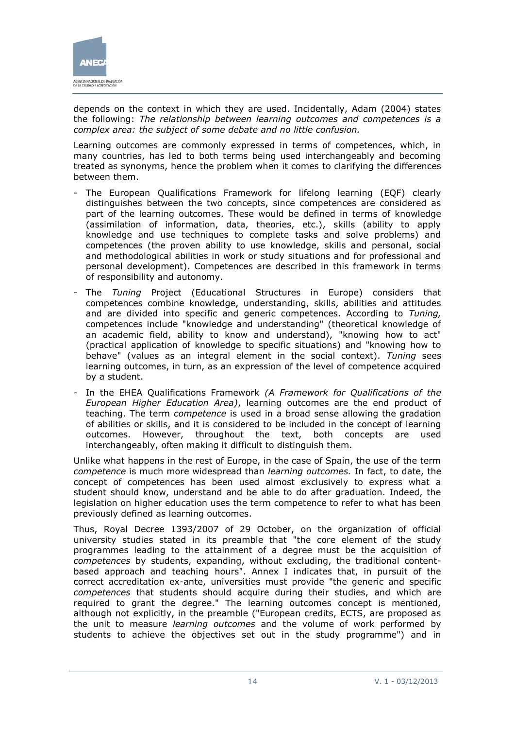depends on the context in which they are used. Incidentally, Adam (2004) states the following: *The relationship between learning outcomes and competences is a complex area: the subject of some debate and no little confusion.*

Learning outcomes are commonly expressed in terms of competences, which, in many countries, has led to both terms being used interchangeably and becoming treated as synonyms, hence the problem when it comes to clarifying the differences between them.

- The European Qualifications Framework for lifelong learning (EQF) clearly distinguishes between the two concepts, since competences are considered as part of the learning outcomes. These would be defined in terms of knowledge (assimilation of information, data, theories, etc.), skills (ability to apply knowledge and use techniques to complete tasks and solve problems) and competences (the proven ability to use knowledge, skills and personal, social and methodological abilities in work or study situations and for professional and personal development). Competences are described in this framework in terms of responsibility and autonomy.
- The *Tuning* Project (Educational Structures in Europe) considers that competences combine knowledge, understanding, skills, abilities and attitudes and are divided into specific and generic competences. According to *Tuning,* competences include "knowledge and understanding" (theoretical knowledge of an academic field, ability to know and understand), "knowing how to act" (practical application of knowledge to specific situations) and "knowing how to behave" (values as an integral element in the social context). *Tuning* sees learning outcomes, in turn, as an expression of the level of competence acquired by a student.
- In the EHEA Qualifications Framework *(A Framework for Qualifications of the European Higher Education Area)*, learning outcomes are the end product of teaching. The term *competence* is used in a broad sense allowing the gradation of abilities or skills, and it is considered to be included in the concept of learning outcomes. However, throughout the text, both concepts are used interchangeably, often making it difficult to distinguish them.

Unlike what happens in the rest of Europe, in the case of Spain, the use of the term *competence* is much more widespread than *learning outcomes.* In fact, to date, the concept of competences has been used almost exclusively to express what a student should know, understand and be able to do after graduation. Indeed, the legislation on higher education uses the term competence to refer to what has been previously defined as learning outcomes.

Thus, Royal Decree 1393/2007 of 29 October, on the organization of official university studies stated in its preamble that "the core element of the study programmes leading to the attainment of a degree must be the acquisition of *competences* by students, expanding, without excluding, the traditional content-based approach and teaching hours". Annex I indicates that, in pursuit of the correct accreditation ex-ante, universities must provide "the generic and specific *competences* that students should acquire during their studies, and which are required to grant the degree." The learning outcomes concept is mentioned, although not explicitly, in the preamble ("European credits, ECTS, are proposed as the unit to measure *learning outcomes* and the volume of work performed by students to achieve the objectives set out in the study programme") and in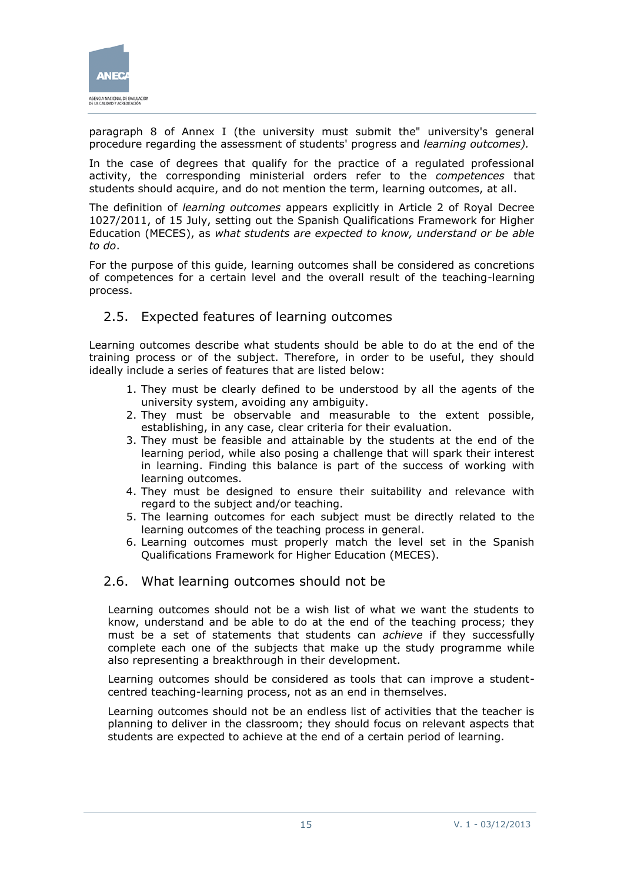paragraph 8 of Annex I (the university must submit the" university's general procedure regarding the assessment of students' progress and *learning outcomes).*

In the case of degrees that qualify for the practice of a regulated professional activity, the corresponding ministerial orders refer to the *competences* that students should acquire, and do not mention the term, learning outcomes, at all.

The definition of *learning outcomes* appears explicitly in Article 2 of Royal Decree 1027/2011, of 15 July, setting out the Spanish Qualifications Framework for Higher Education (MECES), as *what students are expected to know, understand or be able to do*.

For the purpose of this guide, learning outcomes shall be considered as concretions of competences for a certain level and the overall result of the teaching-learning process.

## 2.5. Expected features of learning outcomes

Learning outcomes describe what students should be able to do at the end of the training process or of the subject. Therefore, in order to be useful, they should ideally include a series of features that are listed below:

1. They must be clearly defined to be understood by all the agents of the university system, avoiding any ambiguity.
2. They must be observable and measurable to the extent possible, establishing, in any case, clear criteria for their evaluation.
3. They must be feasible and attainable by the students at the end of the learning period, while also posing a challenge that will spark their interest in learning. Finding this balance is part of the success of working with learning outcomes.
4. They must be designed to ensure their suitability and relevance with regard to the subject and/or teaching.
5. The learning outcomes for each subject must be directly related to the learning outcomes of the teaching process in general.
6. Learning outcomes must properly match the level set in the Spanish Qualifications Framework for Higher Education (MECES).

## 2.6. What learning outcomes should not be

Learning outcomes should not be a wish list of what we want the students to know, understand and be able to do at the end of the teaching process; they must be a set of statements that students can *achieve* if they successfully complete each one of the subjects that make up the study programme while also representing a breakthrough in their development.

Learning outcomes should be considered as tools that can improve a student-centred teaching-learning process, not as an end in themselves.

Learning outcomes should not be an endless list of activities that the teacher is planning to deliver in the classroom; they should focus on relevant aspects that students are expected to achieve at the end of a certain period of learning.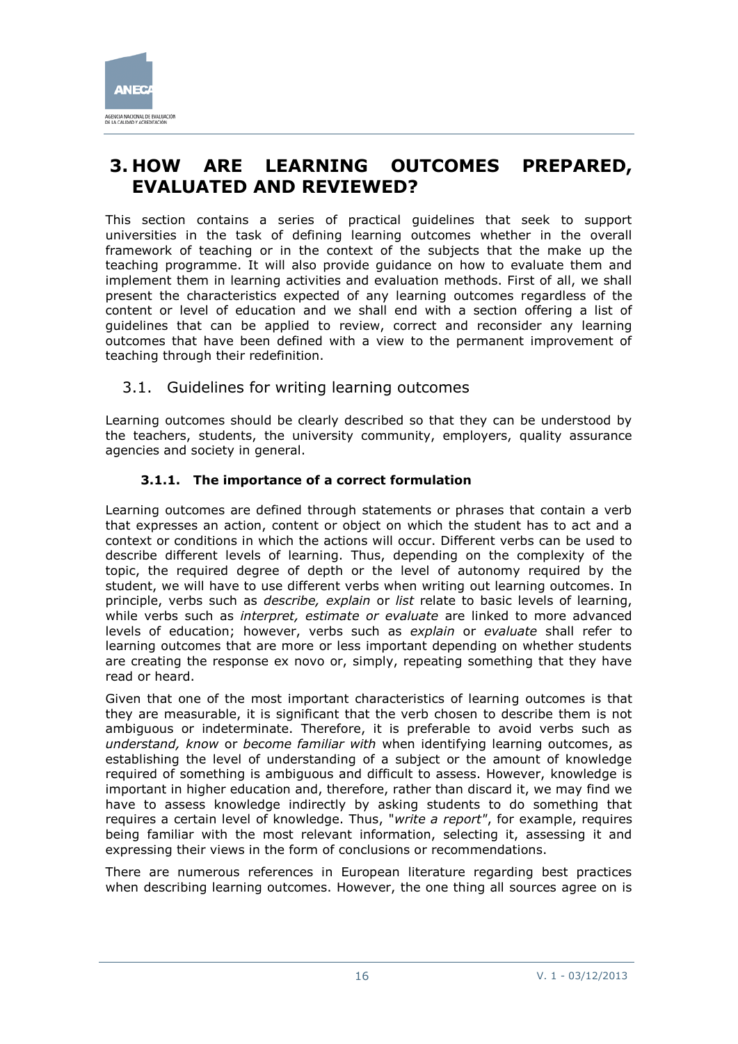# 3. HOW ARE LEARNING OUTCOMES PREPARED, EVALUATED AND REVIEWED?

This section contains a series of practical guidelines that seek to support universities in the task of defining learning outcomes whether in the overall framework of teaching or in the context of the subjects that the make up the teaching programme. It will also provide guidance on how to evaluate them and implement them in learning activities and evaluation methods. First of all, we shall present the characteristics expected of any learning outcomes regardless of the content or level of education and we shall end with a section offering a list of guidelines that can be applied to review, correct and reconsider any learning outcomes that have been defined with a view to the permanent improvement of teaching through their redefinition.

## 3.1. Guidelines for writing learning outcomes

Learning outcomes should be clearly described so that they can be understood by the teachers, students, the university community, employers, quality assurance agencies and society in general.

### 3.1.1. The importance of a correct formulation

Learning outcomes are defined through statements or phrases that contain a verb that expresses an action, content or object on which the student has to act and a context or conditions in which the actions will occur. Different verbs can be used to describe different levels of learning. Thus, depending on the complexity of the topic, the required degree of depth or the level of autonomy required by the student, we will have to use different verbs when writing out learning outcomes. In principle, verbs such as *describe, explain* or *list* relate to basic levels of learning, while verbs such as *interpret, estimate or evaluate* are linked to more advanced levels of education; however, verbs such as *explain* or *evaluate* shall refer to learning outcomes that are more or less important depending on whether students are creating the response ex novo or, simply, repeating something that they have read or heard.

Given that one of the most important characteristics of learning outcomes is that they are measurable, it is significant that the verb chosen to describe them is not ambiguous or indeterminate. Therefore, it is preferable to avoid verbs such as *understand, know* or *become familiar with* when identifying learning outcomes, as establishing the level of understanding of a subject or the amount of knowledge required of something is ambiguous and difficult to assess. However, knowledge is important in higher education and, therefore, rather than discard it, we may find we have to assess knowledge indirectly by asking students to do something that requires a certain level of knowledge. Thus, "*write a report*", for example, requires being familiar with the most relevant information, selecting it, assessing it and expressing their views in the form of conclusions or recommendations.

There are numerous references in European literature regarding best practices when describing learning outcomes. However, the one thing all sources agree on is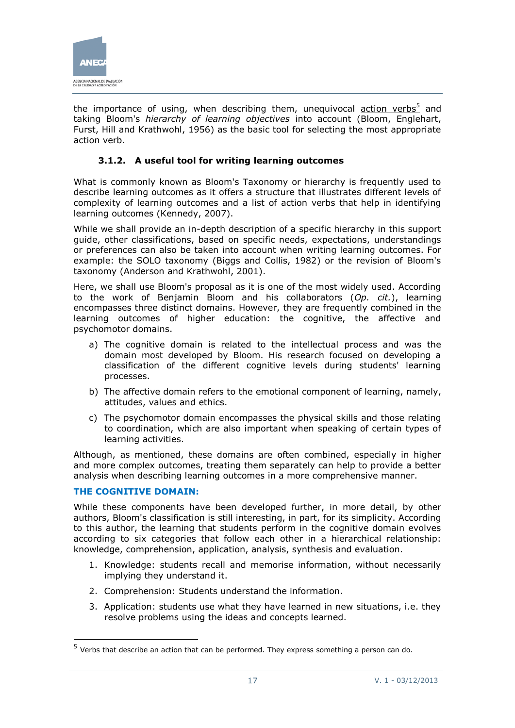the importance of using, when describing them, unequivocal action verbs[5] and taking Bloom's *hierarchy of learning objectives* into account (Bloom, Englehart, Furst, Hill and Krathwohl, 1956) as the basic tool for selecting the most appropriate action verb.

### 3.1.2. A useful tool for writing learning outcomes

What is commonly known as Bloom's Taxonomy or hierarchy is frequently used to describe learning outcomes as it offers a structure that illustrates different levels of complexity of learning outcomes and a list of action verbs that help in identifying learning outcomes (Kennedy, 2007).

While we shall provide an in-depth description of a specific hierarchy in this support guide, other classifications, based on specific needs, expectations, understandings or preferences can also be taken into account when writing learning outcomes. For example: the SOLO taxonomy (Biggs and Collis, 1982) or the revision of Bloom's taxonomy (Anderson and Krathwohl, 2001).

Here, we shall use Bloom's proposal as it is one of the most widely used. According to the work of Benjamin Bloom and his collaborators (*Op. cit.*), learning encompasses three distinct domains. However, they are frequently combined in the learning outcomes of higher education: the cognitive, the affective and psychomotor domains.

a) The cognitive domain is related to the intellectual process and was the domain most developed by Bloom. His research focused on developing a classification of the different cognitive levels during students' learning processes.

b) The affective domain refers to the emotional component of learning, namely, attitudes, values and ethics.

c) The psychomotor domain encompasses the physical skills and those relating to coordination, which are also important when speaking of certain types of learning activities.

Although, as mentioned, these domains are often combined, especially in higher and more complex outcomes, treating them separately can help to provide a better analysis when describing learning outcomes in a more comprehensive manner.

**THE COGNITIVE DOMAIN:**

While these components have been developed further, in more detail, by other authors, Bloom's classification is still interesting, in part, for its simplicity. According to this author, the learning that students perform in the cognitive domain evolves according to six categories that follow each other in a hierarchical relationship: knowledge, comprehension, application, analysis, synthesis and evaluation.

1. Knowledge: students recall and memorise information, without necessarily implying they understand it.
2. Comprehension: Students understand the information.
3. Application: students use what they have learned in new situations, i.e. they resolve problems using the ideas and concepts learned.

[5] Verbs that describe an action that can be performed. They express something a person can do.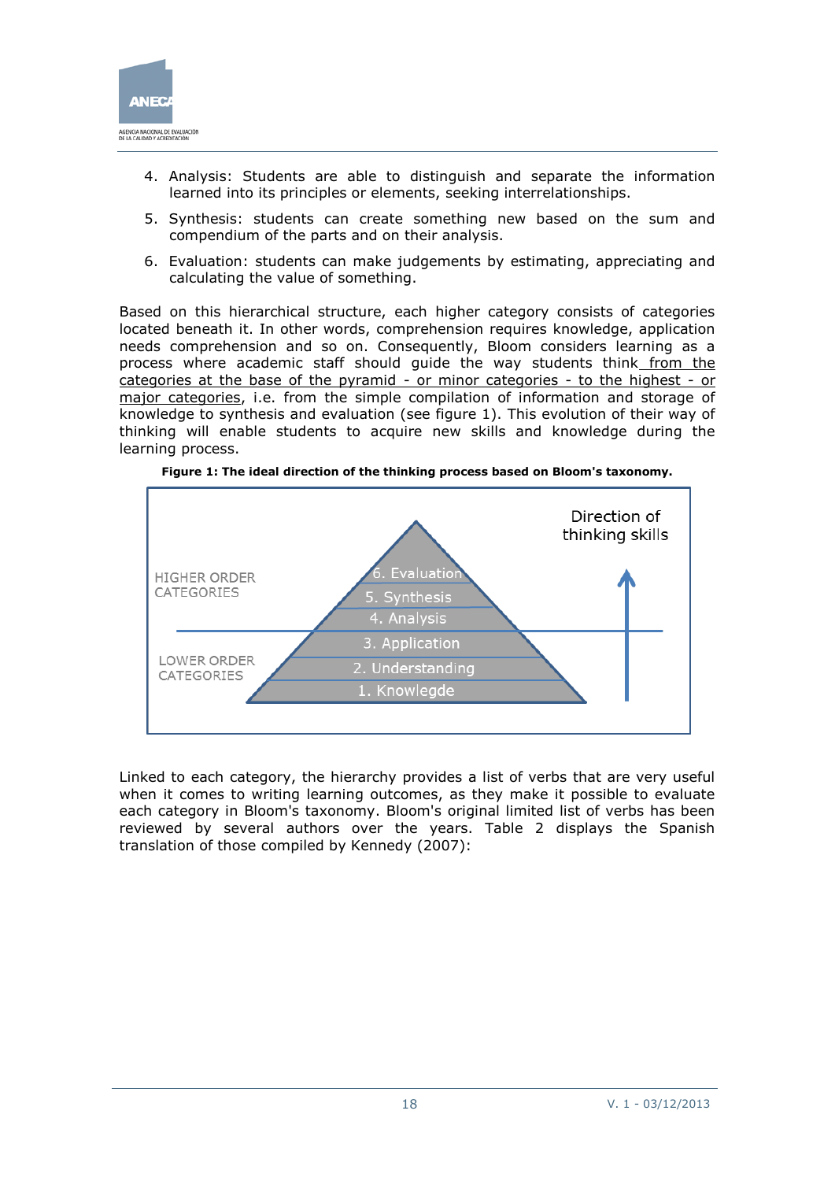4. Analysis: Students are able to distinguish and separate the information learned into its principles or elements, seeking interrelationships.
5. Synthesis: students can create something new based on the sum and compendium of the parts and on their analysis.
6. Evaluation: students can make judgements by estimating, appreciating and calculating the value of something.

Based on this hierarchical structure, each higher category consists of categories located beneath it. In other words, comprehension requires knowledge, application needs comprehension and so on. Consequently, Bloom considers learning as a process where academic staff should guide the way students think from the categories at the base of the pyramid - or minor categories - to the highest - or major categories, i.e. from the simple compilation of information and storage of knowledge to synthesis and evaluation (see figure 1). This evolution of their way of thinking will enable students to acquire new skills and knowledge during the learning process.

**Figure 1: The ideal direction of the thinking process based on Bloom's taxonomy.**

HIGHER ORDER CATEGORIES: 6. Evaluation; 5. Synthesis; 4. Analysis

LOWER ORDER CATEGORIES: 3. Application; 2. Understanding; 1. Knowlegde

Direction of thinking skills

Linked to each category, the hierarchy provides a list of verbs that are very useful when it comes to writing learning outcomes, as they make it possible to evaluate each category in Bloom's taxonomy. Bloom's original limited list of verbs has been reviewed by several authors over the years. Table 2 displays the Spanish translation of those compiled by Kennedy (2007):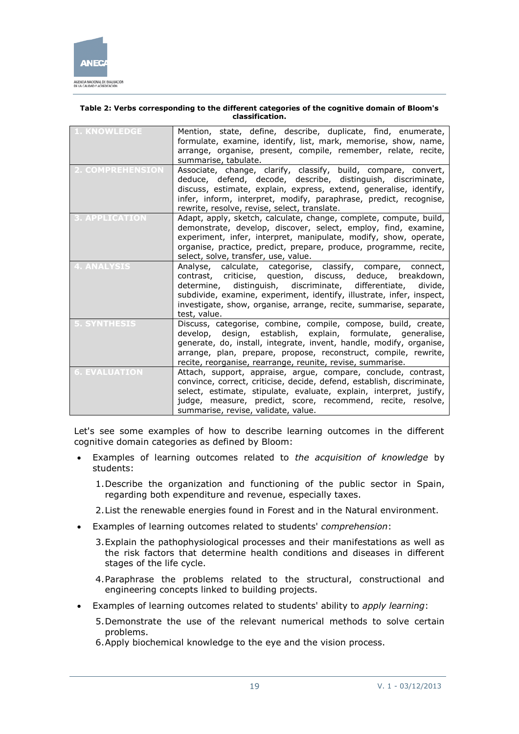**Table 2: Verbs corresponding to the different categories of the cognitive domain of Bloom's classification.**

| | |
|---|---|
| 1. KNOWLEDGE | Mention, state, define, describe, duplicate, find, enumerate, formulate, examine, identify, list, mark, memorise, show, name, arrange, organise, present, compile, remember, relate, recite, summarise, tabulate. |
| 2. COMPREHENSION | Associate, change, clarify, classify, build, compare, convert, deduce, defend, decode, describe, distinguish, discriminate, discuss, estimate, explain, express, extend, generalise, identify, infer, inform, interpret, modify, paraphrase, predict, recognise, rewrite, resolve, revise, select, translate. |
| 3. APPLICATION | Adapt, apply, sketch, calculate, change, complete, compute, build, demonstrate, develop, discover, select, employ, find, examine, experiment, infer, interpret, manipulate, modify, show, operate, organise, practice, predict, prepare, produce, programme, recite, select, solve, transfer, use, value. |
| 4. ANALYSIS | Analyse, calculate, categorise, classify, compare, connect, contrast, criticise, question, discuss, deduce, breakdown, determine, distinguish, discriminate, differentiate, divide, subdivide, examine, experiment, identify, illustrate, infer, inspect, investigate, show, organise, arrange, recite, summarise, separate, test, value. |
| 5. SYNTHESIS | Discuss, categorise, combine, compile, compose, build, create, develop, design, establish, explain, formulate, generalise, generate, do, install, integrate, invent, handle, modify, organise, arrange, plan, prepare, propose, reconstruct, compile, rewrite, recite, reorganise, rearrange, reunite, revise, summarise. |
| 6. EVALUATION | Attach, support, appraise, argue, compare, conclude, contrast, convince, correct, criticise, decide, defend, establish, discriminate, select, estimate, stipulate, evaluate, explain, interpret, justify, judge, measure, predict, score, recommend, recite, resolve, summarise, revise, validate, value. |

Let's see some examples of how to describe learning outcomes in the different cognitive domain categories as defined by Bloom:

- Examples of learning outcomes related to *the acquisition of knowledge* by students:
  1. Describe the organization and functioning of the public sector in Spain, regarding both expenditure and revenue, especially taxes.
  2. List the renewable energies found in Forest and in the Natural environment.
- Examples of learning outcomes related to students' *comprehension*:
  3. Explain the pathophysiological processes and their manifestations as well as the risk factors that determine health conditions and diseases in different stages of the life cycle.
  4. Paraphrase the problems related to the structural, constructional and engineering concepts linked to building projects.
- Examples of learning outcomes related to students' ability to *apply learning*:
  5. Demonstrate the use of the relevant numerical methods to solve certain problems.
  6. Apply biochemical knowledge to the eye and the vision process.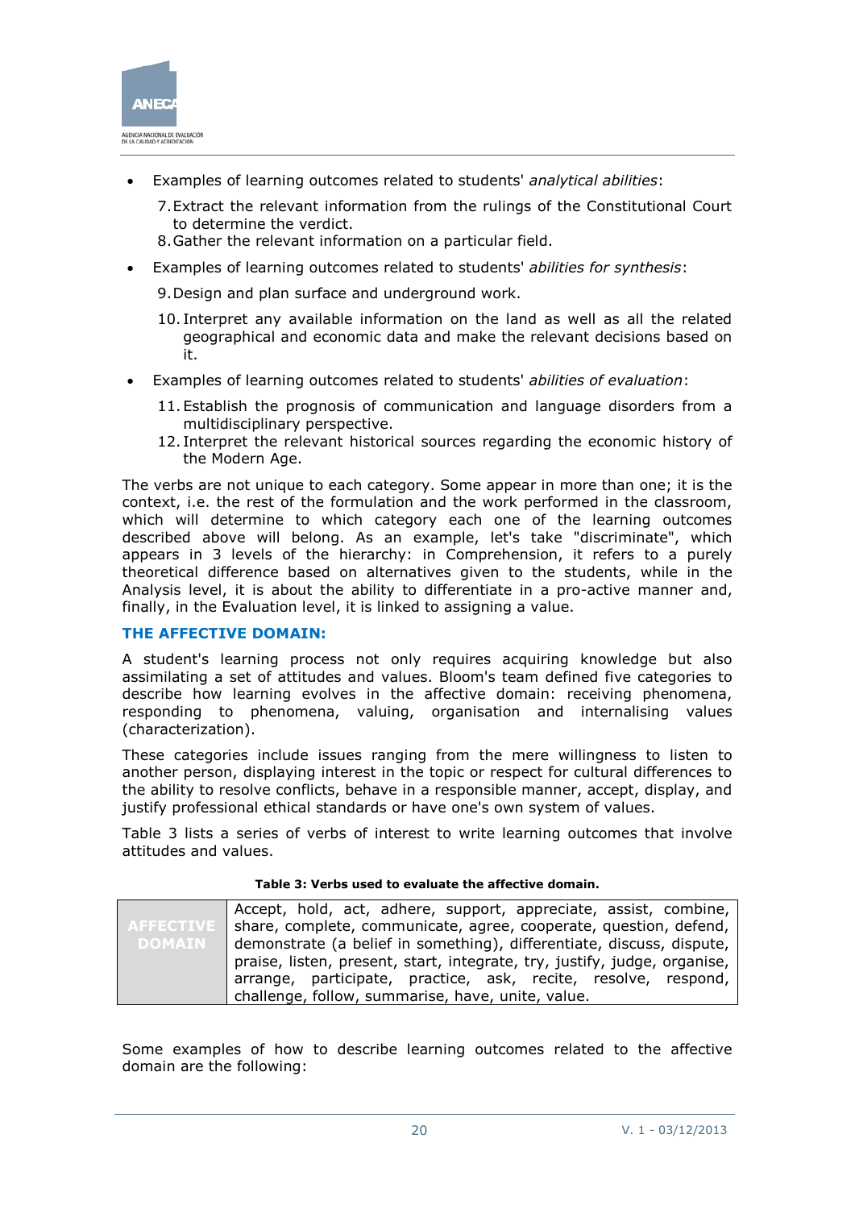- Examples of learning outcomes related to students' *analytical abilities*:

  7. Extract the relevant information from the rulings of the Constitutional Court to determine the verdict.
  8. Gather the relevant information on a particular field.

- Examples of learning outcomes related to students' *abilities for synthesis*:

  9. Design and plan surface and underground work.
  10. Interpret any available information on the land as well as all the related geographical and economic data and make the relevant decisions based on it.

- Examples of learning outcomes related to students' *abilities of evaluation*:

  11. Establish the prognosis of communication and language disorders from a multidisciplinary perspective.
  12. Interpret the relevant historical sources regarding the economic history of the Modern Age.

The verbs are not unique to each category. Some appear in more than one; it is the context, i.e. the rest of the formulation and the work performed in the classroom, which will determine to which category each one of the learning outcomes described above will belong. As an example, let's take "discriminate", which appears in 3 levels of the hierarchy: in Comprehension, it refers to a purely theoretical difference based on alternatives given to the students, while in the Analysis level, it is about the ability to differentiate in a pro-active manner and, finally, in the Evaluation level, it is linked to assigning a value.

### THE AFFECTIVE DOMAIN:

A student's learning process not only requires acquiring knowledge but also assimilating a set of attitudes and values. Bloom's team defined five categories to describe how learning evolves in the affective domain: receiving phenomena, responding to phenomena, valuing, organisation and internalising values (characterization).

These categories include issues ranging from the mere willingness to listen to another person, displaying interest in the topic or respect for cultural differences to the ability to resolve conflicts, behave in a responsible manner, accept, display, and justify professional ethical standards or have one's own system of values.

Table 3 lists a series of verbs of interest to write learning outcomes that involve attitudes and values.

**Table 3: Verbs used to evaluate the affective domain.**

| | |
|---|---|
| **AFFECTIVE DOMAIN** | Accept, hold, act, adhere, support, appreciate, assist, combine, share, complete, communicate, agree, cooperate, question, defend, demonstrate (a belief in something), differentiate, discuss, dispute, praise, listen, present, start, integrate, try, justify, judge, organise, arrange, participate, practice, ask, recite, resolve, respond, challenge, follow, summarise, have, unite, value. |

Some examples of how to describe learning outcomes related to the affective domain are the following: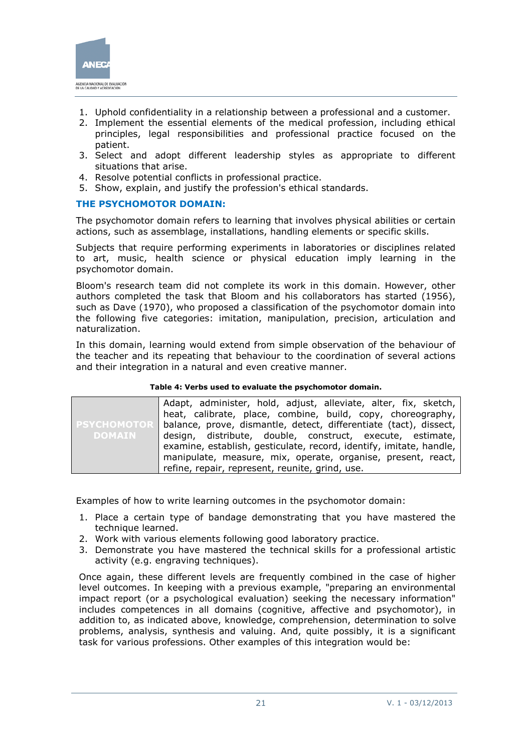1. Uphold confidentiality in a relationship between a professional and a customer.
2. Implement the essential elements of the medical profession, including ethical principles, legal responsibilities and professional practice focused on the patient.
3. Select and adopt different leadership styles as appropriate to different situations that arise.
4. Resolve potential conflicts in professional practice.
5. Show, explain, and justify the profession's ethical standards.

### THE PSYCHOMOTOR DOMAIN:

The psychomotor domain refers to learning that involves physical abilities or certain actions, such as assemblage, installations, handling elements or specific skills.

Subjects that require performing experiments in laboratories or disciplines related to art, music, health science or physical education imply learning in the psychomotor domain.

Bloom's research team did not complete its work in this domain. However, other authors completed the task that Bloom and his collaborators has started (1956), such as Dave (1970), who proposed a classification of the psychomotor domain into the following five categories: imitation, manipulation, precision, articulation and naturalization.

In this domain, learning would extend from simple observation of the behaviour of the teacher and its repeating that behaviour to the coordination of several actions and their integration in a natural and even creative manner.

**Table 4: Verbs used to evaluate the psychomotor domain.**

| | |
|---|---|
| **PSYCHOMOTOR DOMAIN** | Adapt, administer, hold, adjust, alleviate, alter, fix, sketch, heat, calibrate, place, combine, build, copy, choreography, balance, prove, dismantle, detect, differentiate (tact), dissect, design, distribute, double, construct, execute, estimate, examine, establish, gesticulate, record, identify, imitate, handle, manipulate, measure, mix, operate, organise, present, react, refine, repair, represent, reunite, grind, use. |

Examples of how to write learning outcomes in the psychomotor domain:

1. Place a certain type of bandage demonstrating that you have mastered the technique learned.
2. Work with various elements following good laboratory practice.
3. Demonstrate you have mastered the technical skills for a professional artistic activity (e.g. engraving techniques).

Once again, these different levels are frequently combined in the case of higher level outcomes. In keeping with a previous example, "preparing an environmental impact report (or a psychological evaluation) seeking the necessary information" includes competences in all domains (cognitive, affective and psychomotor), in addition to, as indicated above, knowledge, comprehension, determination to solve problems, analysis, synthesis and valuing. And, quite possibly, it is a significant task for various professions. Other examples of this integration would be: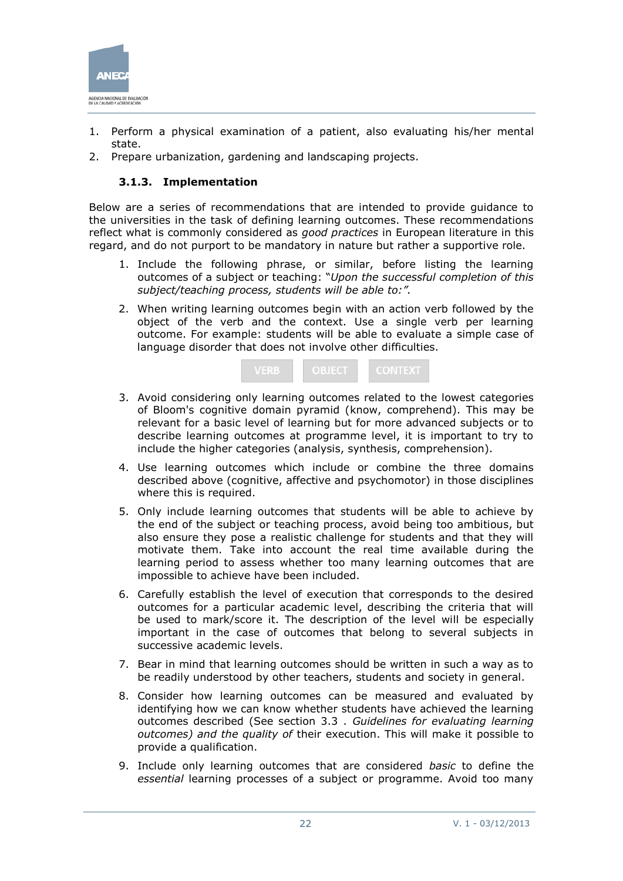1. Perform a physical examination of a patient, also evaluating his/her mental state.
2. Prepare urbanization, gardening and landscaping projects.

### 3.1.3. Implementation

Below are a series of recommendations that are intended to provide guidance to the universities in the task of defining learning outcomes. These recommendations reflect what is commonly considered as *good practices* in European literature in this regard, and do not purport to be mandatory in nature but rather a supportive role.

1. Include the following phrase, or similar, before listing the learning outcomes of a subject or teaching: "*Upon the successful completion of this subject/teaching process, students will be able to:*".
2. When writing learning outcomes begin with an action verb followed by the object of the verb and the context. Use a single verb per learning outcome. For example: students will be able to evaluate a simple case of language disorder that does not involve other difficulties.

   VERB | OBJECT | CONTEXT

3. Avoid considering only learning outcomes related to the lowest categories of Bloom's cognitive domain pyramid (know, comprehend). This may be relevant for a basic level of learning but for more advanced subjects or to describe learning outcomes at programme level, it is important to try to include the higher categories (analysis, synthesis, comprehension).
4. Use learning outcomes which include or combine the three domains described above (cognitive, affective and psychomotor) in those disciplines where this is required.
5. Only include learning outcomes that students will be able to achieve by the end of the subject or teaching process, avoid being too ambitious, but also ensure they pose a realistic challenge for students and that they will motivate them. Take into account the real time available during the learning period to assess whether too many learning outcomes that are impossible to achieve have been included.
6. Carefully establish the level of execution that corresponds to the desired outcomes for a particular academic level, describing the criteria that will be used to mark/score it. The description of the level will be especially important in the case of outcomes that belong to several subjects in successive academic levels.
7. Bear in mind that learning outcomes should be written in such a way as to be readily understood by other teachers, students and society in general.
8. Consider how learning outcomes can be measured and evaluated by identifying how we can know whether students have achieved the learning outcomes described (See section 3.3 . *Guidelines for evaluating learning outcomes) and the quality of* their execution. This will make it possible to provide a qualification.
9. Include only learning outcomes that are considered *basic* to define the *essential* learning processes of a subject or programme. Avoid too many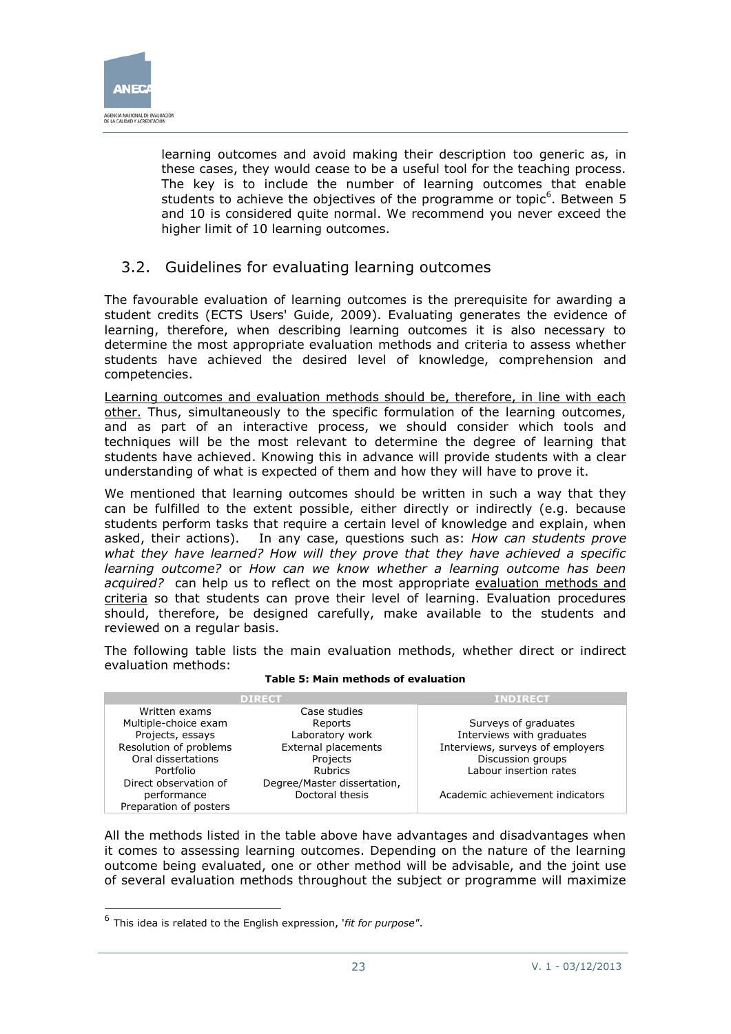learning outcomes and avoid making their description too generic as, in these cases, they would cease to be a useful tool for the teaching process. The key is to include the number of learning outcomes that enable students to achieve the objectives of the programme or topic[6]. Between 5 and 10 is considered quite normal. We recommend you never exceed the higher limit of 10 learning outcomes.

## 3.2. Guidelines for evaluating learning outcomes

The favourable evaluation of learning outcomes is the prerequisite for awarding a student credits (ECTS Users' Guide, 2009). Evaluating generates the evidence of learning, therefore, when describing learning outcomes it is also necessary to determine the most appropriate evaluation methods and criteria to assess whether students have achieved the desired level of knowledge, comprehension and competencies.

Learning outcomes and evaluation methods should be, therefore, in line with each other. Thus, simultaneously to the specific formulation of the learning outcomes, and as part of an interactive process, we should consider which tools and techniques will be the most relevant to determine the degree of learning that students have achieved. Knowing this in advance will provide students with a clear understanding of what is expected of them and how they will have to prove it.

We mentioned that learning outcomes should be written in such a way that they can be fulfilled to the extent possible, either directly or indirectly (e.g. because students perform tasks that require a certain level of knowledge and explain, when asked, their actions). In any case, questions such as: *How can students prove what they have learned? How will they prove that they have achieved a specific learning outcome?* or *How can we know whether a learning outcome has been acquired?* can help us to reflect on the most appropriate evaluation methods and criteria so that students can prove their level of learning. Evaluation procedures should, therefore, be designed carefully, make available to the students and reviewed on a regular basis.

The following table lists the main evaluation methods, whether direct or indirect evaluation methods:

**Table 5: Main methods of evaluation**

| DIRECT | | INDIRECT |
|---|---|---|
| Written exams | Case studies | |
| Multiple-choice exam | Reports | Surveys of graduates |
| Projects, essays | Laboratory work | Interviews with graduates |
| Resolution of problems | External placements | Interviews, surveys of employers |
| Oral dissertations | Projects | Discussion groups |
| Portfolio | Rubrics | Labour insertion rates |
| Direct observation of performance | Degree/Master dissertation, Doctoral thesis | Academic achievement indicators |
| Preparation of posters | | |

All the methods listed in the table above have advantages and disadvantages when it comes to assessing learning outcomes. Depending on the nature of the learning outcome being evaluated, one or other method will be advisable, and the joint use of several evaluation methods throughout the subject or programme will maximize

---

[6] This idea is related to the English expression, '*fit for purpose*".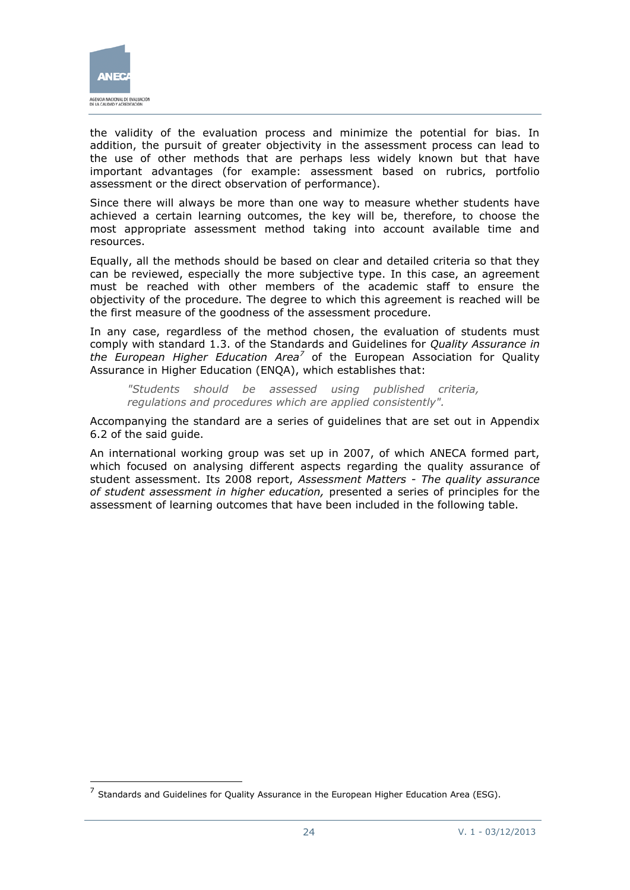the validity of the evaluation process and minimize the potential for bias. In addition, the pursuit of greater objectivity in the assessment process can lead to the use of other methods that are perhaps less widely known but that have important advantages (for example: assessment based on rubrics, portfolio assessment or the direct observation of performance).

Since there will always be more than one way to measure whether students have achieved a certain learning outcomes, the key will be, therefore, to choose the most appropriate assessment method taking into account available time and resources.

Equally, all the methods should be based on clear and detailed criteria so that they can be reviewed, especially the more subjective type. In this case, an agreement must be reached with other members of the academic staff to ensure the objectivity of the procedure. The degree to which this agreement is reached will be the first measure of the goodness of the assessment procedure.

In any case, regardless of the method chosen, the evaluation of students must comply with standard 1.3. of the Standards and Guidelines for *Quality Assurance in the European Higher Education Area*[7] of the European Association for Quality Assurance in Higher Education (ENQA), which establishes that:

> *"Students should be assessed using published criteria, regulations and procedures which are applied consistently".*

Accompanying the standard are a series of guidelines that are set out in Appendix 6.2 of the said guide.

An international working group was set up in 2007, of which ANECA formed part, which focused on analysing different aspects regarding the quality assurance of student assessment. Its 2008 report, *Assessment Matters - The quality assurance of student assessment in higher education,* presented a series of principles for the assessment of learning outcomes that have been included in the following table.

---

[7] Standards and Guidelines for Quality Assurance in the European Higher Education Area (ESG).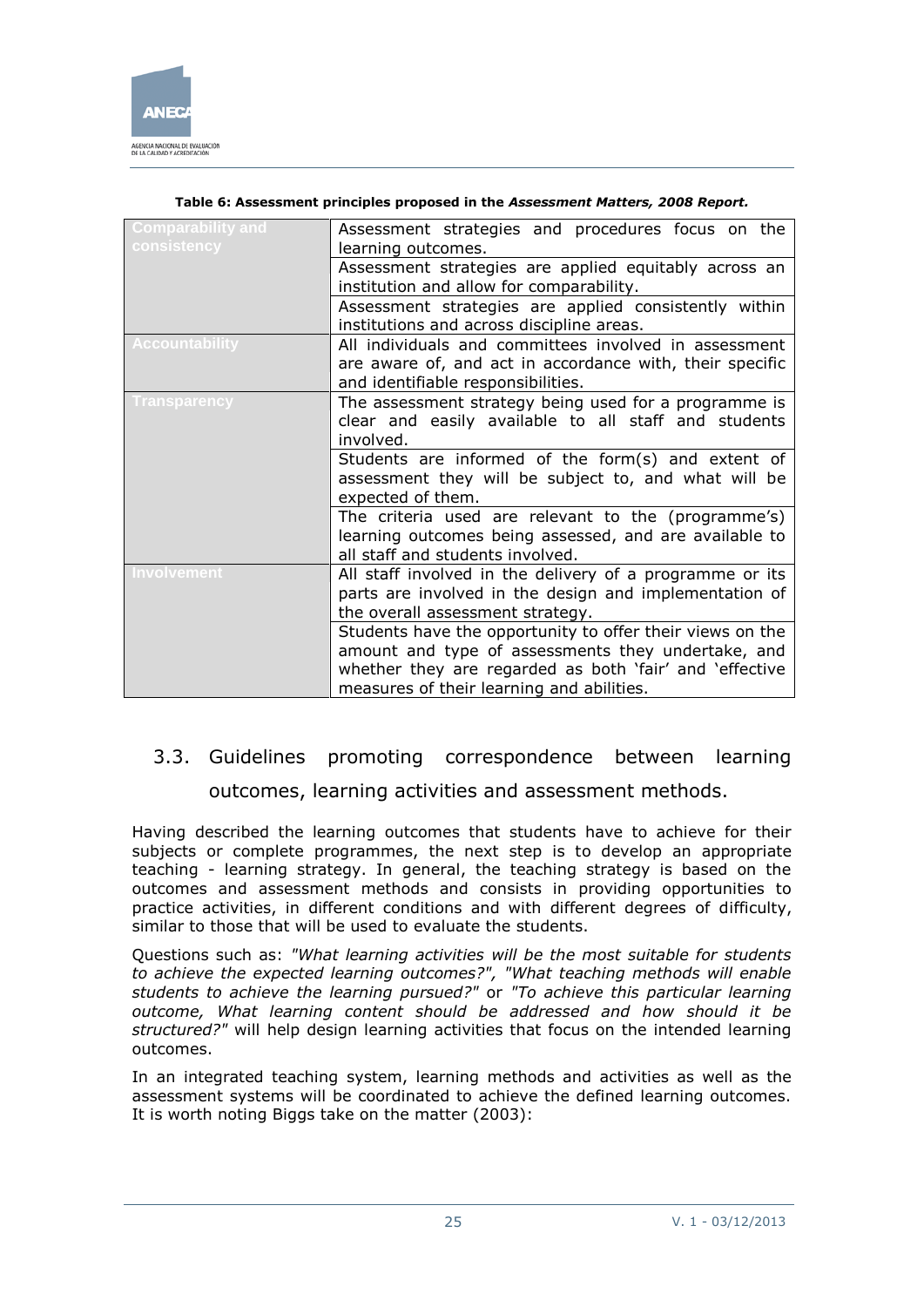**Table 6: Assessment principles proposed in the *Assessment Matters, 2008 Report.***

| | |
|---|---|
| Comparability and consistency | Assessment strategies and procedures focus on the learning outcomes. |
| | Assessment strategies are applied equitably across an institution and allow for comparability. |
| | Assessment strategies are applied consistently within institutions and across discipline areas. |
| Accountability | All individuals and committees involved in assessment are aware of, and act in accordance with, their specific and identifiable responsibilities. |
| Transparency | The assessment strategy being used for a programme is clear and easily available to all staff and students involved. |
| | Students are informed of the form(s) and extent of assessment they will be subject to, and what will be expected of them. |
| | The criteria used are relevant to the (programme's) learning outcomes being assessed, and are available to all staff and students involved. |
| Involvement | All staff involved in the delivery of a programme or its parts are involved in the design and implementation of the overall assessment strategy. |
| | Students have the opportunity to offer their views on the amount and type of assessments they undertake, and whether they are regarded as both 'fair' and 'effective measures of their learning and abilities. |

## 3.3. Guidelines promoting correspondence between learning outcomes, learning activities and assessment methods.

Having described the learning outcomes that students have to achieve for their subjects or complete programmes, the next step is to develop an appropriate teaching - learning strategy. In general, the teaching strategy is based on the outcomes and assessment methods and consists in providing opportunities to practice activities, in different conditions and with different degrees of difficulty, similar to those that will be used to evaluate the students.

Questions such as: *"What learning activities will be the most suitable for students to achieve the expected learning outcomes?", "What teaching methods will enable students to achieve the learning pursued?"* or *"To achieve this particular learning outcome, What learning content should be addressed and how should it be structured?"* will help design learning activities that focus on the intended learning outcomes.

In an integrated teaching system, learning methods and activities as well as the assessment systems will be coordinated to achieve the defined learning outcomes. It is worth noting Biggs take on the matter (2003):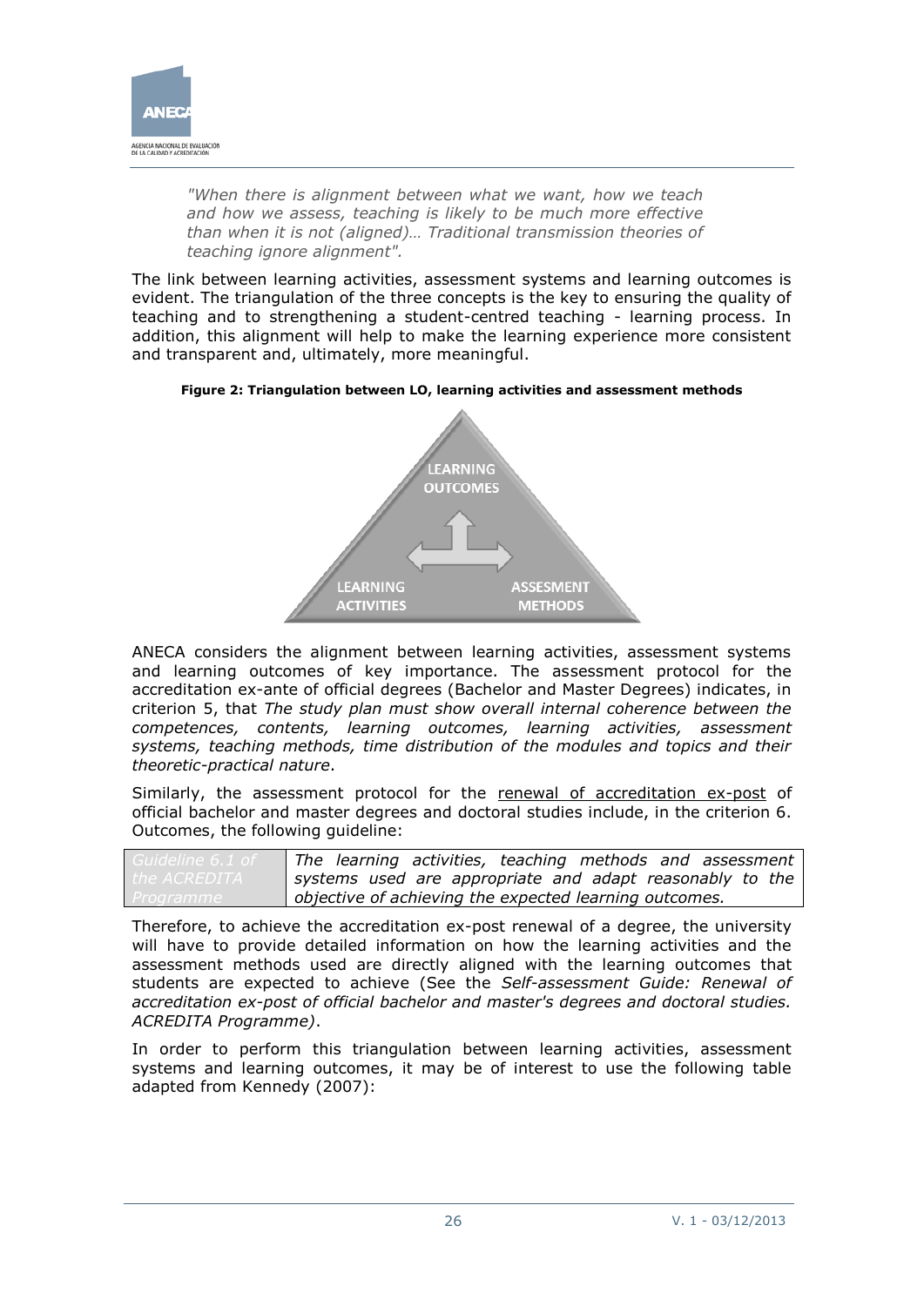*"When there is alignment between what we want, how we teach and how we assess, teaching is likely to be much more effective than when it is not (aligned)… Traditional transmission theories of teaching ignore alignment".*

The link between learning activities, assessment systems and learning outcomes is evident. The triangulation of the three concepts is the key to ensuring the quality of teaching and to strengthening a student-centred teaching - learning process. In addition, this alignment will help to make the learning experience more consistent and transparent and, ultimately, more meaningful.

**Figure 2: Triangulation between LO, learning activities and assessment methods**

LEARNING OUTCOMES

LEARNING ACTIVITIES

ASSESMENT METHODS

ANECA considers the alignment between learning activities, assessment systems and learning outcomes of key importance. The assessment protocol for the accreditation ex-ante of official degrees (Bachelor and Master Degrees) indicates, in criterion 5, that *The study plan must show overall internal coherence between the competences, contents, learning outcomes, learning activities, assessment systems, teaching methods, time distribution of the modules and topics and their theoretic-practical nature*.

Similarly, the assessment protocol for the renewal of accreditation ex-post of official bachelor and master degrees and doctoral studies include, in the criterion 6. Outcomes, the following guideline:

| Guideline 6.1 of the ACREDITA Programme | *The learning activities, teaching methods and assessment systems used are appropriate and adapt reasonably to the objective of achieving the expected learning outcomes.* |
|---|---|

Therefore, to achieve the accreditation ex-post renewal of a degree, the university will have to provide detailed information on how the learning activities and the assessment methods used are directly aligned with the learning outcomes that students are expected to achieve (See the *Self-assessment Guide: Renewal of accreditation ex-post of official bachelor and master's degrees and doctoral studies. ACREDITA Programme)*.

In order to perform this triangulation between learning activities, assessment systems and learning outcomes, it may be of interest to use the following table adapted from Kennedy (2007):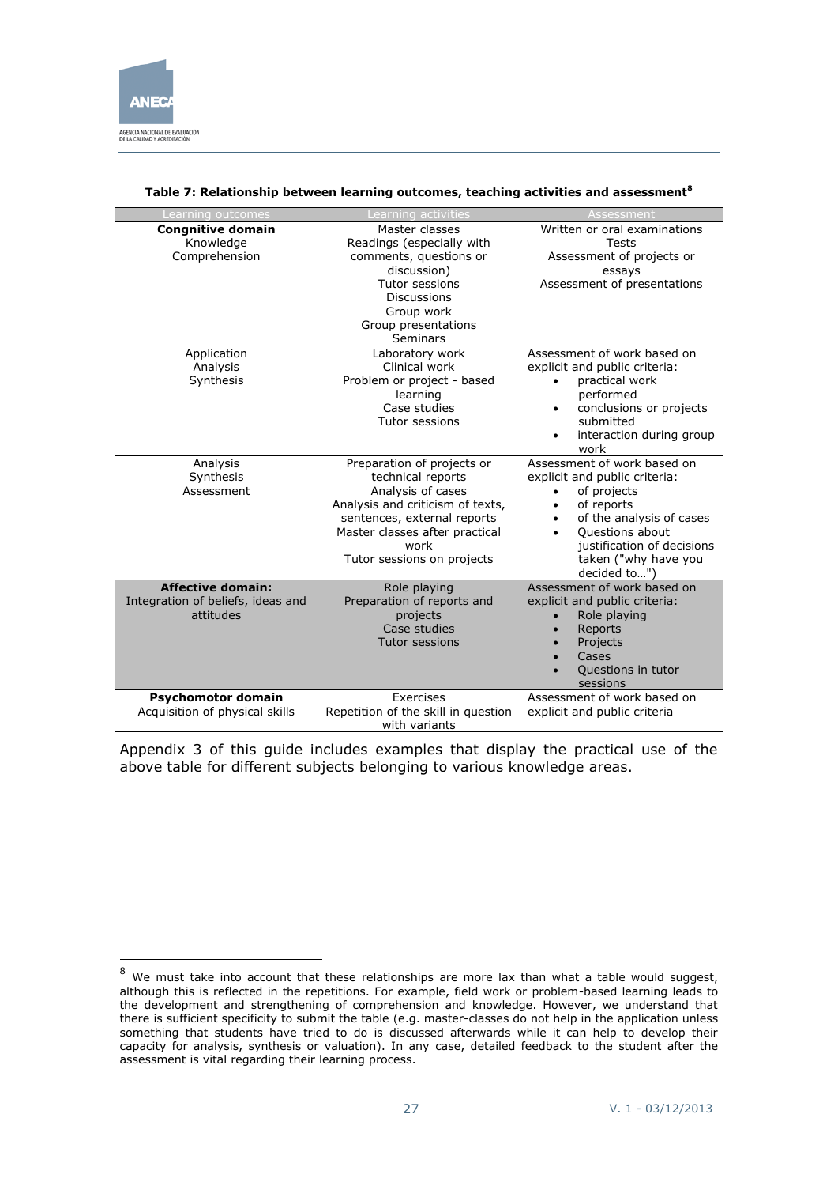**Table 7: Relationship between learning outcomes, teaching activities and assessment**[8]

| Learning outcomes | Learning activities | Assessment |
|---|---|---|
| **Congnitive domain**<br>Knowledge<br>Comprehension | Master classes<br>Readings (especially with comments, questions or discussion)<br>Tutor sessions<br>Discussions<br>Group work<br>Group presentations<br>Seminars | Written or oral examinations<br>Tests<br>Assessment of projects or essays<br>Assessment of presentations |
| Application<br>Analysis<br>Synthesis | Laboratory work<br>Clinical work<br>Problem or project - based learning<br>Case studies<br>Tutor sessions | Assessment of work based on explicit and public criteria:<br>• practical work<br>• conclusions or projects submitted<br>• interaction during group work |
| Analysis<br>Synthesis<br>Assessment | Preparation of projects or technical reports<br>Analysis of cases<br>Analysis and criticism of texts, sentences, external reports<br>Master classes after practical work<br>Tutor sessions on projects | Assessment of work based on explicit and public criteria:<br>• of projects<br>• of reports<br>• of the analysis of cases<br>• Questions about justification of decisions taken ("why have you decided to…") |
| **Affective domain:**<br>Integration of beliefs, ideas and attitudes | Role playing<br>Preparation of reports and projects<br>Case studies<br>Tutor sessions | Assessment of work based on explicit and public criteria:<br>• Role playing<br>• Reports<br>• Projects<br>• Cases<br>• Questions in tutor sessions |
| **Psychomotor domain**<br>Acquisition of physical skills | Exercises<br>Repetition of the skill in question with variants | Assessment of work based on explicit and public criteria |

Appendix 3 of this guide includes examples that display the practical use of the above table for different subjects belonging to various knowledge areas.

[8] We must take into account that these relationships are more lax than what a table would suggest, although this is reflected in the repetitions. For example, field work or problem-based learning leads to the development and strengthening of comprehension and knowledge. However, we understand that there is sufficient specificity to submit the table (e.g. master-classes do not help in the application unless something that students have tried to do is discussed afterwards while it can help to develop their capacity for analysis, synthesis or valuation). In any case, detailed feedback to the student after the assessment is vital regarding their learning process.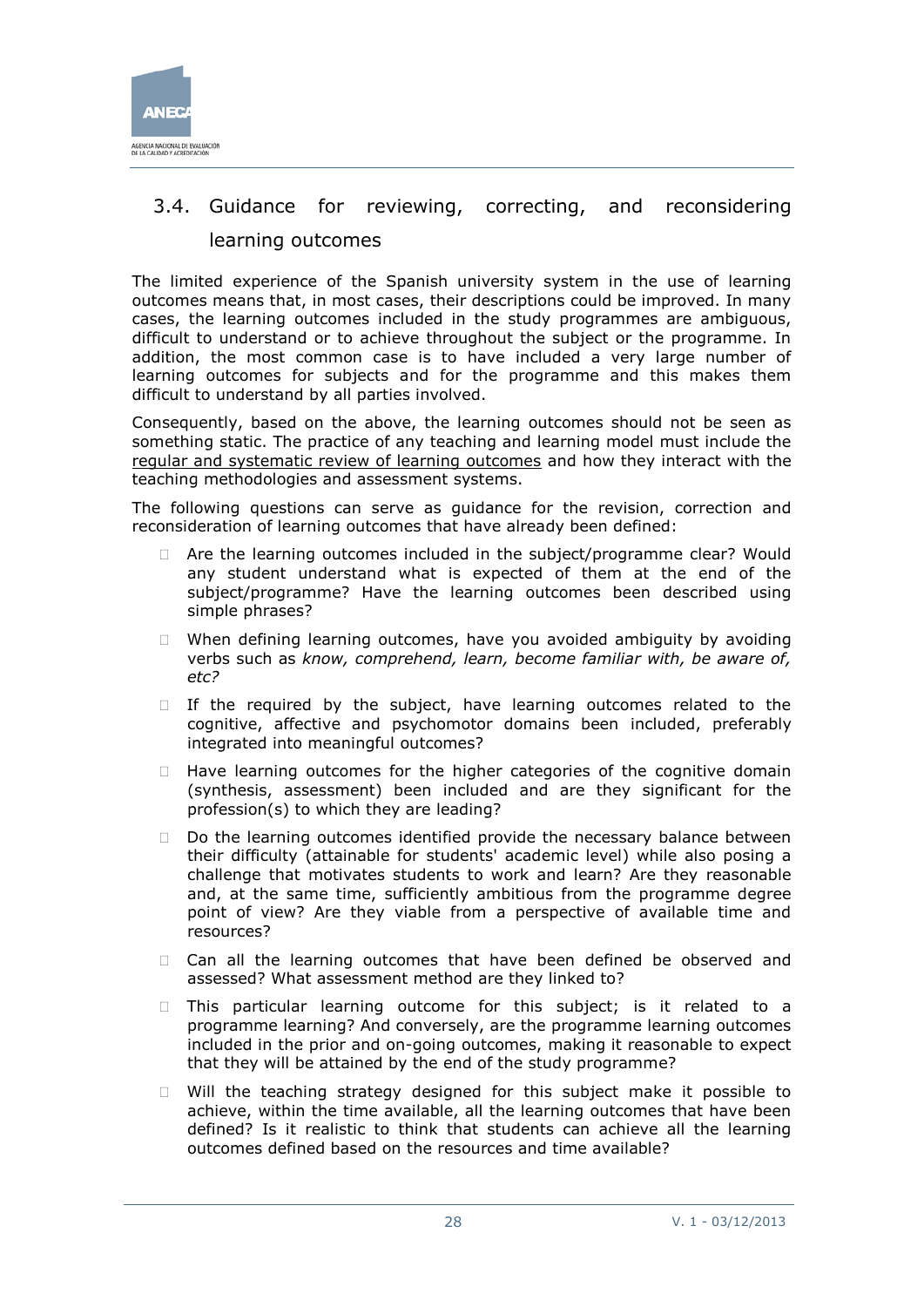## 3.4. Guidance for reviewing, correcting, and reconsidering learning outcomes

The limited experience of the Spanish university system in the use of learning outcomes means that, in most cases, their descriptions could be improved. In many cases, the learning outcomes included in the study programmes are ambiguous, difficult to understand or to achieve throughout the subject or the programme. In addition, the most common case is to have included a very large number of learning outcomes for subjects and for the programme and this makes them difficult to understand by all parties involved.

Consequently, based on the above, the learning outcomes should not be seen as something static. The practice of any teaching and learning model must include the <u>regular and systematic review of learning outcomes</u> and how they interact with the teaching methodologies and assessment systems.

The following questions can serve as guidance for the revision, correction and reconsideration of learning outcomes that have already been defined:

- Are the learning outcomes included in the subject/programme clear? Would any student understand what is expected of them at the end of the subject/programme? Have the learning outcomes been described using simple phrases?
- When defining learning outcomes, have you avoided ambiguity by avoiding verbs such as *know, comprehend, learn, become familiar with, be aware of, etc?*
- If the required by the subject, have learning outcomes related to the cognitive, affective and psychomotor domains been included, preferably integrated into meaningful outcomes?
- Have learning outcomes for the higher categories of the cognitive domain (synthesis, assessment) been included and are they significant for the profession(s) to which they are leading?
- Do the learning outcomes identified provide the necessary balance between their difficulty (attainable for students' academic level) while also posing a challenge that motivates students to work and learn? Are they reasonable and, at the same time, sufficiently ambitious from the programme degree point of view? Are they viable from a perspective of available time and resources?
- Can all the learning outcomes that have been defined be observed and assessed? What assessment method are they linked to?
- This particular learning outcome for this subject; is it related to a programme learning? And conversely, are the programme learning outcomes included in the prior and on-going outcomes, making it reasonable to expect that they will be attained by the end of the study programme?
- Will the teaching strategy designed for this subject make it possible to achieve, within the time available, all the learning outcomes that have been defined? Is it realistic to think that students can achieve all the learning outcomes defined based on the resources and time available?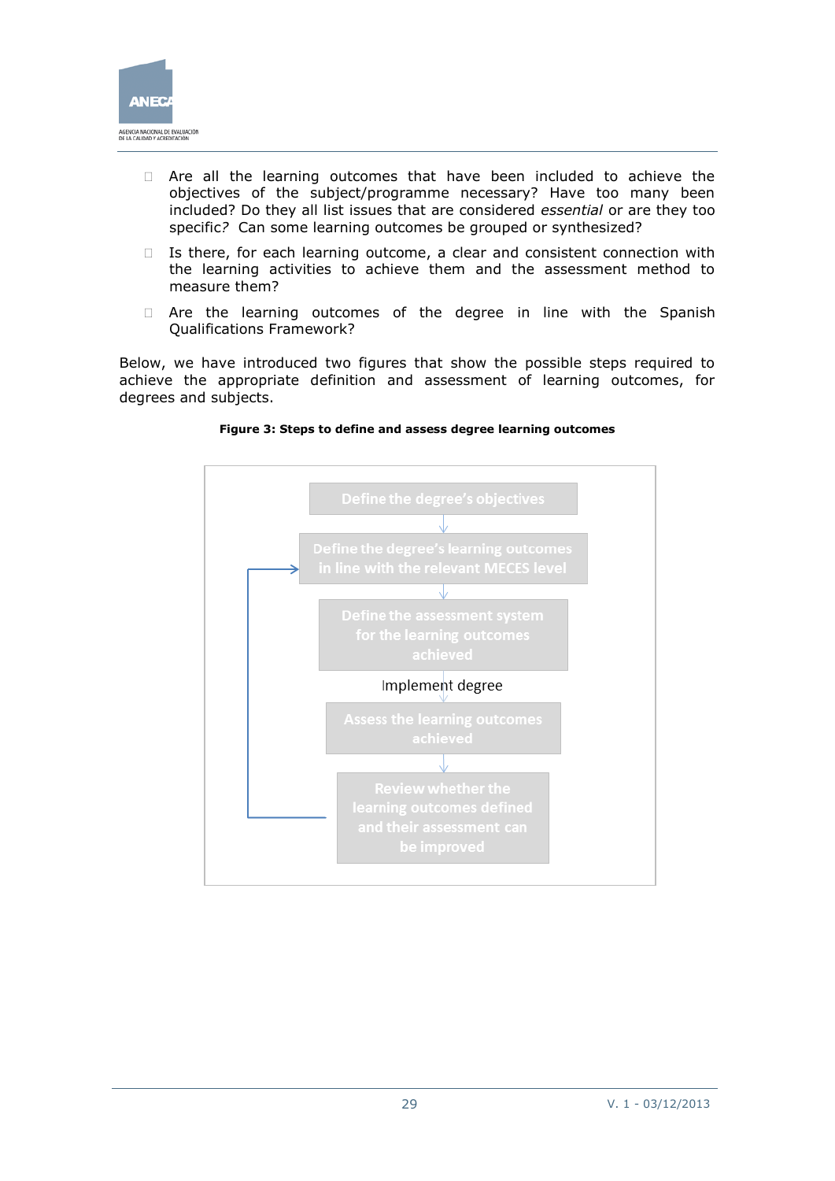- Are all the learning outcomes that have been included to achieve the objectives of the subject/programme necessary? Have too many been included? Do they all list issues that are considered *essential* or are they too specific? Can some learning outcomes be grouped or synthesized?
- Is there, for each learning outcome, a clear and consistent connection with the learning activities to achieve them and the assessment method to measure them?
- Are the learning outcomes of the degree in line with the Spanish Qualifications Framework?

Below, we have introduced two figures that show the possible steps required to achieve the appropriate definition and assessment of learning outcomes, for degrees and subjects.

**Figure 3: Steps to define and assess degree learning outcomes**

Define the degree's objectives

Define the degree's learning outcomes in line with the relevant MECES level

Define the assessment system for the learning outcomes achieved

Implement degree

Assess the learning outcomes achieved

Review whether the learning outcomes defined and their assessment can be improved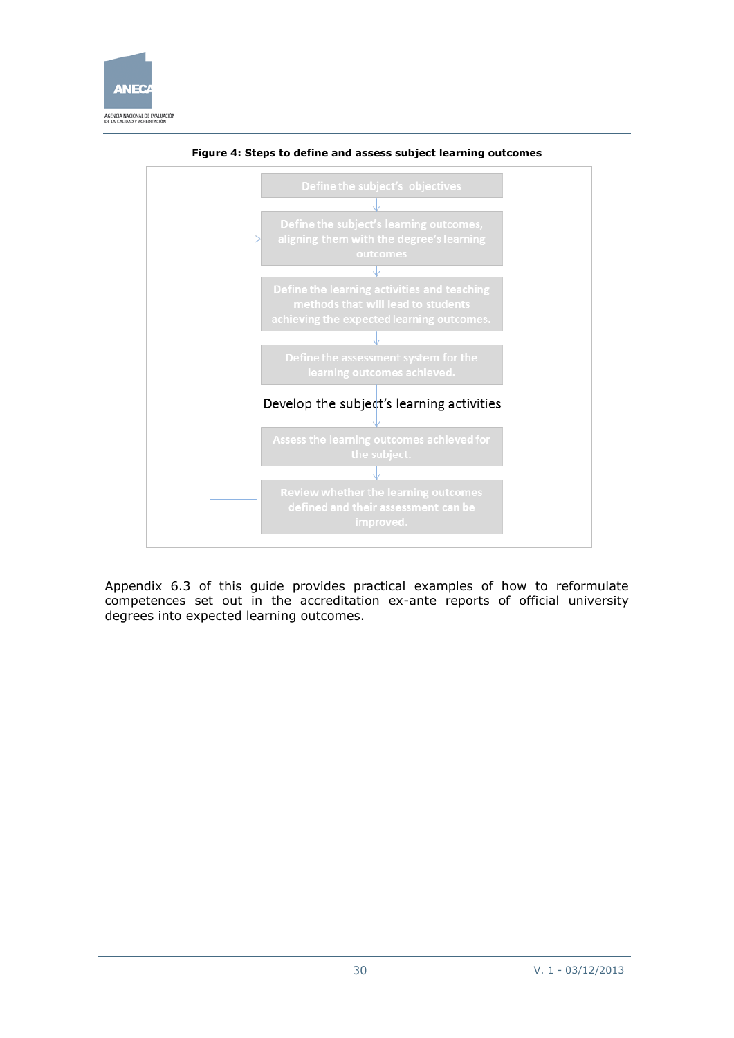**Figure 4: Steps to define and assess subject learning outcomes**

Define the subject's objectives

↓

Define the subject's learning outcomes, aligning them with the degree's learning outcomes

↓

Define the learning activities and teaching methods that will lead to students achieving the expected learning outcomes.

↓

Define the assessment system for the learning outcomes achieved.

↓

Develop the subject's learning activities

↓

Assess the learning outcomes achieved for the subject.

↓

Review whether the learning outcomes defined and their assessment can be improved.

Appendix 6.3 of this guide provides practical examples of how to reformulate competences set out in the accreditation ex-ante reports of official university degrees into expected learning outcomes.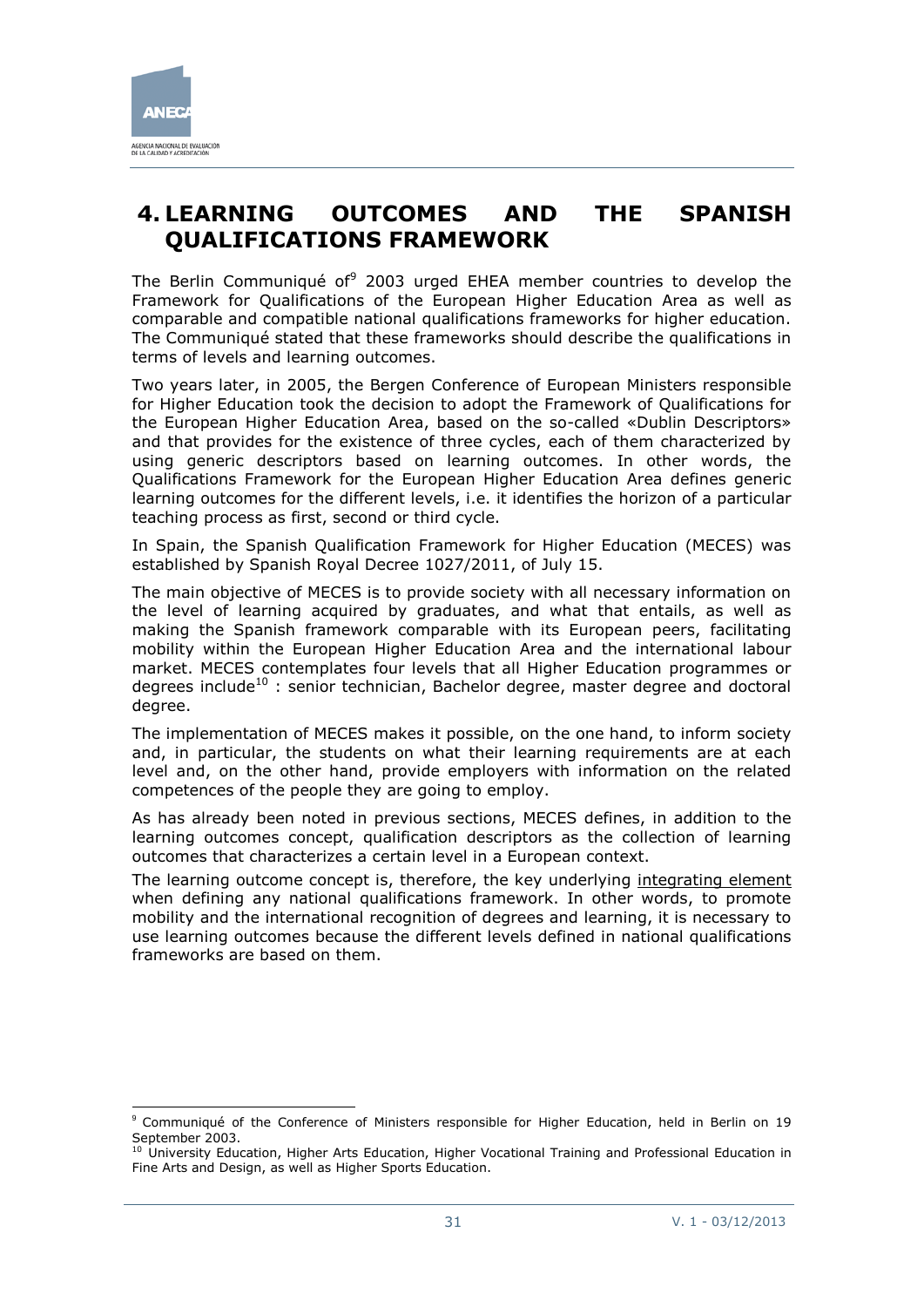# 4. LEARNING OUTCOMES AND THE SPANISH QUALIFICATIONS FRAMEWORK

The Berlin Communiqué of[9] 2003 urged EHEA member countries to develop the Framework for Qualifications of the European Higher Education Area as well as comparable and compatible national qualifications frameworks for higher education. The Communiqué stated that these frameworks should describe the qualifications in terms of levels and learning outcomes.

Two years later, in 2005, the Bergen Conference of European Ministers responsible for Higher Education took the decision to adopt the Framework of Qualifications for the European Higher Education Area, based on the so-called «Dublin Descriptors» and that provides for the existence of three cycles, each of them characterized by using generic descriptors based on learning outcomes. In other words, the Qualifications Framework for the European Higher Education Area defines generic learning outcomes for the different levels, i.e. it identifies the horizon of a particular teaching process as first, second or third cycle.

In Spain, the Spanish Qualification Framework for Higher Education (MECES) was established by Spanish Royal Decree 1027/2011, of July 15.

The main objective of MECES is to provide society with all necessary information on the level of learning acquired by graduates, and what that entails, as well as making the Spanish framework comparable with its European peers, facilitating mobility within the European Higher Education Area and the international labour market. MECES contemplates four levels that all Higher Education programmes or degrees include[10] : senior technician, Bachelor degree, master degree and doctoral degree.

The implementation of MECES makes it possible, on the one hand, to inform society and, in particular, the students on what their learning requirements are at each level and, on the other hand, provide employers with information on the related competences of the people they are going to employ.

As has already been noted in previous sections, MECES defines, in addition to the learning outcomes concept, qualification descriptors as the collection of learning outcomes that characterizes a certain level in a European context.

The learning outcome concept is, therefore, the key underlying integrating element when defining any national qualifications framework. In other words, to promote mobility and the international recognition of degrees and learning, it is necessary to use learning outcomes because the different levels defined in national qualifications frameworks are based on them.

---

[9] Communiqué of the Conference of Ministers responsible for Higher Education, held in Berlin on 19 September 2003.

[10] University Education, Higher Arts Education, Higher Vocational Training and Professional Education in Fine Arts and Design, as well as Higher Sports Education.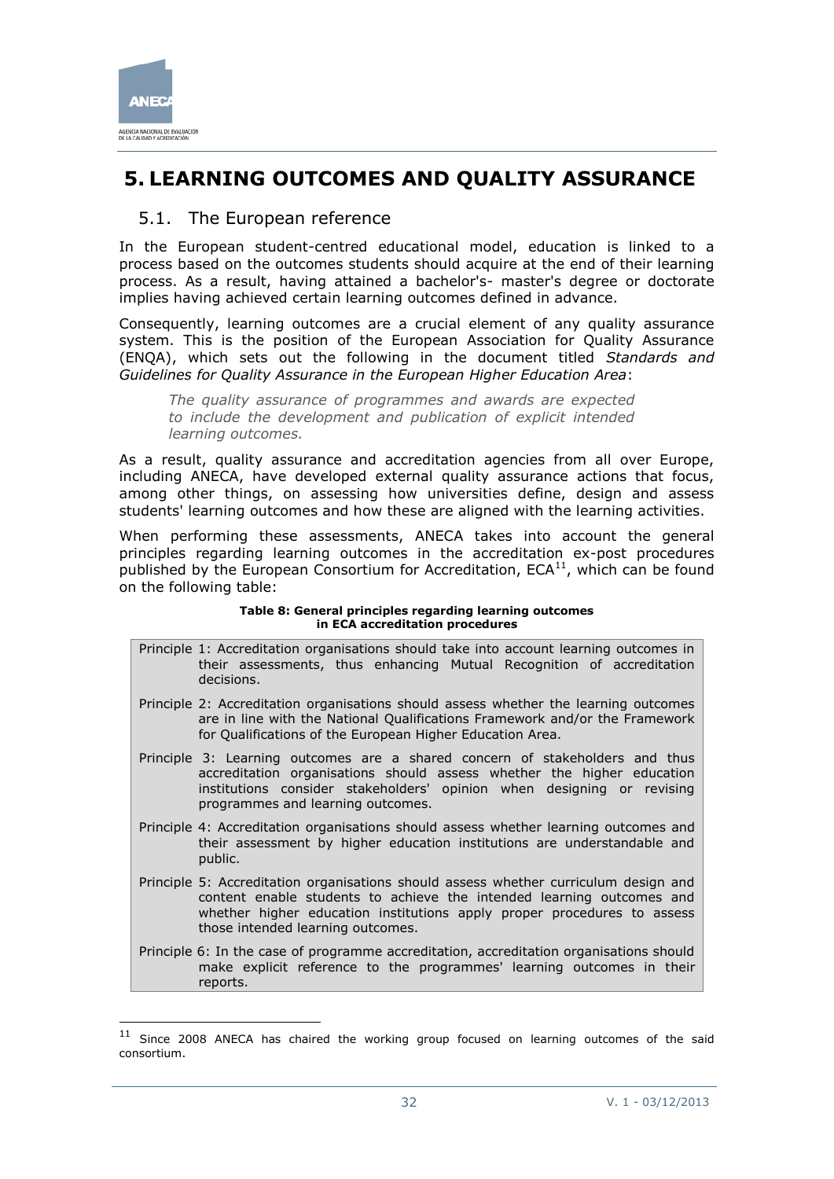# 5. LEARNING OUTCOMES AND QUALITY ASSURANCE

## 5.1. The European reference

In the European student-centred educational model, education is linked to a process based on the outcomes students should acquire at the end of their learning process. As a result, having attained a bachelor's- master's degree or doctorate implies having achieved certain learning outcomes defined in advance.

Consequently, learning outcomes are a crucial element of any quality assurance system. This is the position of the European Association for Quality Assurance (ENQA), which sets out the following in the document titled *Standards and Guidelines for Quality Assurance in the European Higher Education Area*:

> *The quality assurance of programmes and awards are expected to include the development and publication of explicit intended learning outcomes.*

As a result, quality assurance and accreditation agencies from all over Europe, including ANECA, have developed external quality assurance actions that focus, among other things, on assessing how universities define, design and assess students' learning outcomes and how these are aligned with the learning activities.

When performing these assessments, ANECA takes into account the general principles regarding learning outcomes in the accreditation ex-post procedures published by the European Consortium for Accreditation, ECA[11], which can be found on the following table:

**Table 8: General principles regarding learning outcomes in ECA accreditation procedures**

| |
|---|
| Principle 1: Accreditation organisations should take into account learning outcomes in their assessments, thus enhancing Mutual Recognition of accreditation decisions. |
| Principle 2: Accreditation organisations should assess whether the learning outcomes are in line with the National Qualifications Framework and/or the Framework for Qualifications of the European Higher Education Area. |
| Principle 3: Learning outcomes are a shared concern of stakeholders and thus accreditation organisations should assess whether the higher education institutions consider stakeholders' opinion when designing or revising programmes and learning outcomes. |
| Principle 4: Accreditation organisations should assess whether learning outcomes and their assessment by higher education institutions are understandable and public. |
| Principle 5: Accreditation organisations should assess whether curriculum design and content enable students to achieve the intended learning outcomes and whether higher education institutions apply proper procedures to assess those intended learning outcomes. |
| Principle 6: In the case of programme accreditation, accreditation organisations should make explicit reference to the programmes' learning outcomes in their reports. |

[11] Since 2008 ANECA has chaired the working group focused on learning outcomes of the said consortium.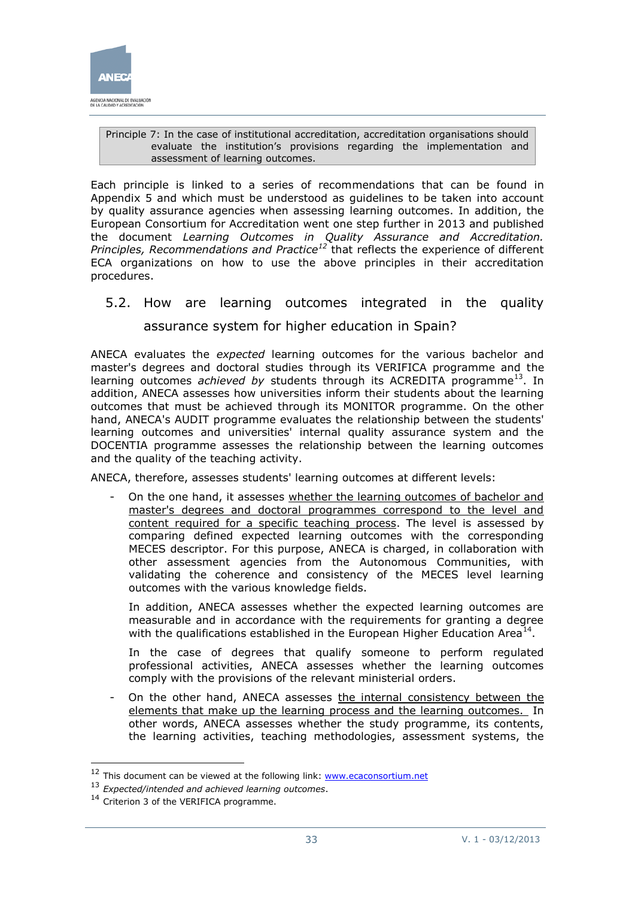> Principle 7: In the case of institutional accreditation, accreditation organisations should evaluate the institution's provisions regarding the implementation and assessment of learning outcomes.

Each principle is linked to a series of recommendations that can be found in Appendix 5 and which must be understood as guidelines to be taken into account by quality assurance agencies when assessing learning outcomes. In addition, the European Consortium for Accreditation went one step further in 2013 and published the document *Learning Outcomes in Quality Assurance and Accreditation. Principles, Recommendations and Practice*[12] that reflects the experience of different ECA organizations on how to use the above principles in their accreditation procedures.

## 5.2. How are learning outcomes integrated in the quality assurance system for higher education in Spain?

ANECA evaluates the *expected* learning outcomes for the various bachelor and master's degrees and doctoral studies through its VERIFICA programme and the learning outcomes *achieved by* students through its ACREDITA programme[13]. In addition, ANECA assesses how universities inform their students about the learning outcomes that must be achieved through its MONITOR programme. On the other hand, ANECA's AUDIT programme evaluates the relationship between the students' learning outcomes and universities' internal quality assurance system and the DOCENTIA programme assesses the relationship between the learning outcomes and the quality of the teaching activity.

ANECA, therefore, assesses students' learning outcomes at different levels:

- On the one hand, it assesses <u>whether the learning outcomes of bachelor and master's degrees and doctoral programmes correspond to the level and content required for a specific teaching process</u>. The level is assessed by comparing defined expected learning outcomes with the corresponding MECES descriptor. For this purpose, ANECA is charged, in collaboration with other assessment agencies from the Autonomous Communities, with validating the coherence and consistency of the MECES level learning outcomes with the various knowledge fields.

  In addition, ANECA assesses whether the expected learning outcomes are measurable and in accordance with the requirements for granting a degree with the qualifications established in the European Higher Education Area[14].

  In the case of degrees that qualify someone to perform regulated professional activities, ANECA assesses whether the learning outcomes comply with the provisions of the relevant ministerial orders.

- On the other hand, ANECA assesses <u>the internal consistency between the elements that make up the learning process and the learning outcomes.</u> In other words, ANECA assesses whether the study programme, its contents, the learning activities, teaching methodologies, assessment systems, the

---

[12] This document can be viewed at the following link: www.ecaconsortium.net

[13] *Expected/intended and achieved learning outcomes*.

[14] Criterion 3 of the VERIFICA programme.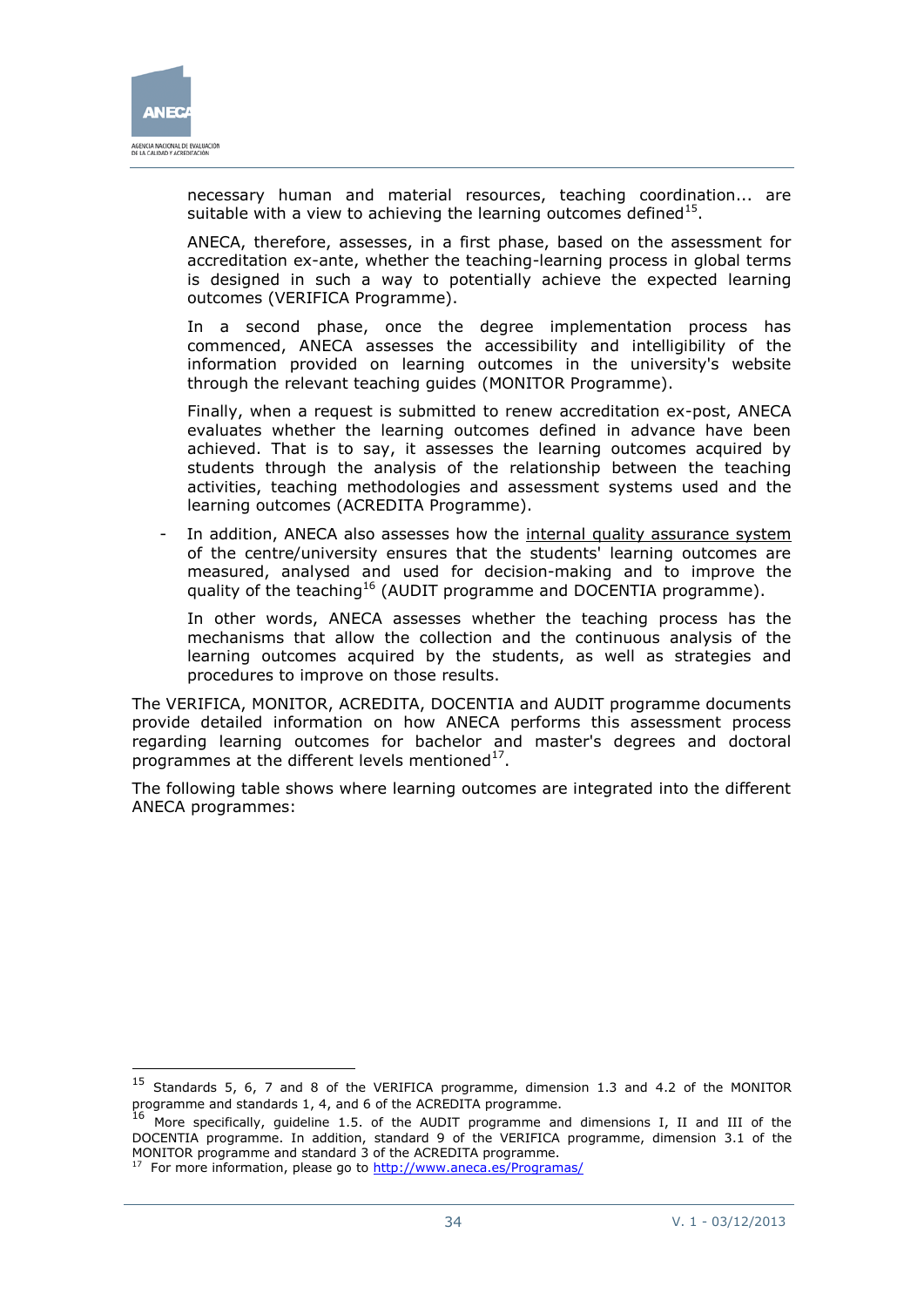necessary human and material resources, teaching coordination... are suitable with a view to achieving the learning outcomes defined[15].

ANECA, therefore, assesses, in a first phase, based on the assessment for accreditation ex-ante, whether the teaching-learning process in global terms is designed in such a way to potentially achieve the expected learning outcomes (VERIFICA Programme).

In a second phase, once the degree implementation process has commenced, ANECA assesses the accessibility and intelligibility of the information provided on learning outcomes in the university's website through the relevant teaching guides (MONITOR Programme).

Finally, when a request is submitted to renew accreditation ex-post, ANECA evaluates whether the learning outcomes defined in advance have been achieved. That is to say, it assesses the learning outcomes acquired by students through the analysis of the relationship between the teaching activities, teaching methodologies and assessment systems used and the learning outcomes (ACREDITA Programme).

- In addition, ANECA also assesses how the internal quality assurance system of the centre/university ensures that the students' learning outcomes are measured, analysed and used for decision-making and to improve the quality of the teaching[16] (AUDIT programme and DOCENTIA programme).

  In other words, ANECA assesses whether the teaching process has the mechanisms that allow the collection and the continuous analysis of the learning outcomes acquired by the students, as well as strategies and procedures to improve on those results.

The VERIFICA, MONITOR, ACREDITA, DOCENTIA and AUDIT programme documents provide detailed information on how ANECA performs this assessment process regarding learning outcomes for bachelor and master's degrees and doctoral programmes at the different levels mentioned[17].

The following table shows where learning outcomes are integrated into the different ANECA programmes:

---

[15] Standards 5, 6, 7 and 8 of the VERIFICA programme, dimension 1.3 and 4.2 of the MONITOR programme and standards 1, 4, and 6 of the ACREDITA programme.

[16] More specifically, guideline 1.5. of the AUDIT programme and dimensions I, II and III of the DOCENTIA programme. In addition, standard 9 of the VERIFICA programme, dimension 3.1 of the MONITOR programme and standard 3 of the ACREDITA programme.

[17] For more information, please go to http://www.aneca.es/Programas/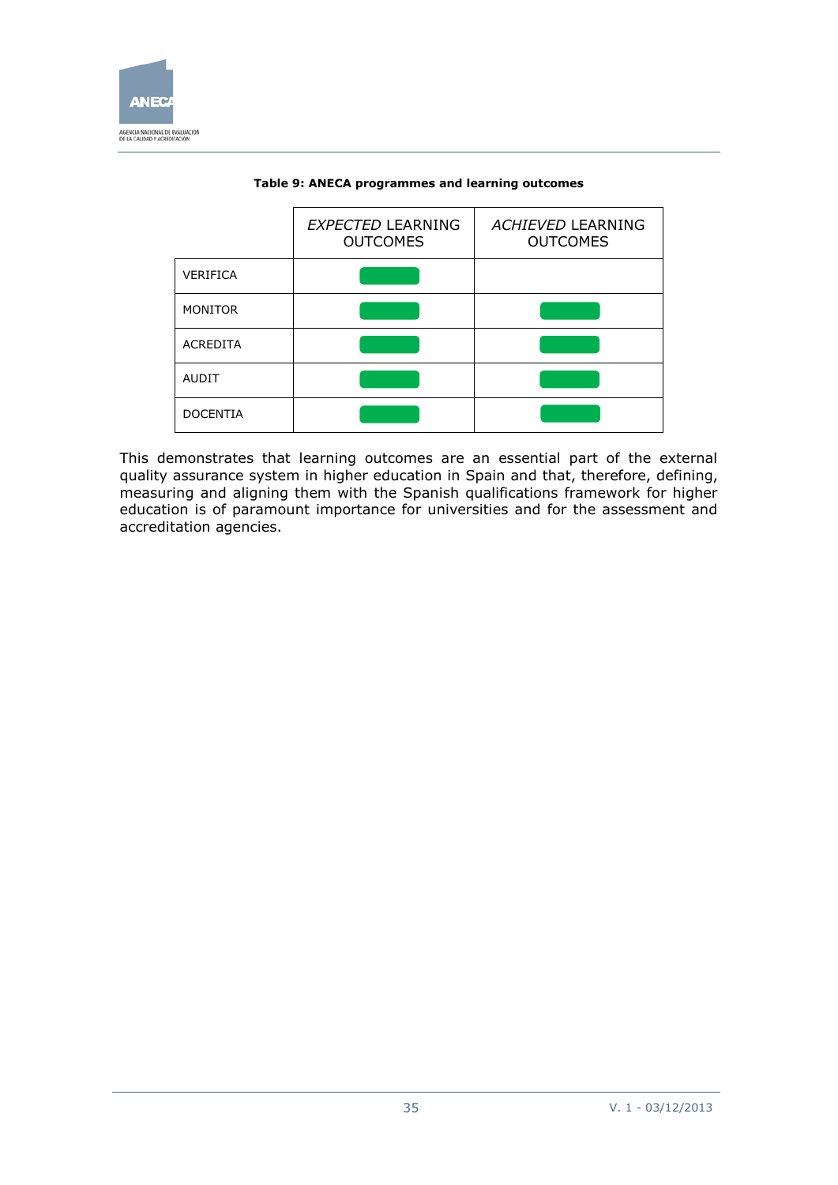**Table 9: ANECA programmes and learning outcomes**

| | *EXPECTED* LEARNING OUTCOMES | *ACHIEVED* LEARNING OUTCOMES |
|---|---|---|
| VERIFICA | ✓ | |
| MONITOR | ✓ | ✓ |
| ACREDITA | ✓ | ✓ |
| AUDIT | ✓ | ✓ |
| DOCENTIA | ✓ | ✓ |

This demonstrates that learning outcomes are an essential part of the external quality assurance system in higher education in Spain and that, therefore, defining, measuring and aligning them with the Spanish qualifications framework for higher education is of paramount importance for universities and for the assessment and accreditation agencies.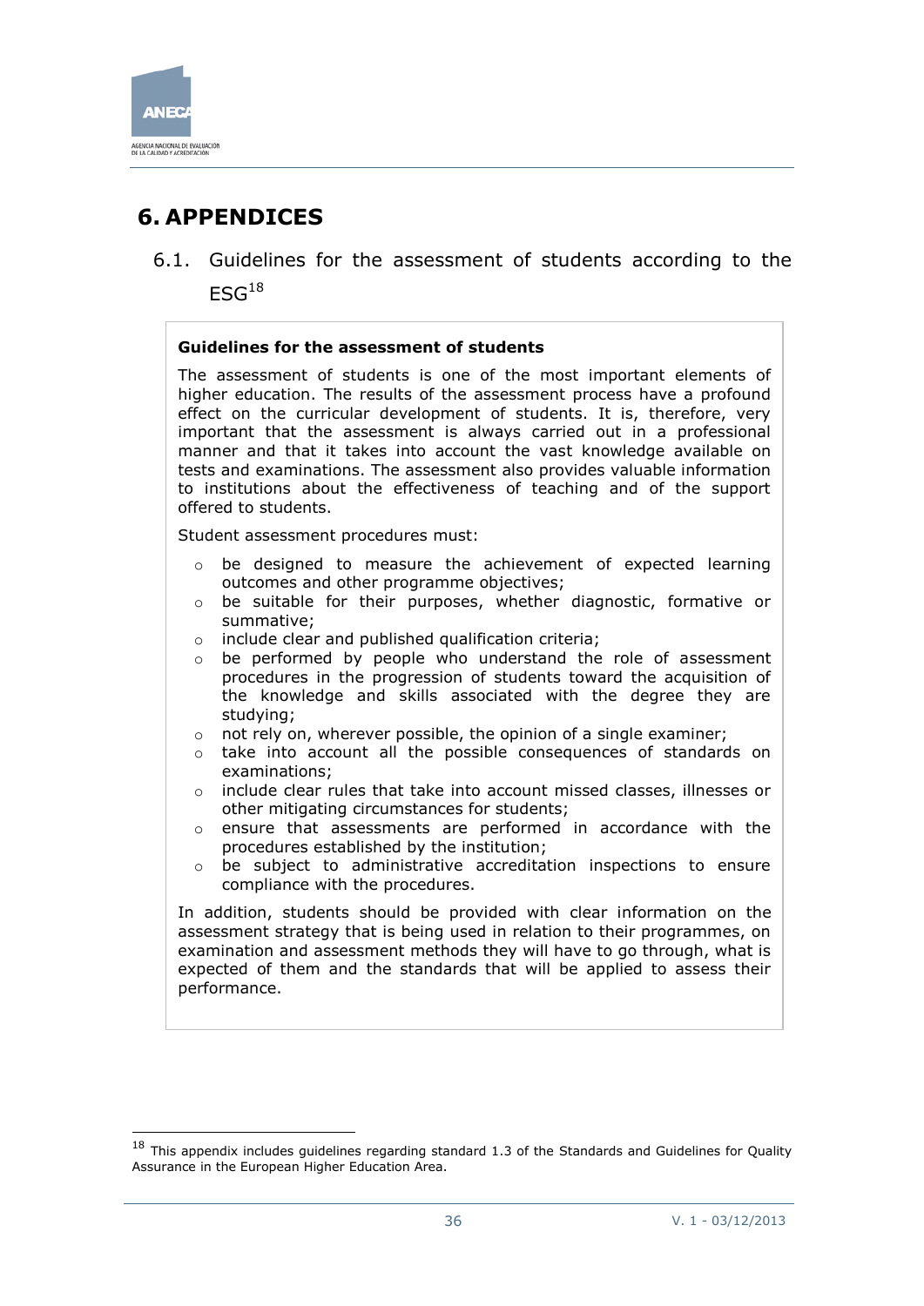# 6. APPENDICES

## 6.1. Guidelines for the assessment of students according to the ESG[18]

**Guidelines for the assessment of students**

The assessment of students is one of the most important elements of higher education. The results of the assessment process have a profound effect on the curricular development of students. It is, therefore, very important that the assessment is always carried out in a professional manner and that it takes into account the vast knowledge available on tests and examinations. The assessment also provides valuable information to institutions about the effectiveness of teaching and of the support offered to students.

Student assessment procedures must:

- be designed to measure the achievement of expected learning outcomes and other programme objectives;
- be suitable for their purposes, whether diagnostic, formative or summative;
- include clear and published qualification criteria;
- be performed by people who understand the role of assessment procedures in the progression of students toward the acquisition of the knowledge and skills associated with the degree they are studying;
- not rely on, wherever possible, the opinion of a single examiner;
- take into account all the possible consequences of standards on examinations;
- include clear rules that take into account missed classes, illnesses or other mitigating circumstances for students;
- ensure that assessments are performed in accordance with the procedures established by the institution;
- be subject to administrative accreditation inspections to ensure compliance with the procedures.

In addition, students should be provided with clear information on the assessment strategy that is being used in relation to their programmes, on examination and assessment methods they will have to go through, what is expected of them and the standards that will be applied to assess their performance.

---

[18] This appendix includes guidelines regarding standard 1.3 of the Standards and Guidelines for Quality Assurance in the European Higher Education Area.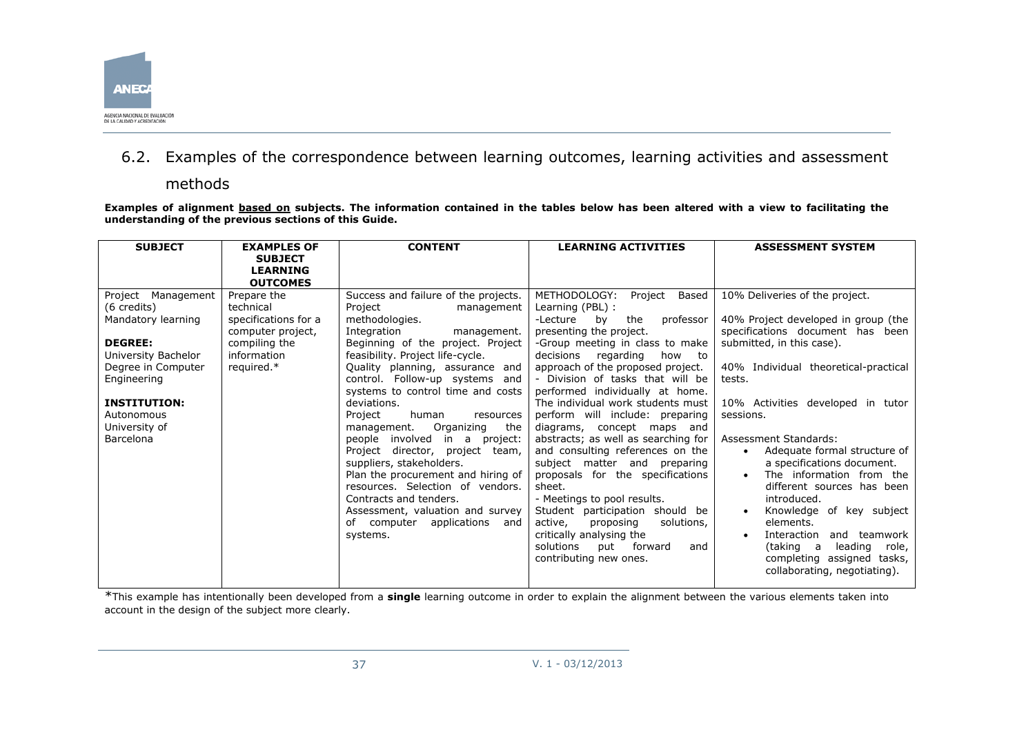## 6.2. Examples of the correspondence between learning outcomes, learning activities and assessment methods

**Examples of alignment based on subjects. The information contained in the tables below has been altered with a view to facilitating the understanding of the previous sections of this Guide.**

| SUBJECT | EXAMPLES OF SUBJECT LEARNING OUTCOMES | CONTENT | LEARNING ACTIVITIES | ASSESSMENT SYSTEM |
|---|---|---|---|---|
| Project Management (6 credits)<br>Mandatory learning<br><br>**DEGREE:**<br>University Bachelor Degree in Computer Engineering<br><br>**INSTITUTION:**<br>Autonomous University of Barcelona | Prepare the technical specifications for a computer project, compiling the information required.* | Success and failure of the projects. Project management methodologies. Integration management. Beginning of the project. Project feasibility. Project life-cycle. Quality planning, assurance and control. Follow-up systems and systems to control time and costs deviations. Project human resources management. Organizing the people involved in a project: Project director, project team, suppliers, stakeholders. Plan the procurement and hiring of resources. Selection of vendors. Contracts and tenders. Assessment, valuation and survey of computer applications and systems. | METHODOLOGY: Project Based Learning (PBL) :<br>-Lecture by the professor presenting the project.<br>-Group meeting in class to make decisions regarding how to approach of the proposed project.<br>- Division of tasks that will be performed individually at home. The individual work students must perform will include: preparing diagrams, concept maps and abstracts; as well as searching for and consulting references on the subject matter and preparing proposals for the specifications sheet.<br>- Meetings to pool results.<br>Student participation should be active, proposing solutions, critically analysing the solutions put forward and contributing new ones. | 10% Deliveries of the project.<br><br>40% Project developed in group (the specifications document has been submitted, in this case).<br><br>40% Individual theoretical-practical tests.<br><br>10% Activities developed in tutor sessions.<br><br>Assessment Standards:<br>• Adequate formal structure of a specifications document.<br>• The information from the different sources has been introduced.<br>• Knowledge of key subject elements.<br>• Interaction and teamwork (taking a leading role, completing assigned tasks, collaborating, negotiating). |

*This example has intentionally been developed from a **single** learning outcome in order to explain the alignment between the various elements taken into account in the design of the subject more clearly.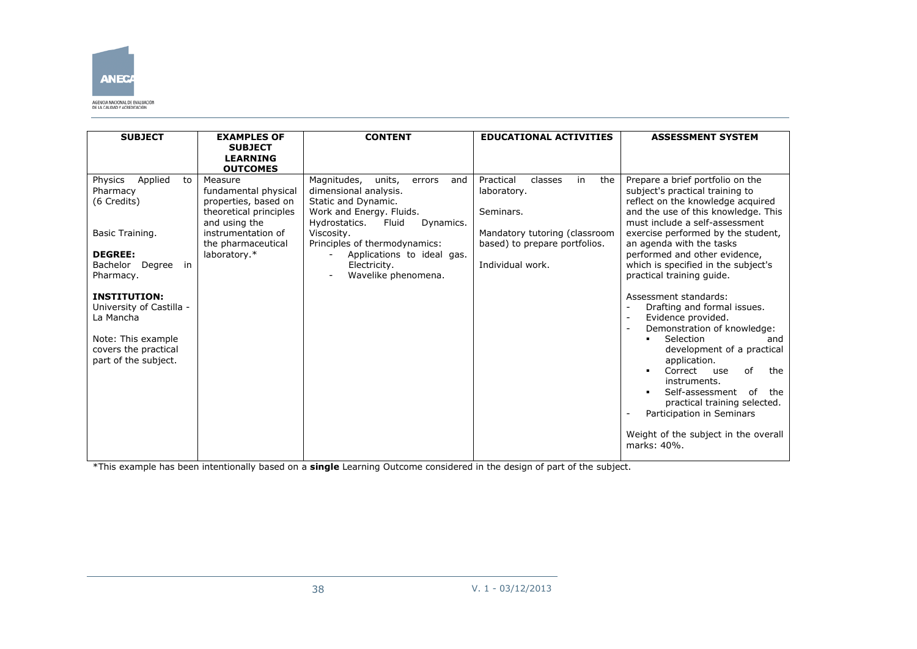| SUBJECT | EXAMPLES OF SUBJECT LEARNING OUTCOMES | CONTENT | EDUCATIONAL ACTIVITIES | ASSESSMENT SYSTEM |
|---|---|---|---|---|
| Physics Applied to Pharmacy (6 Credits)<br><br>Basic Training.<br><br>**DEGREE:** Bachelor Degree in Pharmacy.<br><br>**INSTITUTION:** University of Castilla - La Mancha<br><br>Note: This example covers the practical part of the subject. | Measure fundamental physical properties, based on theoretical principles and using the instrumentation of the pharmaceutical laboratory.* | Magnitudes, units, errors and dimensional analysis.<br>Static and Dynamic.<br>Work and Energy. Fluids.<br>Hydrostatics. Fluid Dynamics. Viscosity.<br>Principles of thermodynamics:<br>- Applications to ideal gas. Electricity.<br>- Wavelike phenomena. | Practical classes in the laboratory.<br><br>Seminars.<br><br>Mandatory tutoring (classroom based) to prepare portfolios.<br><br>Individual work. | Prepare a brief portfolio on the subject's practical training to reflect on the knowledge acquired and the use of this knowledge. This must include a self-assessment exercise performed by the student, an agenda with the tasks performed and other evidence, which is specified in the subject's practical training guide.<br><br>Assessment standards:<br>- Drafting and formal issues.<br>- Evidence provided.<br>- Demonstration of knowledge:<br>▪ Selection and development of a practical application.<br>▪ Correct use of the instruments.<br>▪ Self-assessment of the practical training selected.<br>- Participation in Seminars<br><br>Weight of the subject in the overall marks: 40%. |

*This example has been intentionally based on a **single** Learning Outcome considered in the design of part of the subject.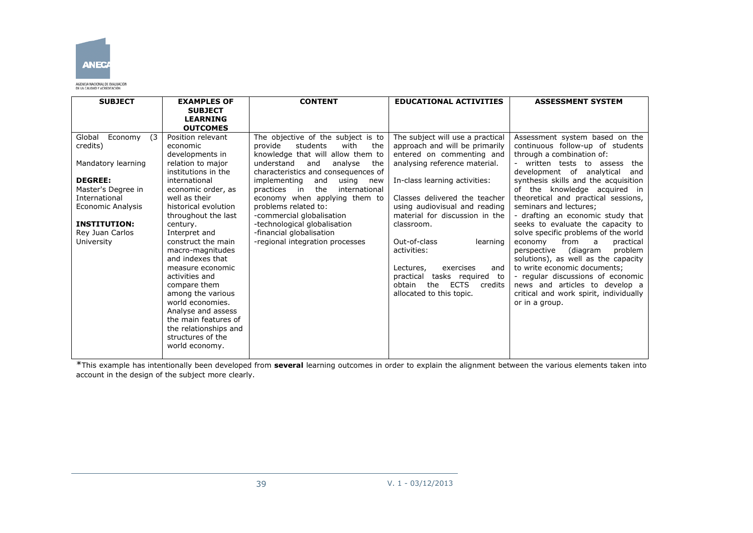| SUBJECT | EXAMPLES OF SUBJECT LEARNING OUTCOMES | CONTENT | EDUCATIONAL ACTIVITIES | ASSESSMENT SYSTEM |
|---|---|---|---|---|
| Global Economy (3 credits)<br><br>Mandatory learning<br><br>**DEGREE:**<br>Master's Degree in International Economic Analysis<br><br>**INSTITUTION:**<br>Rey Juan Carlos University | Position relevant economic developments in relation to major institutions in the international economic order, as well as their historical evolution throughout the last century.<br>Interpret and construct the main macro-magnitudes and indexes that measure economic activities and compare them among the various world economies.<br>Analyse and assess the main features of the relationships and structures of the world economy. | The objective of the subject is to provide students with the knowledge that will allow them to understand and analyse the characteristics and consequences of implementing and using new practices in the international economy when applying them to problems related to:<br>-commercial globalisation<br>-technological globalisation<br>-financial globalisation<br>-regional integration processes | The subject will use a practical approach and will be primarily entered on commenting and analysing reference material.<br><br>In-class learning activities:<br><br>Classes delivered the teacher using audiovisual and reading material for discussion in the classroom.<br><br>Out-of-class learning activities:<br><br>Lectures, exercises and practical tasks required to obtain the ECTS credits allocated to this topic. | Assessment system based on the continuous follow-up of students through a combination of:<br>- written tests to assess the development of analytical and synthesis skills and the acquisition of the knowledge acquired in theoretical and practical sessions, seminars and lectures;<br>- drafting an economic study that seeks to evaluate the capacity to solve specific problems of the world economy from a practical perspective (diagram problem solutions), as well as the capacity to write economic documents;<br>- regular discussions of economic news and articles to develop a critical and work spirit, individually or in a group. |

*This example has intentionally been developed from **several** learning outcomes in order to explain the alignment between the various elements taken into account in the design of the subject more clearly.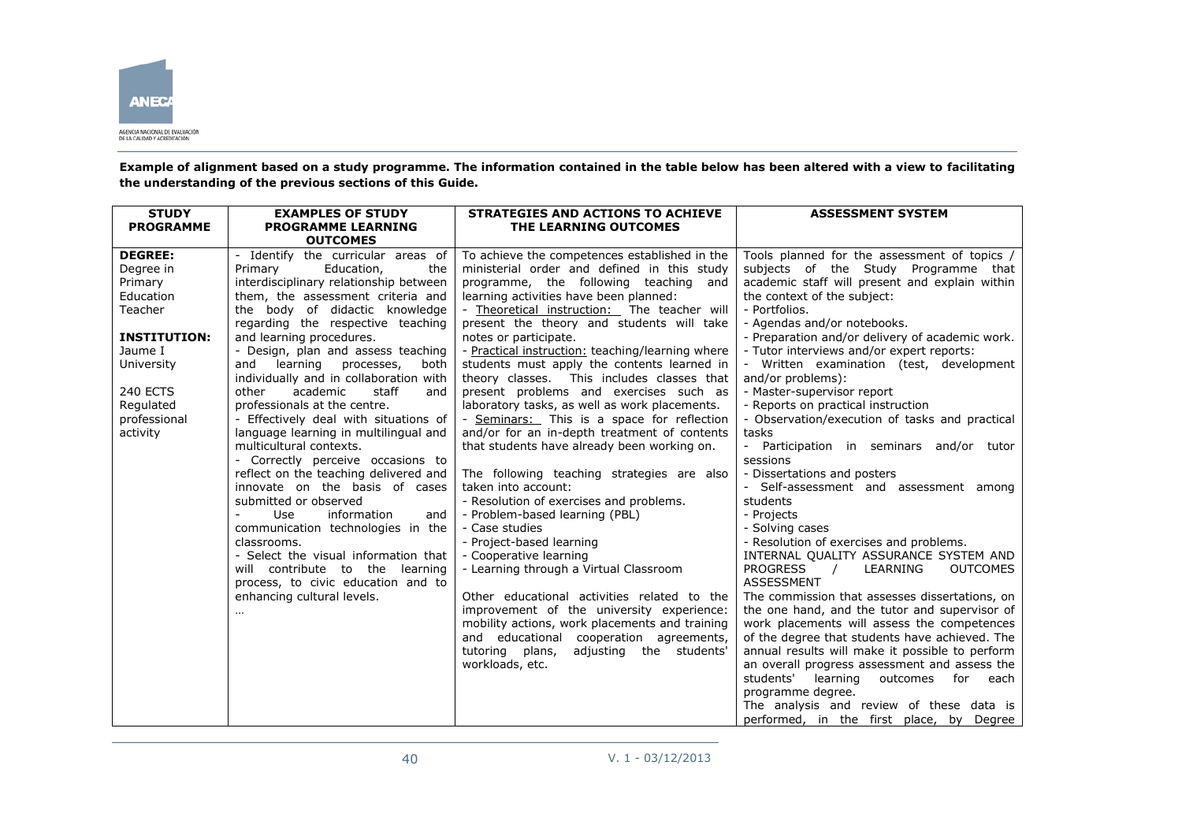**Example of alignment based on a study programme. The information contained in the table below has been altered with a view to facilitating the understanding of the previous sections of this Guide.**

| STUDY PROGRAMME | EXAMPLES OF STUDY PROGRAMME LEARNING OUTCOMES | STRATEGIES AND ACTIONS TO ACHIEVE THE LEARNING OUTCOMES | ASSESSMENT SYSTEM |
|---|---|---|---|
| **DEGREE:** Degree in Primary Education Teacher<br><br>**INSTITUTION:** Jaume I University<br><br>240 ECTS Regulated professional activity | - Identify the curricular areas of Primary Education, the interdisciplinary relationship between them, the assessment criteria and the body of didactic knowledge regarding the respective teaching and learning procedures.<br>- Design, plan and assess teaching and learning processes, both individually and in collaboration with other academic staff and professionals at the centre.<br>- Effectively deal with situations of language learning in multilingual and multicultural contexts.<br>- Correctly perceive occasions to reflect on the teaching delivered and innovate on the basis of cases submitted or observed<br>- Use information and communication technologies in the classrooms.<br>- Select the visual information that will contribute to the learning process, to civic education and to enhancing cultural levels.<br>… | To achieve the competences established in the ministerial order and defined in this study programme, the following teaching and learning activities have been planned:<br>- Theoretical instruction: The teacher will present the theory and students will take notes or participate.<br>- Practical instruction: teaching/learning where students must apply the contents learned in theory classes. This includes classes that present problems and exercises such as laboratory tasks, as well as work placements.<br>- Seminars: This is a space for reflection and/or for an in-depth treatment of contents that students have already been working on.<br><br>The following teaching strategies are also taken into account:<br>- Resolution of exercises and problems.<br>- Problem-based learning (PBL)<br>- Case studies<br>- Project-based learning<br>- Cooperative learning<br>- Learning through a Virtual Classroom<br><br>Other educational activities related to the improvement of the university experience: mobility actions, work placements and training and educational cooperation agreements, tutoring plans, adjusting the students' workloads, etc. | Tools planned for the assessment of topics / subjects of the Study Programme that academic staff will present and explain within the context of the subject:<br>- Portfolios.<br>- Agendas and/or notebooks.<br>- Preparation and/or delivery of academic work.<br>- Tutor interviews and/or expert reports:<br>- Written examination (test, development and/or problems):<br>- Master-supervisor report<br>- Reports on practical instruction<br>- Observation/execution of tasks and practical tasks<br>- Participation in seminars and/or tutor sessions<br>- Dissertations and posters<br>- Self-assessment and assessment among students<br>- Projects<br>- Solving cases<br>- Resolution of exercises and problems.<br>INTERNAL QUALITY ASSURANCE SYSTEM AND PROGRESS / LEARNING OUTCOMES ASSESSMENT<br>The commission that assesses dissertations, on the one hand, and the tutor and supervisor of work placements will assess the competences of the degree that students have achieved. The annual results will make it possible to perform an overall progress assessment and assess the students' learning outcomes for each programme degree.<br>The analysis and review of these data is performed, in the first place, by Degree |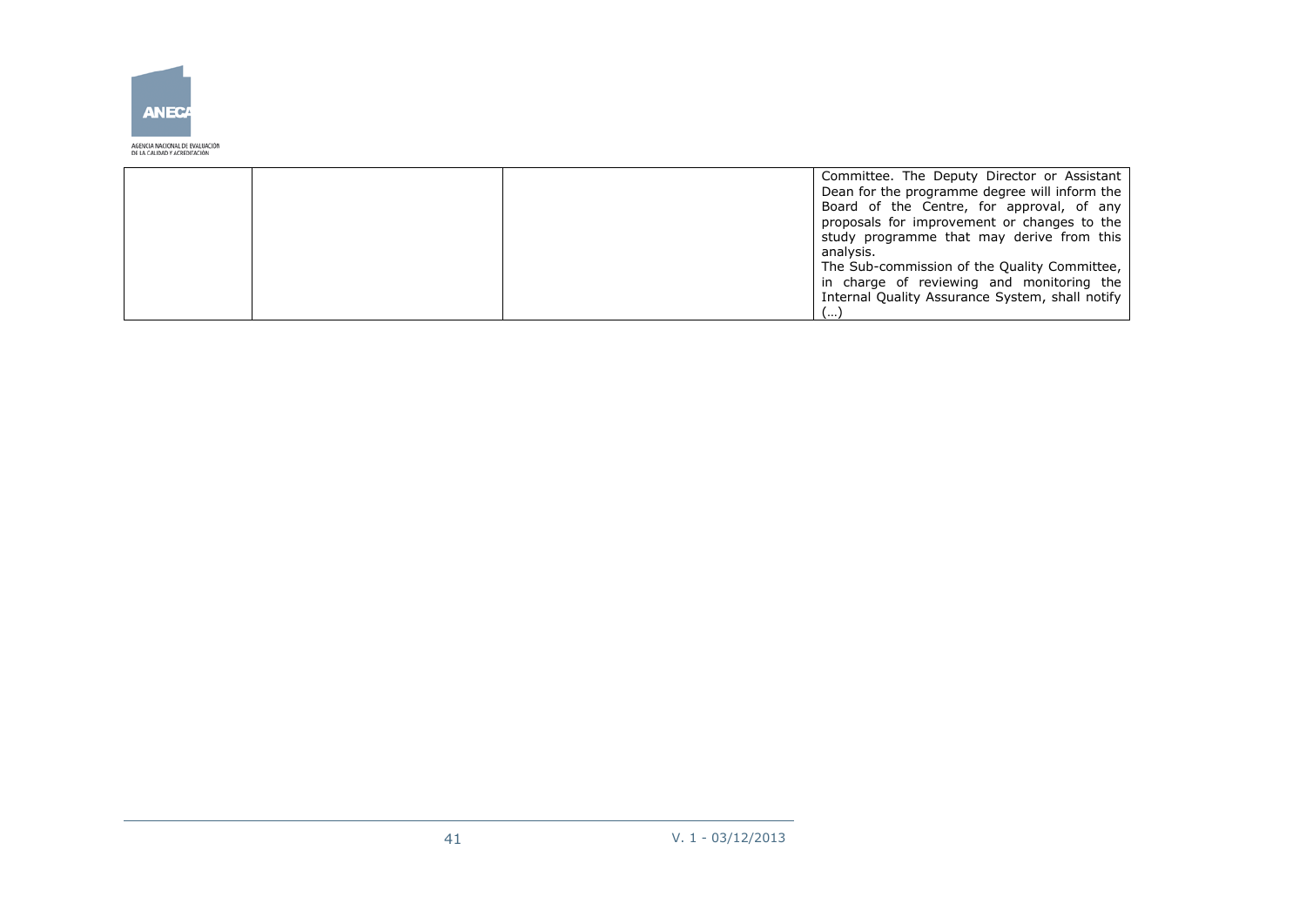| | | | |
|---|---|---|---|
| | | | Committee. The Deputy Director or Assistant Dean for the programme degree will inform the Board of the Centre, for approval, of any proposals for improvement or changes to the study programme that may derive from this analysis.<br>The Sub-commission of the Quality Committee, in charge of reviewing and monitoring the Internal Quality Assurance System, shall notify (…) |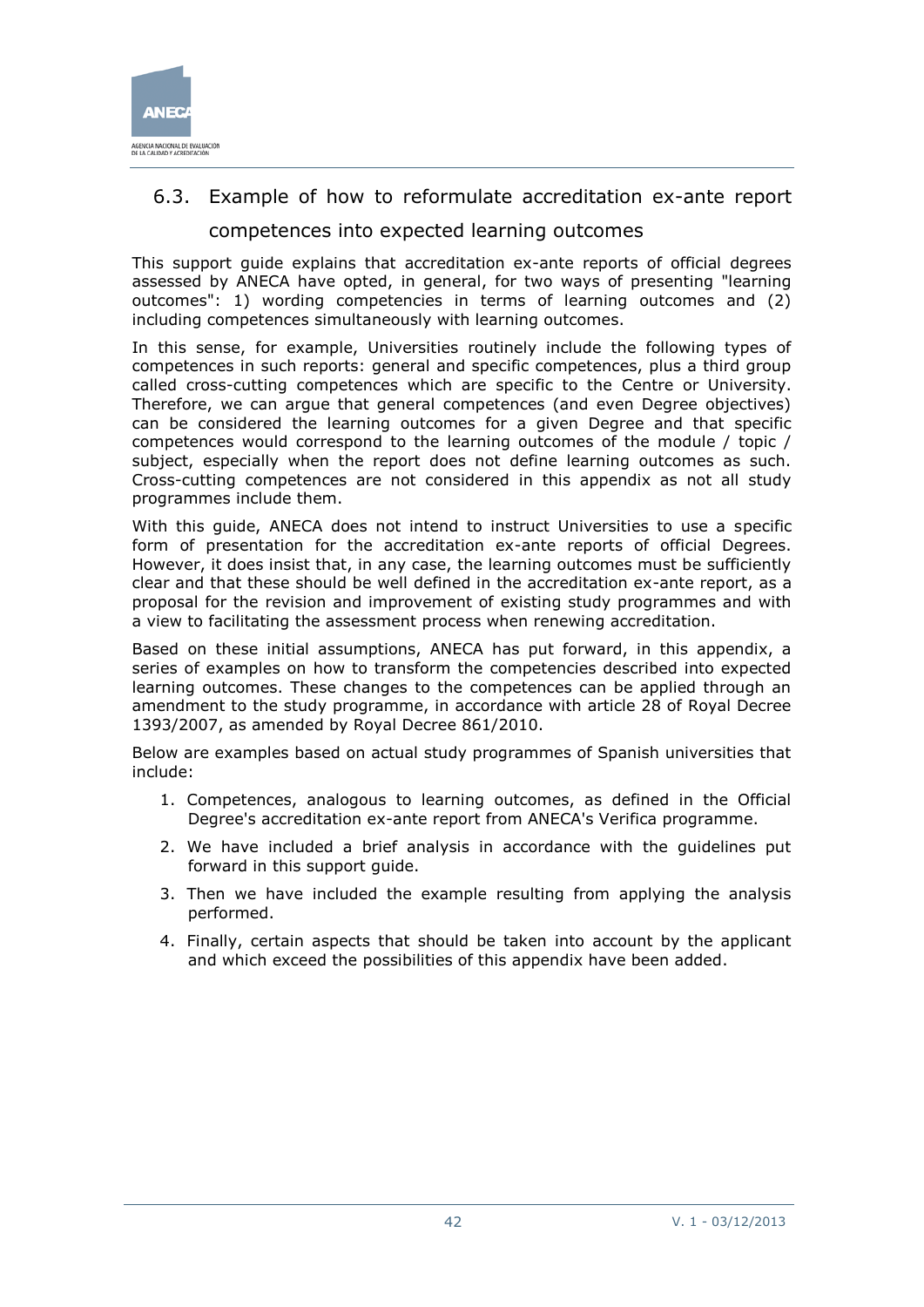## 6.3. Example of how to reformulate accreditation ex-ante report competences into expected learning outcomes

This support guide explains that accreditation ex-ante reports of official degrees assessed by ANECA have opted, in general, for two ways of presenting "learning outcomes": 1) wording competencies in terms of learning outcomes and (2) including competences simultaneously with learning outcomes.

In this sense, for example, Universities routinely include the following types of competences in such reports: general and specific competences, plus a third group called cross-cutting competences which are specific to the Centre or University. Therefore, we can argue that general competences (and even Degree objectives) can be considered the learning outcomes for a given Degree and that specific competences would correspond to the learning outcomes of the module / topic / subject, especially when the report does not define learning outcomes as such. Cross-cutting competences are not considered in this appendix as not all study programmes include them.

With this guide, ANECA does not intend to instruct Universities to use a specific form of presentation for the accreditation ex-ante reports of official Degrees. However, it does insist that, in any case, the learning outcomes must be sufficiently clear and that these should be well defined in the accreditation ex-ante report, as a proposal for the revision and improvement of existing study programmes and with a view to facilitating the assessment process when renewing accreditation.

Based on these initial assumptions, ANECA has put forward, in this appendix, a series of examples on how to transform the competencies described into expected learning outcomes. These changes to the competences can be applied through an amendment to the study programme, in accordance with article 28 of Royal Decree 1393/2007, as amended by Royal Decree 861/2010.

Below are examples based on actual study programmes of Spanish universities that include:

1. Competences, analogous to learning outcomes, as defined in the Official Degree's accreditation ex-ante report from ANECA's Verifica programme.
2. We have included a brief analysis in accordance with the guidelines put forward in this support guide.
3. Then we have included the example resulting from applying the analysis performed.
4. Finally, certain aspects that should be taken into account by the applicant and which exceed the possibilities of this appendix have been added.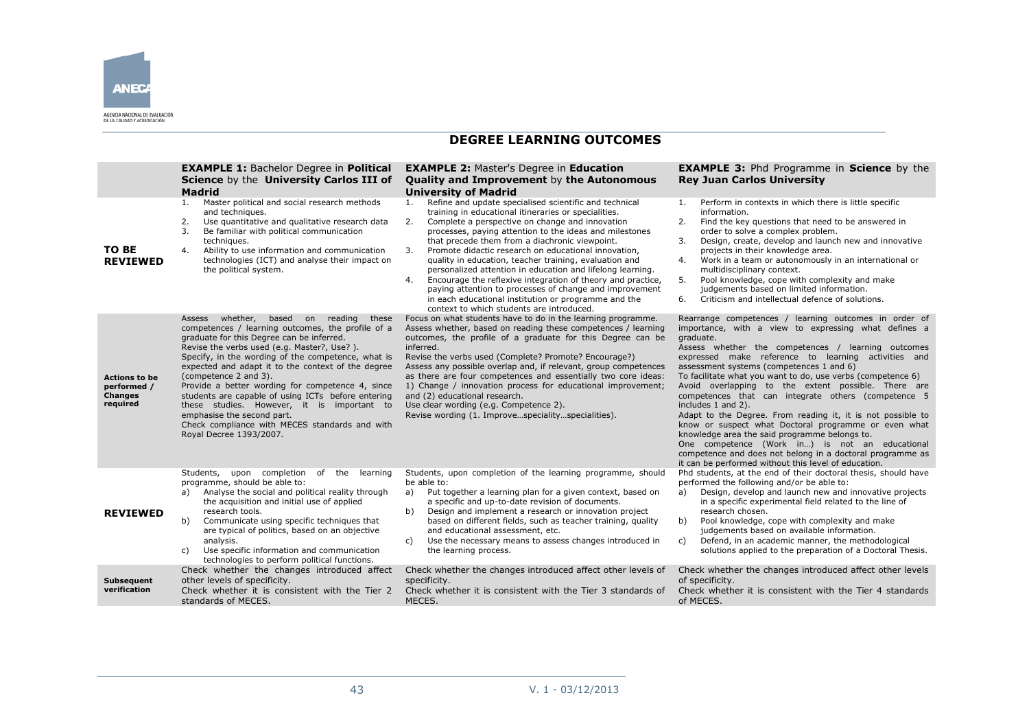## DEGREE LEARNING OUTCOMES

| | **EXAMPLE 1:** Bachelor Degree in **Political Science** by the **University Carlos III of Madrid** | **EXAMPLE 2:** Master's Degree in **Education Quality and Improvement** by **the Autonomous University of Madrid** | **EXAMPLE 3:** Phd Programme in **Science** by the **Rey Juan Carlos University** |
|---|---|---|---|
| **TO BE REVIEWED** | 1. Master political and social research methods and techniques.<br>2. Use quantitative and qualitative research data<br>3. Be familiar with political communication techniques.<br>4. Ability to use information and communication technologies (ICT) and analyse their impact on the political system. | 1. Refine and update specialised scientific and technical training in educational itineraries or specialities.<br>2. Complete a perspective on change and innovation processes, paying attention to the ideas and milestones that precede them from a diachronic viewpoint.<br>3. Promote didactic research on educational innovation, quality in education, teacher training, evaluation and personalized attention in education and lifelong learning.<br>4. Encourage the reflexive integration of theory and practice, paying attention to processes of change and improvement in each educational institution or programme and the context to which students are introduced. | 1. Perform in contexts in which there is little specific information.<br>2. Find the key questions that need to be answered in order to solve a complex problem.<br>3. Design, create, develop and launch new and innovative projects in their knowledge area.<br>4. Work in a team or autonomously in an international or multidisciplinary context.<br>5. Pool knowledge, cope with complexity and make judgements based on limited information.<br>6. Criticism and intellectual defence of solutions. |
| **Actions to be performed / Changes required** | Assess whether, based on reading these competences / learning outcomes, the profile of a graduate for this Degree can be inferred.<br>Revise the verbs used (e.g. Master?, Use? ).<br>Specify, in the wording of the competence, what is expected and adapt it to the context of the degree (competence 2 and 3).<br>Provide a better wording for competence 4, since students are capable of using ICTs before entering these studies. However, it is important to emphasise the second part.<br>Check compliance with MECES standards and with Royal Decree 1393/2007. | Focus on what students have to do in the learning programme.<br>Assess whether, based on reading these competences / learning outcomes, the profile of a graduate for this Degree can be inferred.<br>Revise the verbs used (Complete? Promote? Encourage?)<br>Assess any possible overlap and, if relevant, group competences as there are four competences and essentially two core ideas: 1) Change / innovation process for educational improvement; and (2) educational research.<br>Use clear wording (e.g. Competence 2).<br>Revise wording (1. Improve…speciality…specialities). | Rearrange competences / learning outcomes in order of importance, with a view to expressing what defines a graduate.<br>Assess whether the competences / learning outcomes expressed make reference to learning activities and assessment systems (competences 1 and 6)<br>To facilitate what you want to do, use verbs (competence 6)<br>Avoid overlapping to the extent possible. There are competences that can integrate others (competence 5 includes 1 and 2).<br>Adapt to the Degree. From reading it, it is not possible to know or suspect what Doctoral programme or even what knowledge area the said programme belongs to.<br>One competence (Work in…) is not an educational competence and does not belong in a doctoral programme as it can be performed without this level of education. |
| **REVIEWED** | Students, upon completion of the learning programme, should be able to:<br>a) Analyse the social and political reality through the acquisition and initial use of applied research tools.<br>b) Communicate using specific techniques that are typical of politics, based on an objective analysis.<br>c) Use specific information and communication technologies to perform political functions. | Students, upon completion of the learning programme, should be able to:<br>a) Put together a learning plan for a given context, based on a specific and up-to-date revision of documents.<br>b) Design and implement a research or innovation project based on different fields, such as teacher training, quality and educational assessment, etc.<br>c) Use the necessary means to assess changes introduced in the learning process. | Phd students, at the end of their doctoral thesis, should have performed the following and/or be able to:<br>a) Design, develop and launch new and innovative projects in a specific experimental field related to the line of research chosen.<br>b) Pool knowledge, cope with complexity and make judgements based on available information.<br>c) Defend, in an academic manner, the methodological solutions applied to the preparation of a Doctoral Thesis. |
| **Subsequent verification** | Check whether the changes introduced affect other levels of specificity.<br>Check whether it is consistent with the Tier 2 standards of MECES. | Check whether the changes introduced affect other levels of specificity.<br>Check whether it is consistent with the Tier 3 standards of MECES. | Check whether the changes introduced affect other levels of specificity.<br>Check whether it is consistent with the Tier 4 standards of MECES. |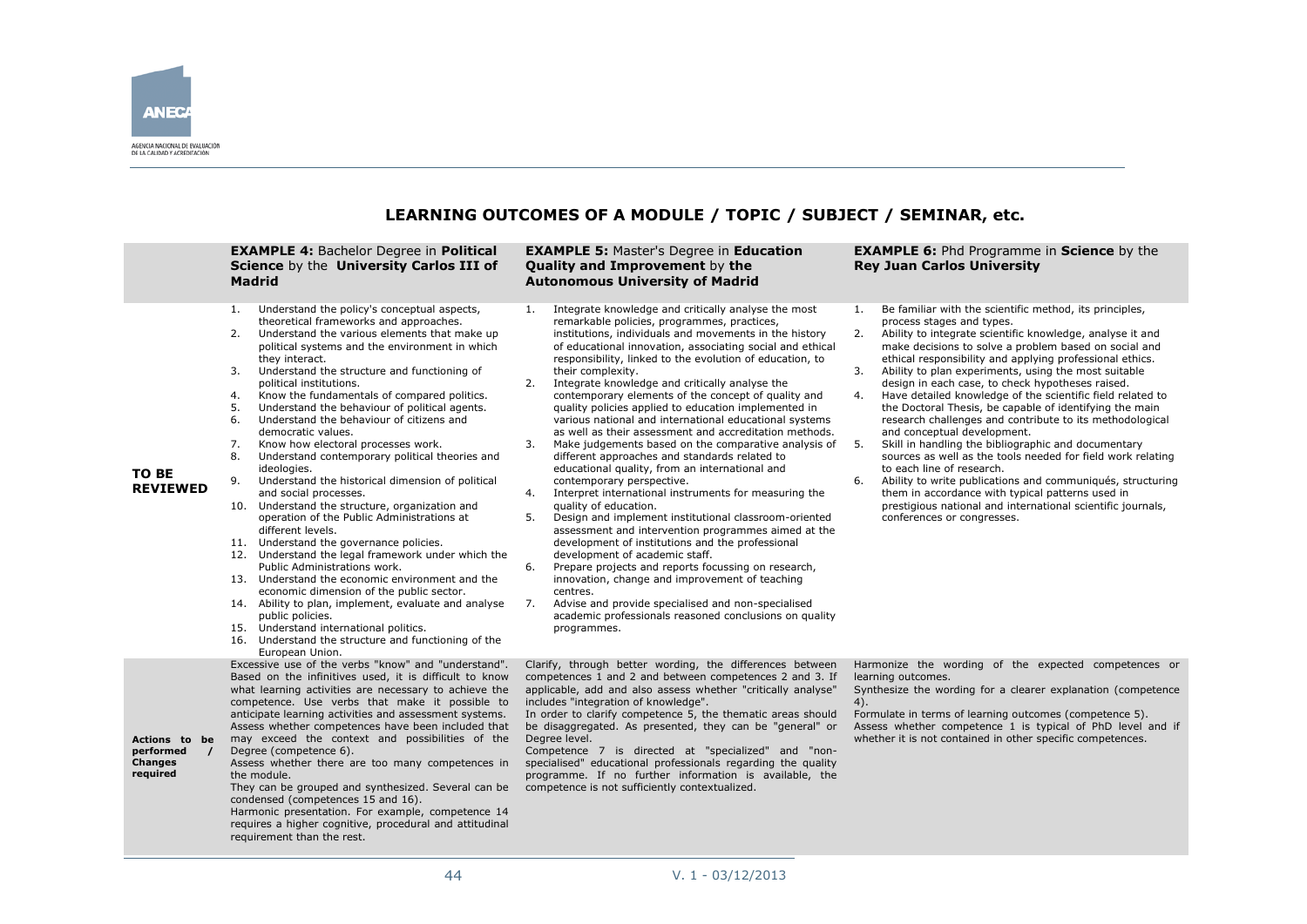## LEARNING OUTCOMES OF A MODULE / TOPIC / SUBJECT / SEMINAR, etc.

| | **EXAMPLE 4:** Bachelor Degree in **Political Science** by the **University Carlos III of Madrid** | **EXAMPLE 5:** Master's Degree in **Education Quality and Improvement** by **the Autonomous University of Madrid** | **EXAMPLE 6:** Phd Programme in **Science** by the **Rey Juan Carlos University** |
|---|---|---|---|
| **TO BE REVIEWED** | 1. Understand the policy's conceptual aspects, theoretical frameworks and approaches.<br>2. Understand the various elements that make up political systems and the environment in which they interact.<br>3. Understand the structure and functioning of political institutions.<br>4. Know the fundamentals of compared politics.<br>5. Understand the behaviour of political agents.<br>6. Understand the behaviour of citizens and democratic values.<br>7. Know how electoral processes work.<br>8. Understand contemporary political theories and ideologies.<br>9. Understand the historical dimension of political and social processes.<br>10. Understand the structure, organization and operation of the Public Administrations at different levels.<br>11. Understand the governance policies.<br>12. Understand the legal framework under which the Public Administrations work.<br>13. Understand the economic environment and the economic dimension of the public sector.<br>14. Ability to plan, implement, evaluate and analyse public policies.<br>15. Understand international politics.<br>16. Understand the structure and functioning of the European Union. | 1. Integrate knowledge and critically analyse the most remarkable policies, programmes, practices, institutions, individuals and movements in the history of educational innovation, associating social and ethical responsibility, linked to the evolution of education, to their complexity.<br>2. Integrate knowledge and critically analyse the contemporary elements of the concept of quality and quality policies applied to education implemented in various national and international educational systems as well as their assessment and accreditation methods.<br>3. Make judgements based on the comparative analysis of different approaches and standards related to educational quality, from an international and contemporary perspective.<br>4. Interpret international instruments for measuring the quality of education.<br>5. Design and implement institutional classroom-oriented assessment and intervention programmes aimed at the development of institutions and the professional development of academic staff.<br>6. Prepare projects and reports focussing on research, innovation, change and improvement of teaching centres.<br>7. Advise and provide specialised and non-specialised academic professionals reasoned conclusions on quality programmes. | 1. Be familiar with the scientific method, its principles, process stages and types.<br>2. Ability to integrate scientific knowledge, analyse it and make decisions to solve a problem based on social and ethical responsibility and applying professional ethics.<br>3. Ability to plan experiments, using the most suitable design in each case, to check hypotheses raised.<br>4. Have detailed knowledge of the scientific field related to the Doctoral Thesis, be capable of identifying the main research challenges and contribute to its methodological and conceptual development.<br>5. Skill in handling the bibliographic and documentary sources as well as the tools needed for field work relating to each line of research.<br>6. Ability to write publications and communiqués, structuring them in accordance with typical patterns used in prestigious national and international scientific journals, conferences or congresses. |
| **Actions to be performed / Changes required** | Excessive use of the verbs "know" and "understand". Based on the infinitives used, it is difficult to know what learning activities are necessary to achieve the competence. Use verbs that make it possible to anticipate learning activities and assessment systems.<br>Assess whether competences have been included that may exceed the context and possibilities of the Degree (competence 6).<br>Assess whether there are too many competences in the module.<br>They can be grouped and synthesized. Several can be condensed (competences 15 and 16).<br>Harmonic presentation. For example, competence 14 requires a higher cognitive, procedural and attitudinal requirement than the rest. | Clarify, through better wording, the differences between competences 1 and 2 and between competences 2 and 3. If applicable, add and also assess whether "critically analyse" includes "integration of knowledge".<br>In order to clarify competence 5, the thematic areas should be disaggregated. As presented, they can be "general" or Degree level.<br>Competence 7 is directed at "specialized" and "non-specialised" educational professionals regarding the quality programme. If no further information is available, the competence is not sufficiently contextualized. | Harmonize the wording of the expected competences or learning outcomes.<br>Synthesize the wording for a clearer explanation (competence 4).<br>Formulate in terms of learning outcomes (competence 5).<br>Assess whether competence 1 is typical of PhD level and if whether it is not contained in other specific competences. |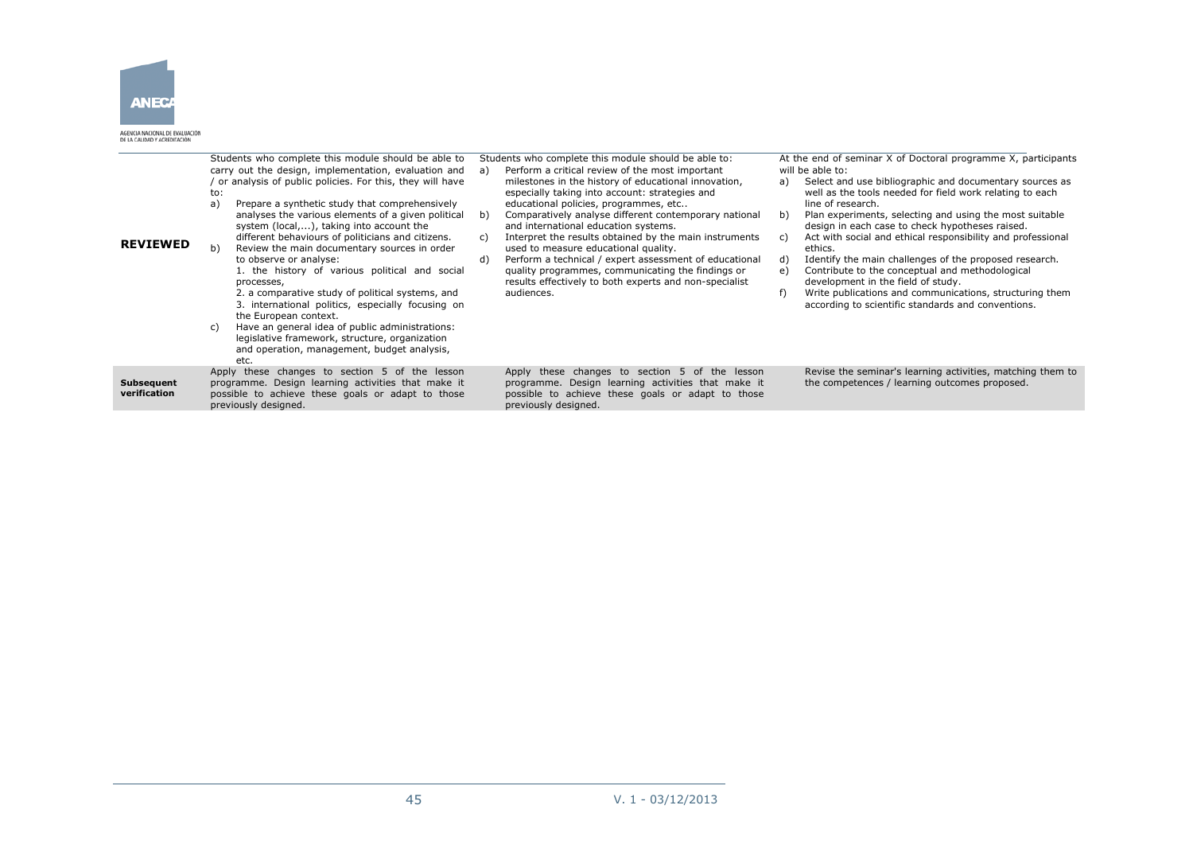| | | | |
|---|---|---|---|
| **REVIEWED** | Students who complete this module should be able to carry out the design, implementation, evaluation and / or analysis of public policies. For this, they will have to:<br>a) Prepare a synthetic study that comprehensively analyses the various elements of a given political system (local,...), taking into account the different behaviours of politicians and citizens.<br>b) Review the main documentary sources in order to observe or analyse:<br>1. the history of various political and social processes,<br>2. a comparative study of political systems, and<br>3. international politics, especially focusing on the European context.<br>c) Have an general idea of public administrations: legislative framework, structure, organization and operation, management, budget analysis, etc. | Students who complete this module should be able to:<br>a) Perform a critical review of the most important milestones in the history of educational innovation, especially taking into account: strategies and educational policies, programmes, etc..<br>b) Comparatively analyse different contemporary national and international education systems.<br>c) Interpret the results obtained by the main instruments used to measure educational quality.<br>d) Perform a technical / expert assessment of educational quality programmes, communicating the findings or results effectively to both experts and non-specialist audiences. | At the end of seminar X of Doctoral programme X, participants will be able to:<br>a) Select and use bibliographic and documentary sources as well as the tools needed for field work relating to each line of research.<br>b) Plan experiments, selecting and using the most suitable design in each case to check hypotheses raised.<br>c) Act with social and ethical responsibility and professional ethics.<br>d) Identify the main challenges of the proposed research.<br>e) Contribute to the conceptual and methodological development in the field of study.<br>f) Write publications and communications, structuring them according to scientific standards and conventions. |
| **Subsequent verification** | Apply these changes to section 5 of the lesson programme. Design learning activities that make it possible to achieve these goals or adapt to those previously designed. | Apply these changes to section 5 of the lesson programme. Design learning activities that make it possible to achieve these goals or adapt to those previously designed. | Revise the seminar's learning activities, matching them to the competences / learning outcomes proposed. |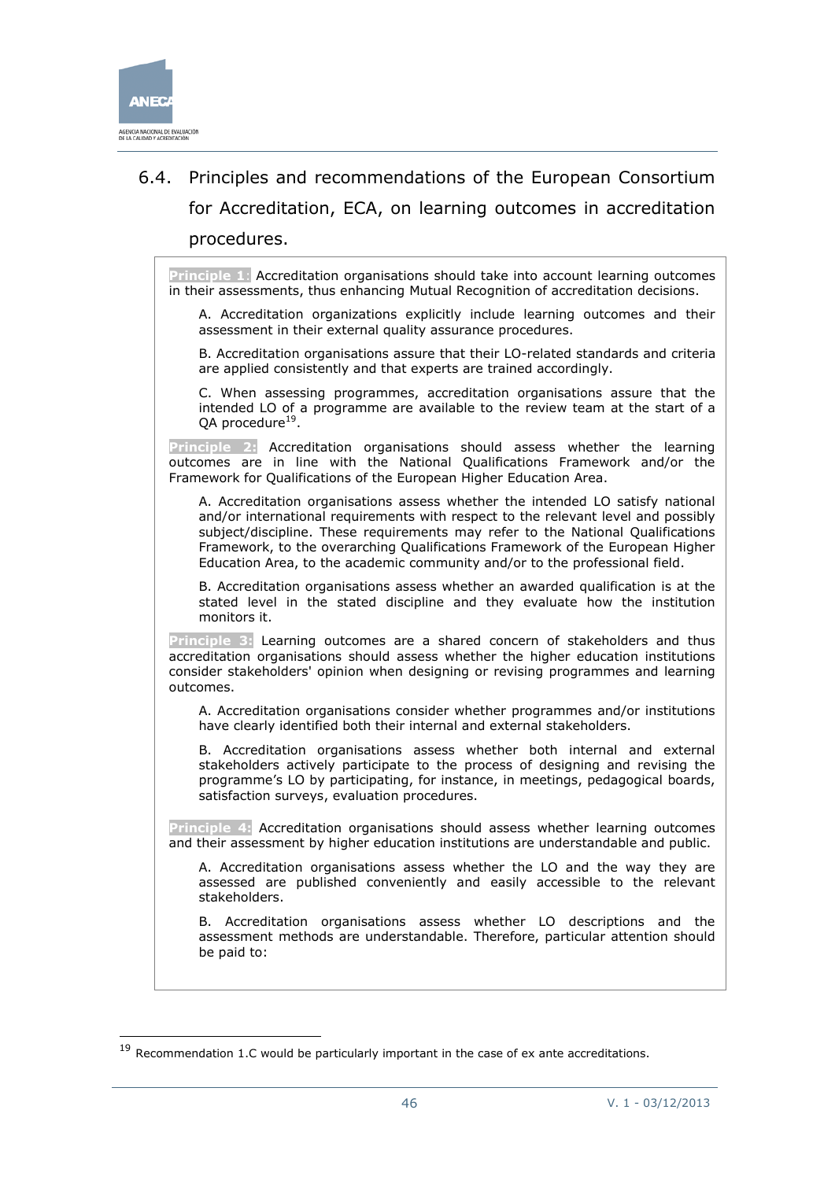## 6.4. Principles and recommendations of the European Consortium for Accreditation, ECA, on learning outcomes in accreditation procedures.

**Principle 1:** Accreditation organisations should take into account learning outcomes in their assessments, thus enhancing Mutual Recognition of accreditation decisions.

A. Accreditation organizations explicitly include learning outcomes and their assessment in their external quality assurance procedures.

B. Accreditation organisations assure that their LO-related standards and criteria are applied consistently and that experts are trained accordingly.

C. When assessing programmes, accreditation organisations assure that the intended LO of a programme are available to the review team at the start of a QA procedure[19].

**Principle 2:** Accreditation organisations should assess whether the learning outcomes are in line with the National Qualifications Framework and/or the Framework for Qualifications of the European Higher Education Area.

A. Accreditation organisations assess whether the intended LO satisfy national and/or international requirements with respect to the relevant level and possibly subject/discipline. These requirements may refer to the National Qualifications Framework, to the overarching Qualifications Framework of the European Higher Education Area, to the academic community and/or to the professional field.

B. Accreditation organisations assess whether an awarded qualification is at the stated level in the stated discipline and they evaluate how the institution monitors it.

**Principle 3:** Learning outcomes are a shared concern of stakeholders and thus accreditation organisations should assess whether the higher education institutions consider stakeholders' opinion when designing or revising programmes and learning outcomes.

A. Accreditation organisations consider whether programmes and/or institutions have clearly identified both their internal and external stakeholders.

B. Accreditation organisations assess whether both internal and external stakeholders actively participate to the process of designing and revising the programme's LO by participating, for instance, in meetings, pedagogical boards, satisfaction surveys, evaluation procedures.

**Principle 4:** Accreditation organisations should assess whether learning outcomes and their assessment by higher education institutions are understandable and public.

A. Accreditation organisations assess whether the LO and the way they are assessed are published conveniently and easily accessible to the relevant stakeholders.

B. Accreditation organisations assess whether LO descriptions and the assessment methods are understandable. Therefore, particular attention should be paid to:

---

[19] Recommendation 1.C would be particularly important in the case of ex ante accreditations.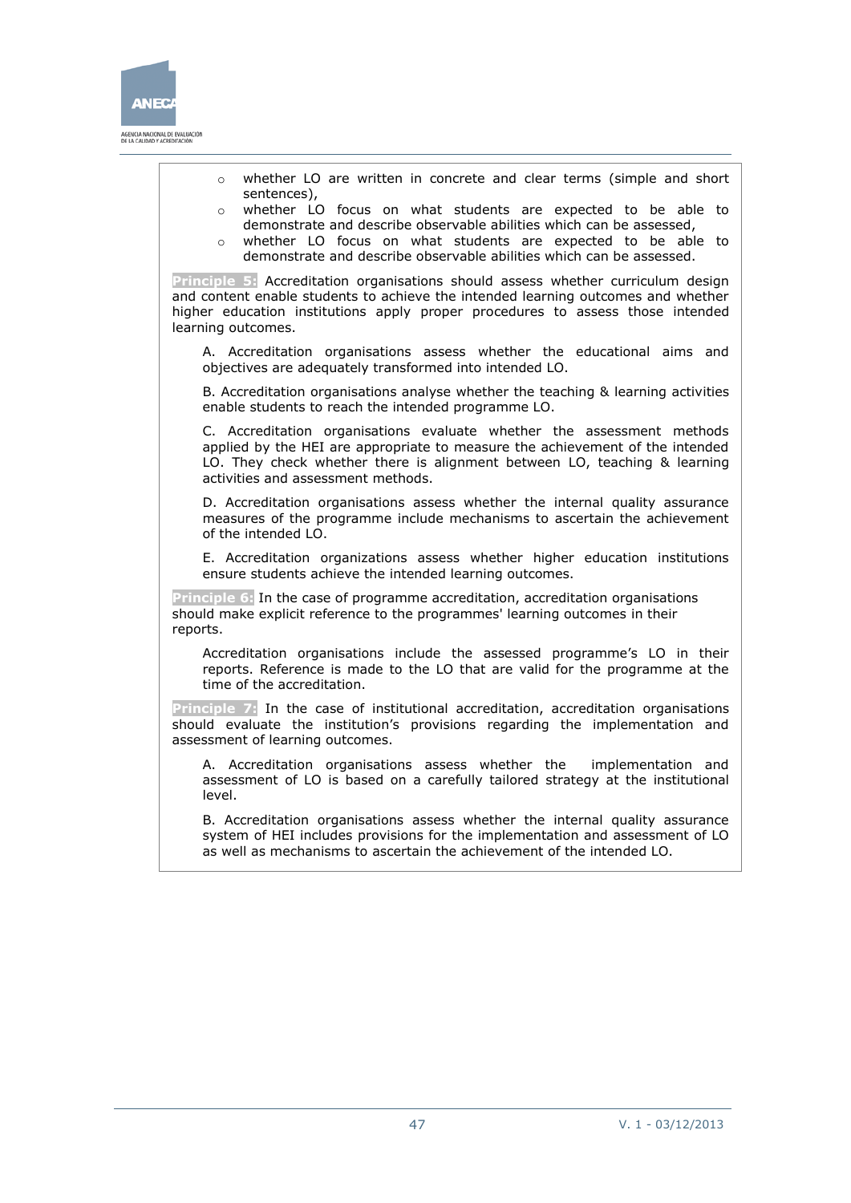- whether LO are written in concrete and clear terms (simple and short sentences),
- whether LO focus on what students are expected to be able to demonstrate and describe observable abilities which can be assessed,
- whether LO focus on what students are expected to be able to demonstrate and describe observable abilities which can be assessed.

**Principle 5:** Accreditation organisations should assess whether curriculum design and content enable students to achieve the intended learning outcomes and whether higher education institutions apply proper procedures to assess those intended learning outcomes.

A. Accreditation organisations assess whether the educational aims and objectives are adequately transformed into intended LO.

B. Accreditation organisations analyse whether the teaching & learning activities enable students to reach the intended programme LO.

C. Accreditation organisations evaluate whether the assessment methods applied by the HEI are appropriate to measure the achievement of the intended LO. They check whether there is alignment between LO, teaching & learning activities and assessment methods.

D. Accreditation organisations assess whether the internal quality assurance measures of the programme include mechanisms to ascertain the achievement of the intended LO.

E. Accreditation organizations assess whether higher education institutions ensure students achieve the intended learning outcomes.

**Principle 6:** In the case of programme accreditation, accreditation organisations should make explicit reference to the programmes' learning outcomes in their reports.

Accreditation organisations include the assessed programme's LO in their reports. Reference is made to the LO that are valid for the programme at the time of the accreditation.

**Principle 7:** In the case of institutional accreditation, accreditation organisations should evaluate the institution's provisions regarding the implementation and assessment of learning outcomes.

A. Accreditation organisations assess whether the implementation and assessment of LO is based on a carefully tailored strategy at the institutional level.

B. Accreditation organisations assess whether the internal quality assurance system of HEI includes provisions for the implementation and assessment of LO as well as mechanisms to ascertain the achievement of the intended LO.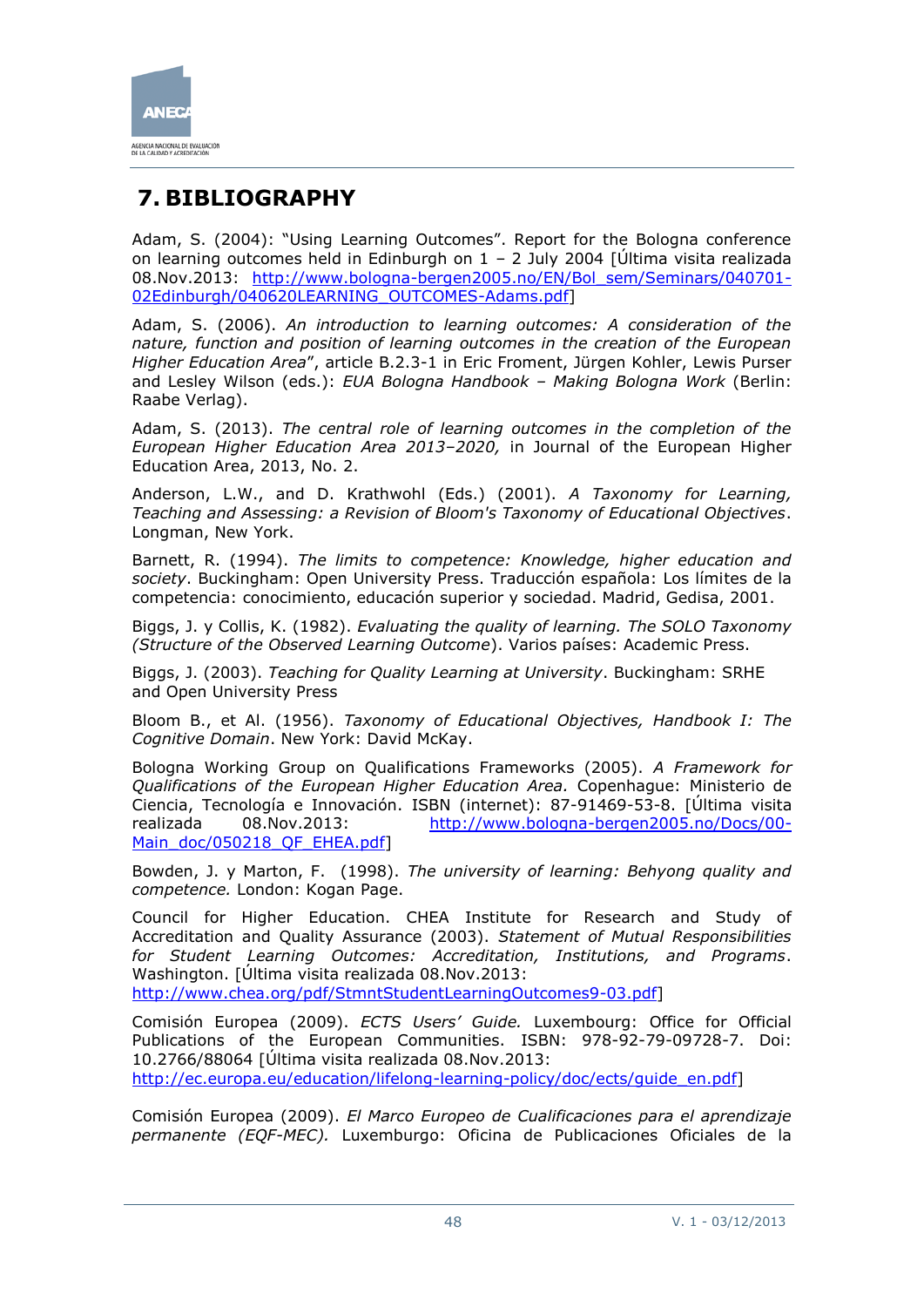## 7. BIBLIOGRAPHY

Adam, S. (2004): "Using Learning Outcomes". Report for the Bologna conference on learning outcomes held in Edinburgh on 1 – 2 July 2004 [Última visita realizada 08.Nov.2013: http://www.bologna-bergen2005.no/EN/Bol_sem/Seminars/040701-02Edinburgh/040620LEARNING_OUTCOMES-Adams.pdf]

Adam, S. (2006). *An introduction to learning outcomes: A consideration of the nature, function and position of learning outcomes in the creation of the European Higher Education Area*", article B.2.3-1 in Eric Froment, Jürgen Kohler, Lewis Purser and Lesley Wilson (eds.): *EUA Bologna Handbook – Making Bologna Work* (Berlin: Raabe Verlag).

Adam, S. (2013). *The central role of learning outcomes in the completion of the European Higher Education Area 2013–2020,* in Journal of the European Higher Education Area, 2013, No. 2.

Anderson, L.W., and D. Krathwohl (Eds.) (2001). *A Taxonomy for Learning, Teaching and Assessing: a Revision of Bloom's Taxonomy of Educational Objectives*. Longman, New York.

Barnett, R. (1994). *The limits to competence: Knowledge, higher education and society*. Buckingham: Open University Press. Traducción española: Los límites de la competencia: conocimiento, educación superior y sociedad. Madrid, Gedisa, 2001.

Biggs, J. y Collis, K. (1982). *Evaluating the quality of learning. The SOLO Taxonomy (Structure of the Observed Learning Outcome*). Varios países: Academic Press.

Biggs, J. (2003). *Teaching for Quality Learning at University*. Buckingham: SRHE and Open University Press

Bloom B., et Al. (1956). *Taxonomy of Educational Objectives, Handbook I: The Cognitive Domain*. New York: David McKay.

Bologna Working Group on Qualifications Frameworks (2005). *A Framework for Qualifications of the European Higher Education Area.* Copenhague: Ministerio de Ciencia, Tecnología e Innovación. ISBN (internet): 87-91469-53-8. [Última visita realizada 08.Nov.2013: http://www.bologna-bergen2005.no/Docs/00-Main_doc/050218_QF_EHEA.pdf]

Bowden, J. y Marton, F. (1998). *The university of learning: Behyong quality and competence.* London: Kogan Page.

Council for Higher Education. CHEA Institute for Research and Study of Accreditation and Quality Assurance (2003). *Statement of Mutual Responsibilities for Student Learning Outcomes: Accreditation, Institutions, and Programs*. Washington. [Última visita realizada 08.Nov.2013: http://www.chea.org/pdf/StmntStudentLearningOutcomes9-03.pdf]

Comisión Europea (2009). *ECTS Users' Guide.* Luxembourg: Office for Official Publications of the European Communities. ISBN: 978-92-79-09728-7. Doi: 10.2766/88064 [Última visita realizada 08.Nov.2013: http://ec.europa.eu/education/lifelong-learning-policy/doc/ects/guide_en.pdf]

Comisión Europea (2009). *El Marco Europeo de Cualificaciones para el aprendizaje permanente (EQF-MEC).* Luxemburgo: Oficina de Publicaciones Oficiales de la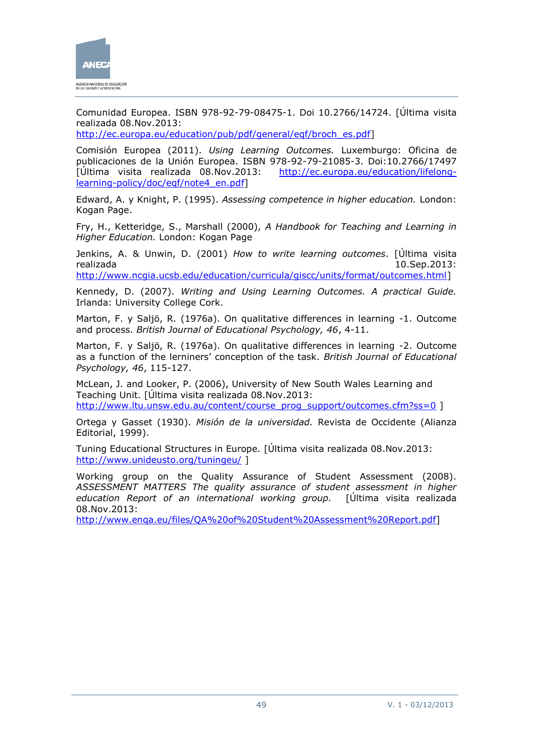Comunidad Europea. ISBN 978-92-79-08475-1. Doi 10.2766/14724. [Última visita realizada 08.Nov.2013: http://ec.europa.eu/education/pub/pdf/general/eqf/broch_es.pdf]

Comisión Europea (2011). *Using Learning Outcomes.* Luxemburgo: Oficina de publicaciones de la Unión Europea. ISBN 978-92-79-21085-3. Doi:10.2766/17497 [Última visita realizada 08.Nov.2013: http://ec.europa.eu/education/lifelong-learning-policy/doc/eqf/note4_en.pdf]

Edward, A. y Knight, P. (1995). *Assessing competence in higher education.* London: Kogan Page.

Fry, H., Ketteridge, S., Marshall (2000), *A Handbook for Teaching and Learning in Higher Education.* London: Kogan Page

Jenkins, A. & Unwin, D. (2001) *How to write learning outcomes*. [Última visita realizada 10.Sep.2013: http://www.ncgia.ucsb.edu/education/curricula/giscc/units/format/outcomes.html]

Kennedy, D. (2007). *Writing and Using Learning Outcomes. A practical Guide.* Irlanda: University College Cork.

Marton, F. y Saljö, R. (1976a). On qualitative differences in learning -1. Outcome and process. *British Journal of Educational Psychology, 46*, 4-11.

Marton, F. y Saljö, R. (1976a). On qualitative differences in learning -2. Outcome as a function of the lerniners' conception of the task. *British Journal of Educational Psychology, 46*, 115-127.

McLean, J. and Looker, P. (2006), University of New South Wales Learning and Teaching Unit. [Última visita realizada 08.Nov.2013: http://www.ltu.unsw.edu.au/content/course_prog_support/outcomes.cfm?ss=0 ]

Ortega y Gasset (1930). *Misión de la universidad.* Revista de Occidente (Alianza Editorial, 1999).

Tuning Educational Structures in Europe. [Última visita realizada 08.Nov.2013: http://www.unideusto.org/tuningeu/ ]

Working group on the Quality Assurance of Student Assessment (2008). *ASSESSMENT MATTERS The quality assurance of student assessment in higher education Report of an international working group.* [Última visita realizada 08.Nov.2013: http://www.enqa.eu/files/QA%20of%20Student%20Assessment%20Report.pdf]